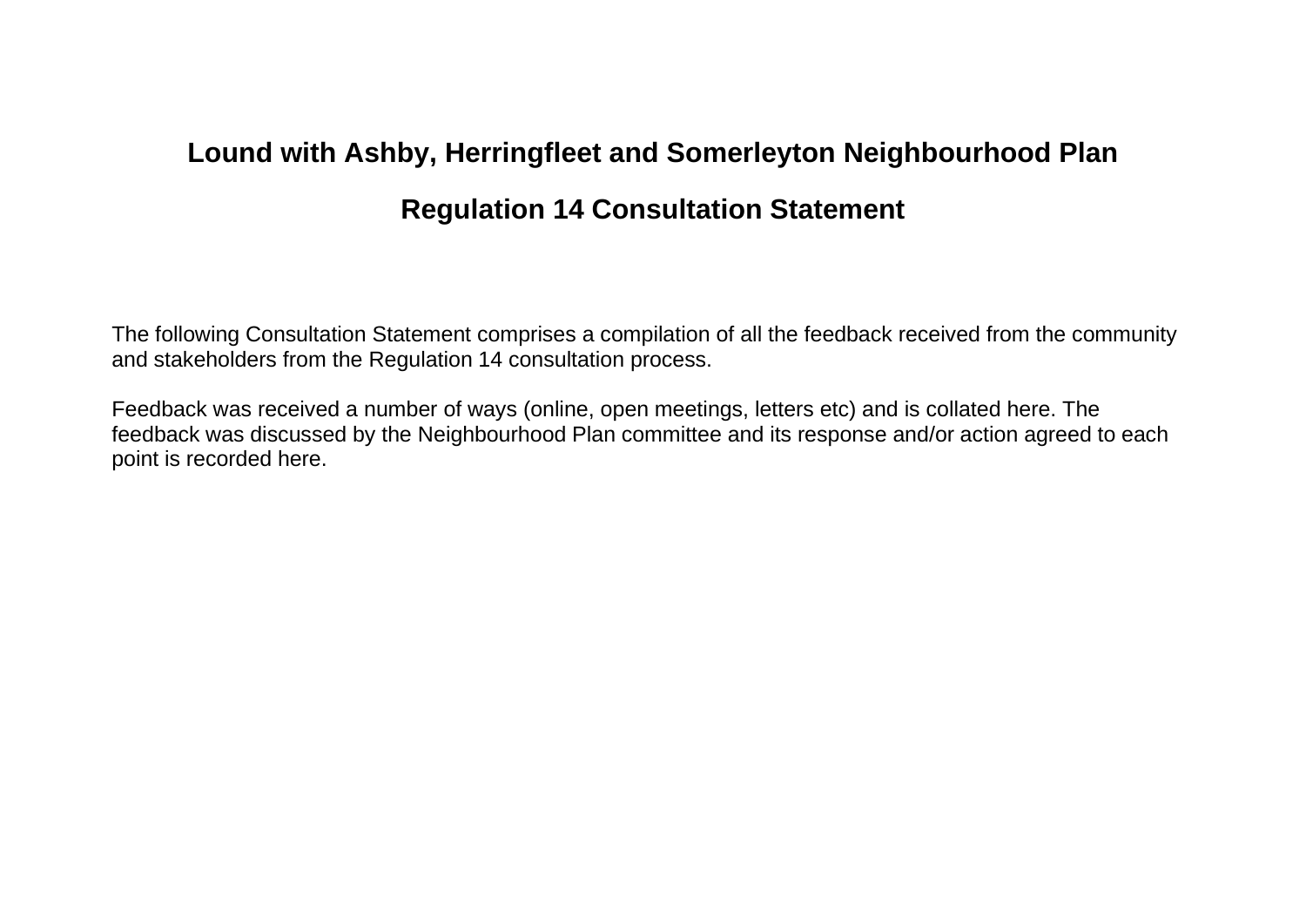# Lound with Ashby, Herringfleet and Somerleyton Neighbourhood Plan

## Regulation 14 Consultation Statement

The following Consultation Statement comprises a compilation of all the feedback received from the community and stakeholders from the Regulation 14 consultation process.

Feedback was received a number of ways (online, open meetings, letters etc) and is collated here. The feedback was discussed by the Neighbourhood Plan committee and its response and/or action agreed to each point is recorded here.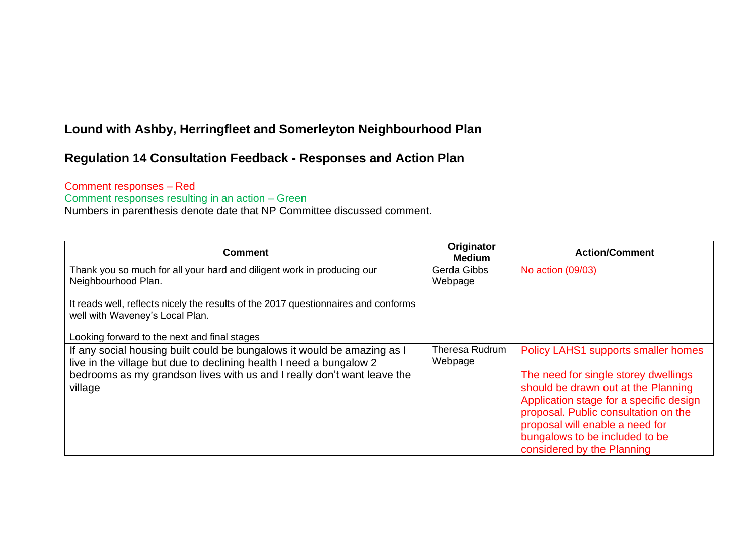**Lound with Ashby, Herringfleet and Somerleyton Neighbourhood Plan**

**Regulation 14 Consultation Feedback - Responses and Action Plan**

Comment responses – Red
Comment responses resulting in an action – Green
Numbers in parenthesis denote date that NP Committee discussed comment.

| Comment | Originator Medium | Action/Comment |
|---|---|---|
| Thank you so much for all your hard and diligent work in producing our Neighbourhood Plan.<br><br>It reads well, reflects nicely the results of the 2017 questionnaires and conforms well with Waveney's Local Plan.<br><br>Looking forward to the next and final stages | Gerda Gibbs Webpage | No action (09/03) |
| If any social housing built could be bungalows it would be amazing as I live in the village but due to declining health I need a bungalow 2 bedrooms as my grandson lives with us and I really don't want leave the village | Theresa Rudrum Webpage | Policy LAHS1 supports smaller homes<br><br>The need for single storey dwellings should be drawn out at the Planning Application stage for a specific design proposal. Public consultation on the proposal will enable a need for bungalows to be included to be considered by the Planning |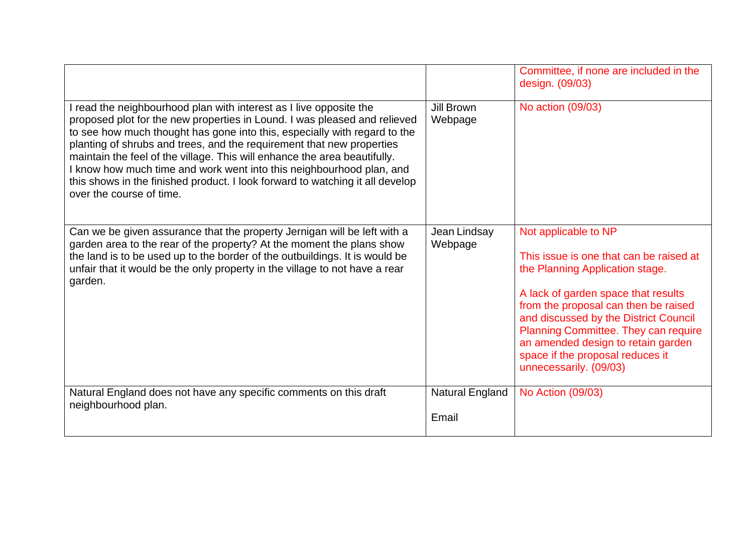| | | |
|---|---|---|
| | | Committee, if none are included in the design. (09/03) |
| I read the neighbourhood plan with interest as I live opposite the proposed plot for the new properties in Lound. I was pleased and relieved to see how much thought has gone into this, especially with regard to the planting of shrubs and trees, and the requirement that new properties maintain the feel of the village. This will enhance the area beautifully.<br>I know how much time and work went into this neighbourhood plan, and this shows in the finished product. I look forward to watching it all develop over the course of time. | Jill Brown Webpage | No action (09/03) |
| Can we be given assurance that the property Jernigan will be left with a garden area to the rear of the property? At the moment the plans show the land is to be used up to the border of the outbuildings. It is would be unfair that it would be the only property in the village to not have a rear garden. | Jean Lindsay Webpage | Not applicable to NP<br><br>This issue is one that can be raised at the Planning Application stage.<br><br>A lack of garden space that results from the proposal can then be raised and discussed by the District Council Planning Committee. They can require an amended design to retain garden space if the proposal reduces it unnecessarily. (09/03) |
| Natural England does not have any specific comments on this draft neighbourhood plan. | Natural England<br><br>Email | No Action (09/03) |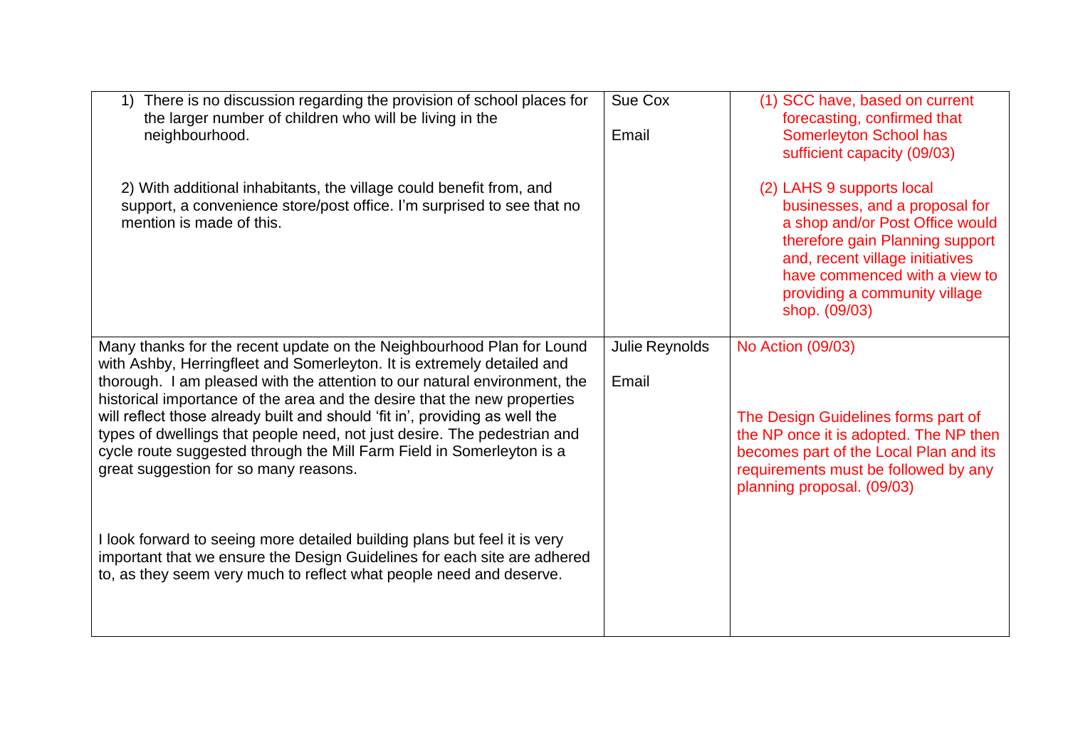| | | |
|---|---|---|
| 1) There is no discussion regarding the provision of school places for the larger number of children who will be living in the neighbourhood.<br><br>2) With additional inhabitants, the village could benefit from, and support, a convenience store/post office. I'm surprised to see that no mention is made of this. | Sue Cox<br><br>Email | (1) SCC have, based on current forecasting, confirmed that Somerleyton School has sufficient capacity (09/03)<br><br>(2) LAHS 9 supports local businesses, and a proposal for a shop and/or Post Office would therefore gain Planning support and, recent village initiatives have commenced with a view to providing a community village shop. (09/03) |
| Many thanks for the recent update on the Neighbourhood Plan for Lound with Ashby, Herringfleet and Somerleyton. It is extremely detailed and thorough. I am pleased with the attention to our natural environment, the historical importance of the area and the desire that the new properties will reflect those already built and should 'fit in', providing as well the types of dwellings that people need, not just desire. The pedestrian and cycle route suggested through the Mill Farm Field in Somerleyton is a great suggestion for so many reasons.<br><br>I look forward to seeing more detailed building plans but feel it is very important that we ensure the Design Guidelines for each site are adhered to, as they seem very much to reflect what people need and deserve. | Julie Reynolds<br><br>Email | No Action (09/03)<br><br>The Design Guidelines forms part of the NP once it is adopted. The NP then becomes part of the Local Plan and its requirements must be followed by any planning proposal. (09/03) |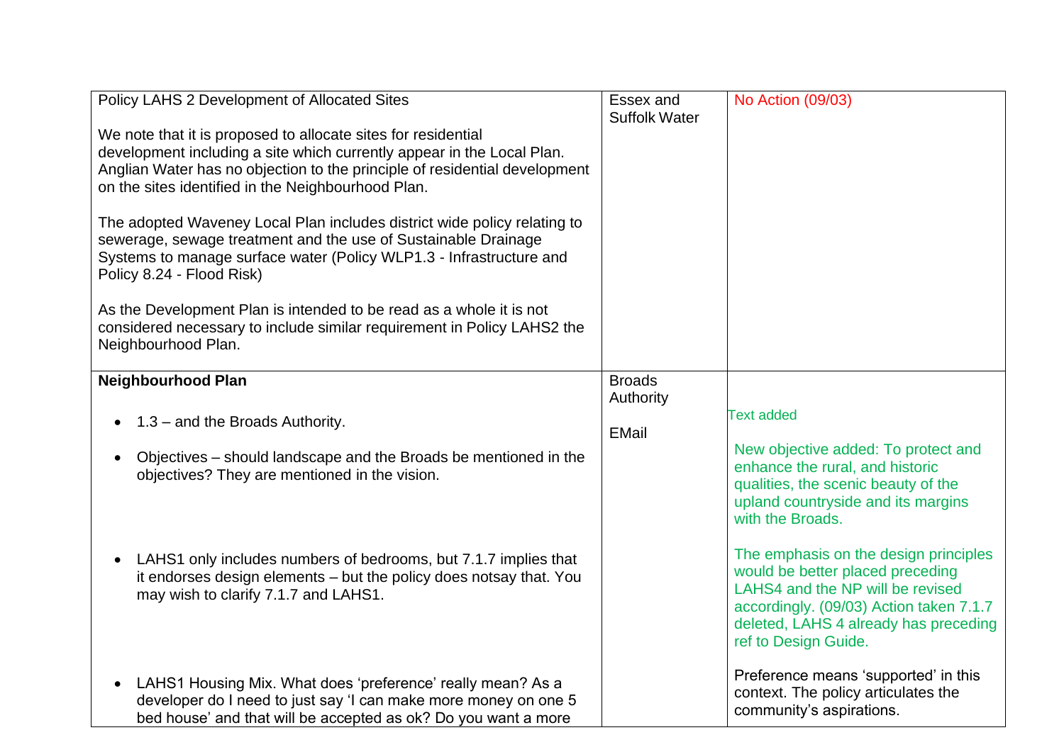| | | |
|---|---|---|
| Policy LAHS 2 Development of Allocated Sites<br><br>We note that it is proposed to allocate sites for residential development including a site which currently appear in the Local Plan. Anglian Water has no objection to the principle of residential development on the sites identified in the Neighbourhood Plan.<br><br>The adopted Waveney Local Plan includes district wide policy relating to sewerage, sewage treatment and the use of Sustainable Drainage Systems to manage surface water (Policy WLP1.3 - Infrastructure and Policy 8.24 - Flood Risk)<br><br>As the Development Plan is intended to be read as a whole it is not considered necessary to include similar requirement in Policy LAHS2 the Neighbourhood Plan. | Essex and Suffolk Water | No Action (09/03) |
| **Neighbourhood Plan**<br><br>• 1.3 – and the Broads Authority.<br><br>• Objectives – should landscape and the Broads be mentioned in the objectives? They are mentioned in the vision.<br><br>• LAHS1 only includes numbers of bedrooms, but 7.1.7 implies that it endorses design elements – but the policy does notsay that. You may wish to clarify 7.1.7 and LAHS1.<br><br>• LAHS1 Housing Mix. What does 'preference' really mean? As a developer do I need to just say 'I can make more money on one 5 bed house' and that will be accepted as ok? Do you want a more | Broads Authority<br><br>EMail | Text added<br><br>New objective added: To protect and enhance the rural, and historic qualities, the scenic beauty of the upland countryside and its margins with the Broads.<br><br>The emphasis on the design principles would be better placed preceding LAHS4 and the NP will be revised accordingly. (09/03) Action taken 7.1.7 deleted, LAHS 4 already has preceding ref to Design Guide.<br><br>Preference means 'supported' in this context. The policy articulates the community's aspirations. |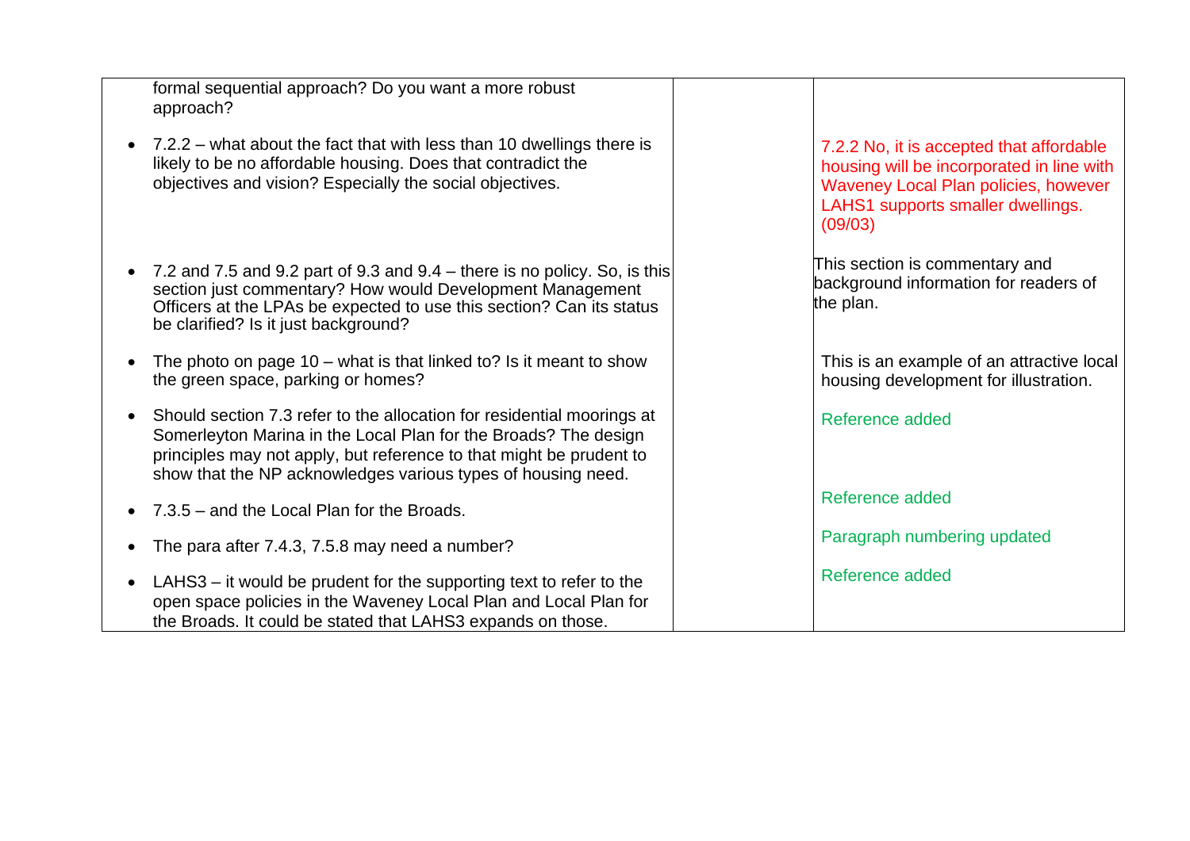| | | |
|---|---|---|
| formal sequential approach? Do you want a more robust approach? | | |
| • 7.2.2 – what about the fact that with less than 10 dwellings there is likely to be no affordable housing. Does that contradict the objectives and vision? Especially the social objectives. | | 7.2.2 No, it is accepted that affordable housing will be incorporated in line with Waveney Local Plan policies, however LAHS1 supports smaller dwellings. (09/03) |
| • 7.2 and 7.5 and 9.2 part of 9.3 and 9.4 – there is no policy. So, is this section just commentary? How would Development Management Officers at the LPAs be expected to use this section? Can its status be clarified? Is it just background? | | This section is commentary and background information for readers of the plan. |
| • The photo on page 10 – what is that linked to? Is it meant to show the green space, parking or homes? | | This is an example of an attractive local housing development for illustration. |
| • Should section 7.3 refer to the allocation for residential moorings at Somerleyton Marina in the Local Plan for the Broads? The design principles may not apply, but reference to that might be prudent to show that the NP acknowledges various types of housing need. | | Reference added |
| • 7.3.5 – and the Local Plan for the Broads. | | Reference added |
| • The para after 7.4.3, 7.5.8 may need a number? | | Paragraph numbering updated |
| • LAHS3 – it would be prudent for the supporting text to refer to the open space policies in the Waveney Local Plan and Local Plan for the Broads. It could be stated that LAHS3 expands on those. | | Reference added |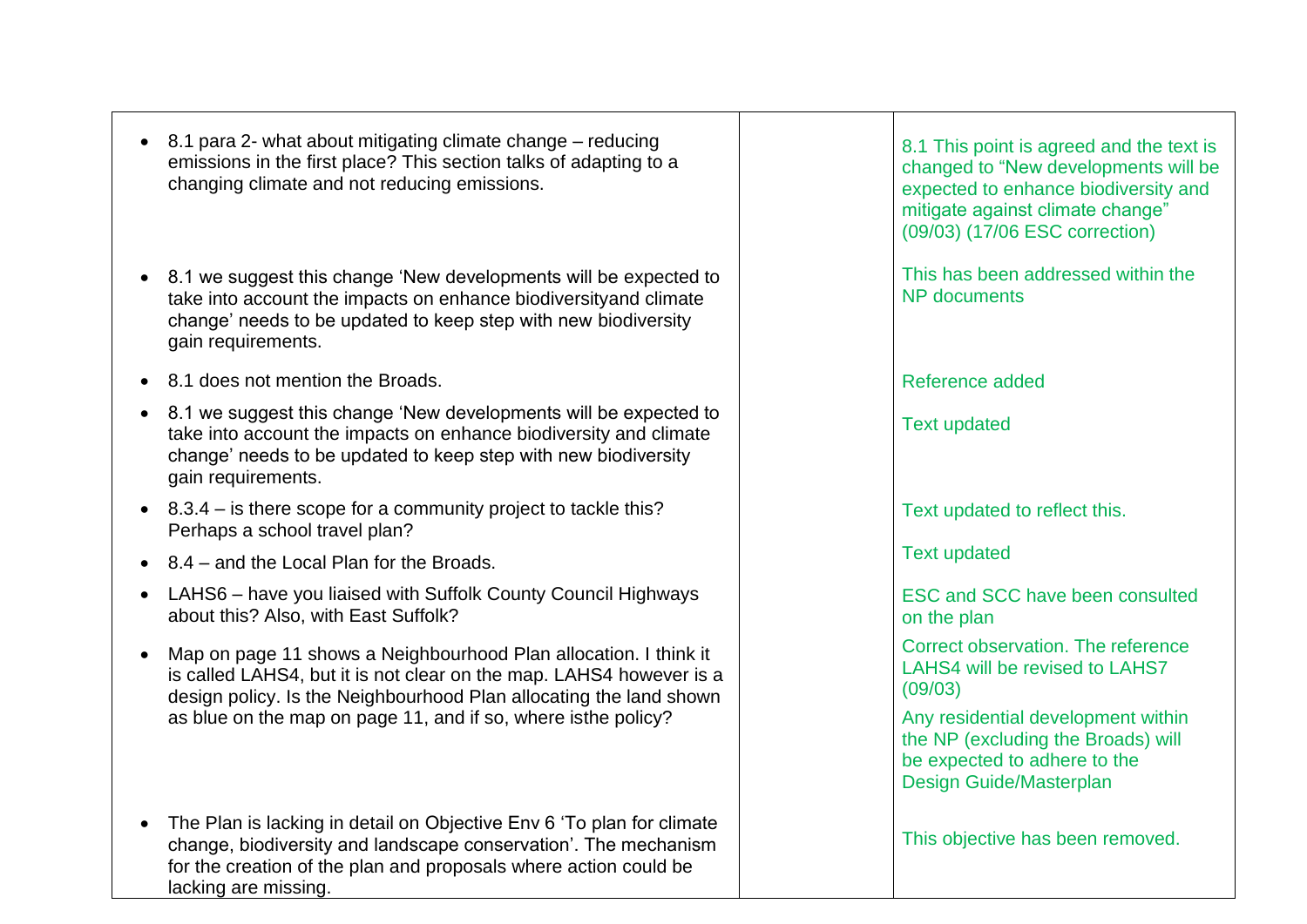| | | |
|---|---|---|
| • 8.1 para 2- what about mitigating climate change – reducing emissions in the first place? This section talks of adapting to a changing climate and not reducing emissions. | | 8.1 This point is agreed and the text is changed to “New developments will be expected to enhance biodiversity and mitigate against climate change” (09/03) (17/06 ESC correction) |
| • 8.1 we suggest this change ‘New developments will be expected to take into account the impacts on enhance biodiversityand climate change’ needs to be updated to keep step with new biodiversity gain requirements. | | This has been addressed within the NP documents |
| • 8.1 does not mention the Broads. | | Reference added |
| • 8.1 we suggest this change ‘New developments will be expected to take into account the impacts on enhance biodiversity and climate change’ needs to be updated to keep step with new biodiversity gain requirements. | | Text updated |
| • 8.3.4 – is there scope for a community project to tackle this? Perhaps a school travel plan? | | Text updated to reflect this. |
| • 8.4 – and the Local Plan for the Broads. | | Text updated |
| • LAHS6 – have you liaised with Suffolk County Council Highways about this? Also, with East Suffolk? | | ESC and SCC have been consulted on the plan |
| • Map on page 11 shows a Neighbourhood Plan allocation. I think it is called LAHS4, but it is not clear on the map. LAHS4 however is a design policy. Is the Neighbourhood Plan allocating the land shown as blue on the map on page 11, and if so, where isthe policy? | | Correct observation. The reference LAHS4 will be revised to LAHS7 (09/03)<br>Any residential development within the NP (excluding the Broads) will be expected to adhere to the Design Guide/Masterplan |
| • The Plan is lacking in detail on Objective Env 6 ‘To plan for climate change, biodiversity and landscape conservation’. The mechanism for the creation of the plan and proposals where action could be lacking are missing. | | This objective has been removed. |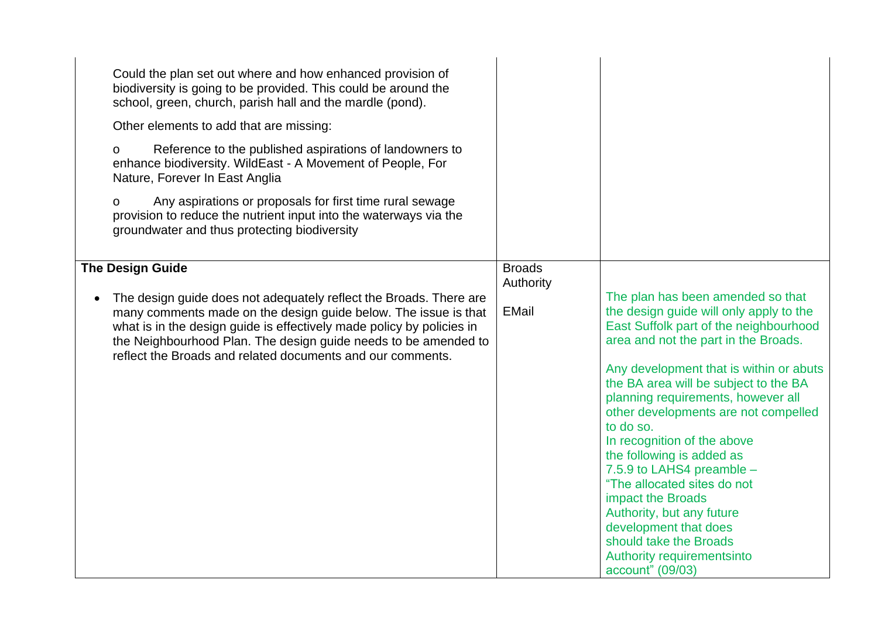| | | |
|---|---|---|
| Could the plan set out where and how enhanced provision of biodiversity is going to be provided. This could be around the school, green, church, parish hall and the mardle (pond).<br><br>Other elements to add that are missing:<br><br>o Reference to the published aspirations of landowners to enhance biodiversity. WildEast - A Movement of People, For Nature, Forever In East Anglia<br><br>o Any aspirations or proposals for first time rural sewage provision to reduce the nutrient input into the waterways via the groundwater and thus protecting biodiversity | | |
| **The Design Guide**<br><br>• The design guide does not adequately reflect the Broads. There are many comments made on the design guide below. The issue is that what is in the design guide is effectively made policy by policies in the Neighbourhood Plan. The design guide needs to be amended to reflect the Broads and related documents and our comments. | Broads Authority<br><br>EMail | The plan has been amended so that the design guide will only apply to the East Suffolk part of the neighbourhood area and not the part in the Broads.<br><br>Any development that is within or abuts the BA area will be subject to the BA planning requirements, however all other developments are not compelled to do so.<br>In recognition of the above the following is added as 7.5.9 to LAHS4 preamble – “The allocated sites do not impact the Broads Authority, but any future development that does should take the Broads Authority requirementsinto account” (09/03) |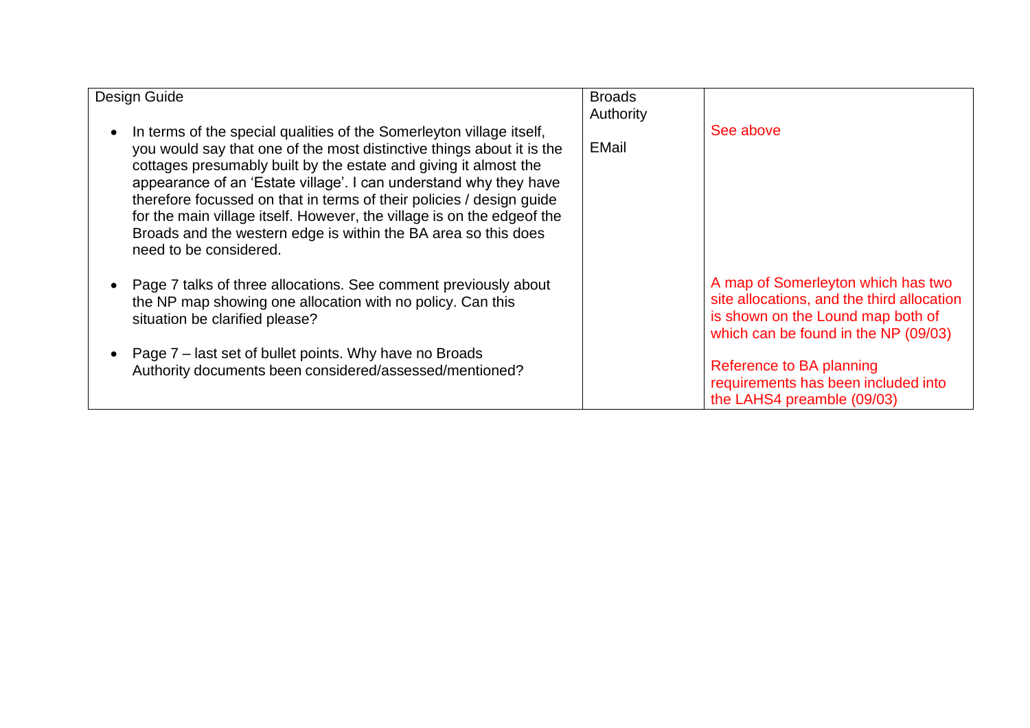| | | |
|---|---|---|
| Design Guide<br><br>• In terms of the special qualities of the Somerleyton village itself, you would say that one of the most distinctive things about it is the cottages presumably built by the estate and giving it almost the appearance of an 'Estate village'. I can understand why they have therefore focussed on that in terms of their policies / design guide for the main village itself. However, the village is on the edgeof the Broads and the western edge is within the BA area so this does need to be considered.<br><br>• Page 7 talks of three allocations. See comment previously about the NP map showing one allocation with no policy. Can this situation be clarified please?<br><br>• Page 7 – last set of bullet points. Why have no Broads Authority documents been considered/assessed/mentioned? | Broads Authority<br><br>EMail | See above<br><br>A map of Somerleyton which has two site allocations, and the third allocation is shown on the Lound map both of which can be found in the NP (09/03)<br><br>Reference to BA planning requirements has been included into the LAHS4 preamble (09/03) |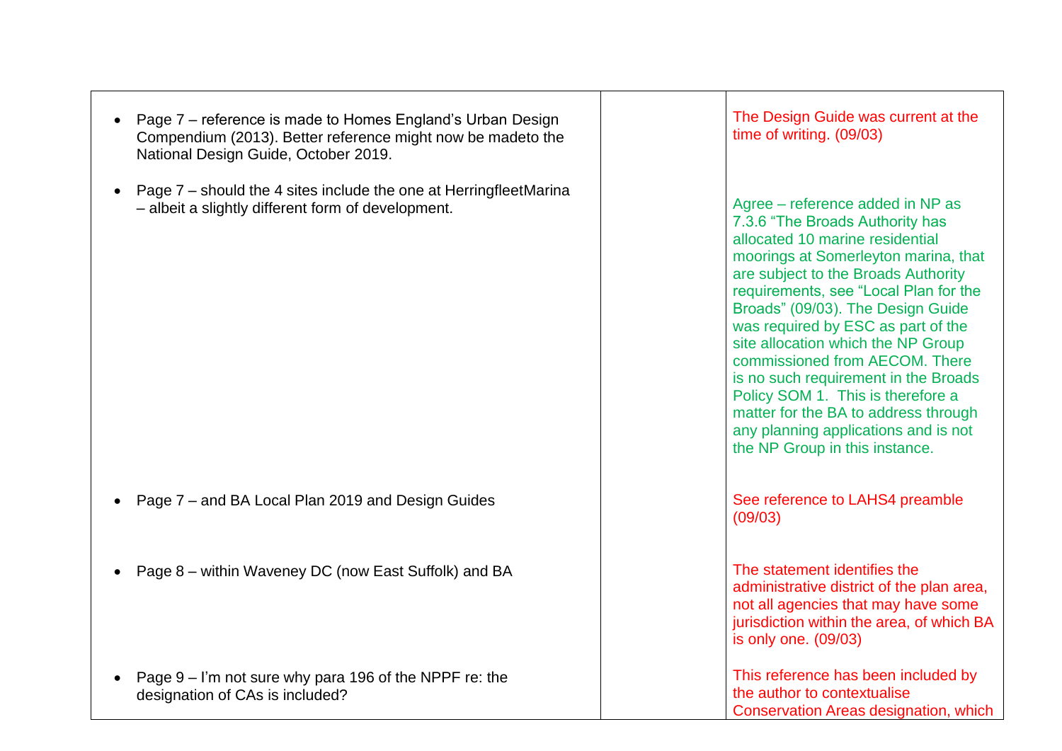| | | |
|---|---|---|
| • Page 7 – reference is made to Homes England's Urban Design Compendium (2013). Better reference might now be madeto the National Design Guide, October 2019. | | The Design Guide was current at the time of writing. (09/03) |
| • Page 7 – should the 4 sites include the one at HerringfleetMarina – albeit a slightly different form of development. | | Agree – reference added in NP as 7.3.6 "The Broads Authority has allocated 10 marine residential moorings at Somerleyton marina, that are subject to the Broads Authority requirements, see "Local Plan for the Broads" (09/03). The Design Guide was required by ESC as part of the site allocation which the NP Group commissioned from AECOM. There is no such requirement in the Broads Policy SOM 1. This is therefore a matter for the BA to address through any planning applications and is not the NP Group in this instance. |
| • Page 7 – and BA Local Plan 2019 and Design Guides | | See reference to LAHS4 preamble (09/03) |
| • Page 8 – within Waveney DC (now East Suffolk) and BA | | The statement identifies the administrative district of the plan area, not all agencies that may have some jurisdiction within the area, of which BA is only one. (09/03) |
| • Page 9 – I'm not sure why para 196 of the NPPF re: the designation of CAs is included? | | This reference has been included by the author to contextualise Conservation Areas designation, which |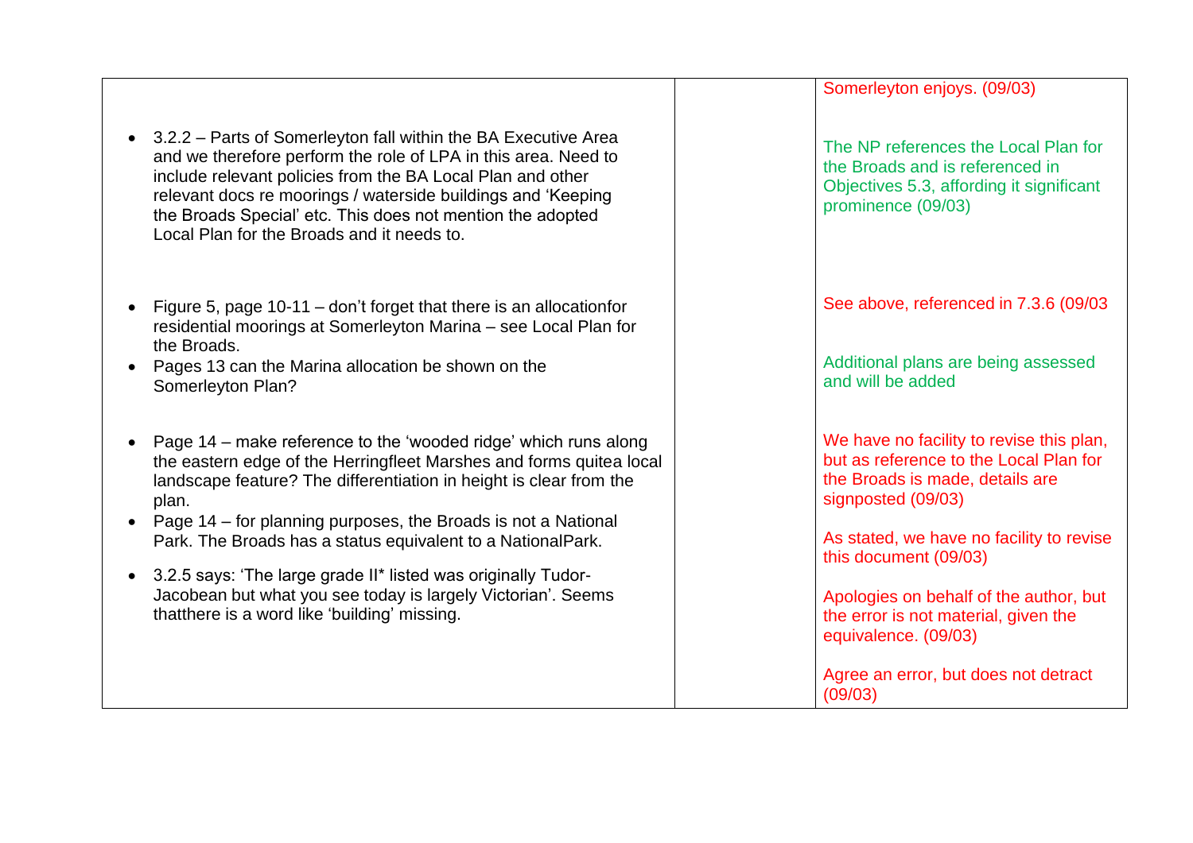| | | |
|---|---|---|
| | | Somerleyton enjoys. (09/03) |
| • 3.2.2 – Parts of Somerleyton fall within the BA Executive Area and we therefore perform the role of LPA in this area. Need to include relevant policies from the BA Local Plan and other relevant docs re moorings / waterside buildings and 'Keeping the Broads Special' etc. This does not mention the adopted Local Plan for the Broads and it needs to. | | The NP references the Local Plan for the Broads and is referenced in Objectives 5.3, affording it significant prominence (09/03) |
| • Figure 5, page 10-11 – don't forget that there is an allocationfor residential moorings at Somerleyton Marina – see Local Plan for the Broads.<br>• Pages 13 can the Marina allocation be shown on the Somerleyton Plan? | | See above, referenced in 7.3.6 (09/03<br><br>Additional plans are being assessed and will be added |
| • Page 14 – make reference to the 'wooded ridge' which runs along the eastern edge of the Herringfleet Marshes and forms quitea local landscape feature? The differentiation in height is clear from the plan.<br>• Page 14 – for planning purposes, the Broads is not a National Park. The Broads has a status equivalent to a NationalPark.<br>• 3.2.5 says: 'The large grade II* listed was originally Tudor-Jacobean but what you see today is largely Victorian'. Seems thatthere is a word like 'building' missing. | | We have no facility to revise this plan, but as reference to the Local Plan for the Broads is made, details are signposted (09/03)<br><br>As stated, we have no facility to revise this document (09/03)<br><br>Apologies on behalf of the author, but the error is not material, given the equivalence. (09/03)<br><br>Agree an error, but does not detract (09/03) |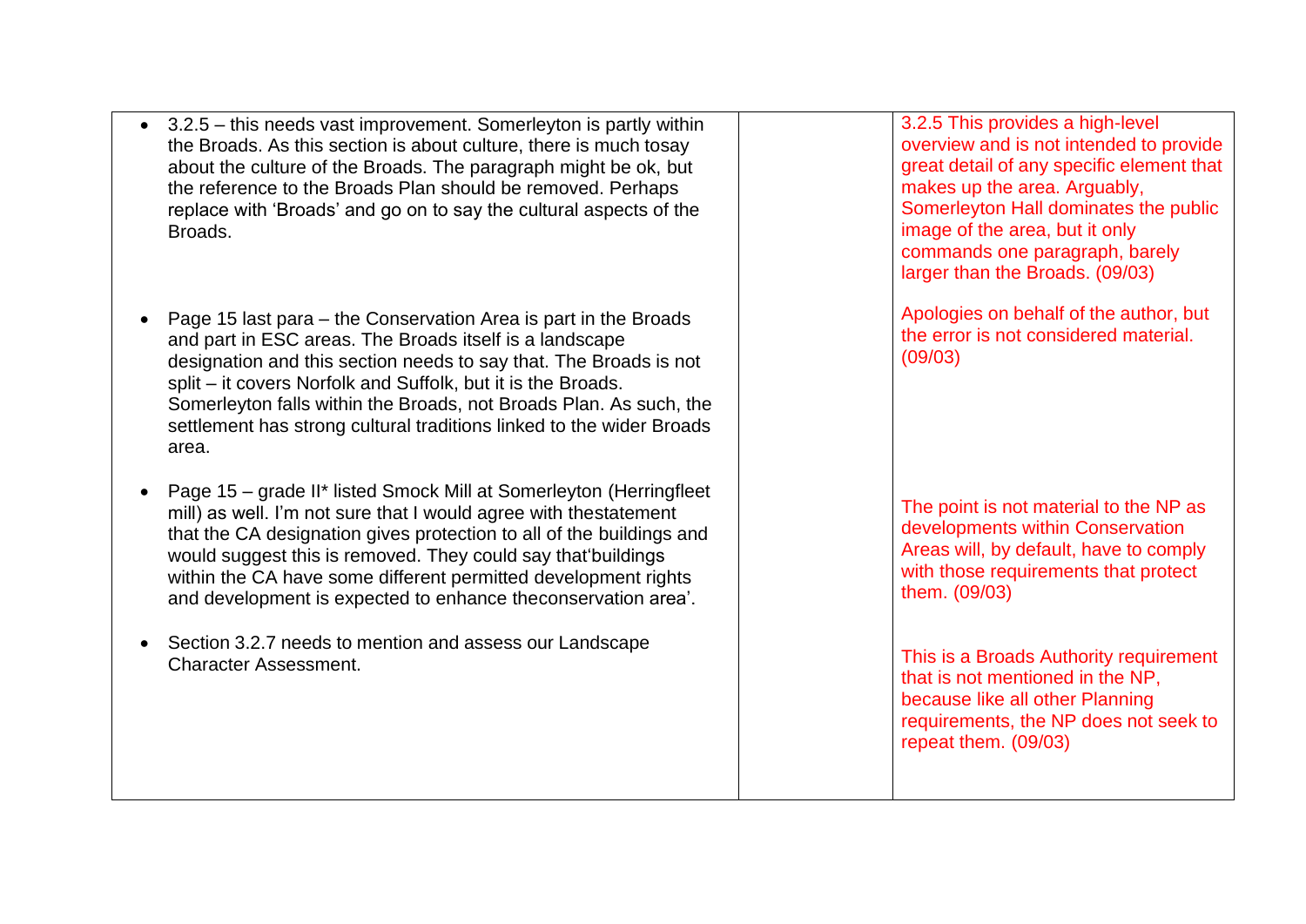| | | |
|---|---|---|
| • 3.2.5 – this needs vast improvement. Somerleyton is partly within the Broads. As this section is about culture, there is much tosay about the culture of the Broads. The paragraph might be ok, but the reference to the Broads Plan should be removed. Perhaps replace with 'Broads' and go on to say the cultural aspects of the Broads. | | 3.2.5 This provides a high-level overview and is not intended to provide great detail of any specific element that makes up the area. Arguably, Somerleyton Hall dominates the public image of the area, but it only commands one paragraph, barely larger than the Broads. (09/03) |
| • Page 15 last para – the Conservation Area is part in the Broads and part in ESC areas. The Broads itself is a landscape designation and this section needs to say that. The Broads is not split – it covers Norfolk and Suffolk, but it is the Broads. Somerleyton falls within the Broads, not Broads Plan. As such, the settlement has strong cultural traditions linked to the wider Broads area. | | Apologies on behalf of the author, but the error is not considered material. (09/03) |
| • Page 15 – grade II* listed Smock Mill at Somerleyton (Herringfleet mill) as well. I'm not sure that I would agree with thestatement that the CA designation gives protection to all of the buildings and would suggest this is removed. They could say that'buildings within the CA have some different permitted development rights and development is expected to enhance theconservation area'. | | The point is not material to the NP as developments within Conservation Areas will, by default, have to comply with those requirements that protect them. (09/03) |
| • Section 3.2.7 needs to mention and assess our Landscape Character Assessment. | | This is a Broads Authority requirement that is not mentioned in the NP, because like all other Planning requirements, the NP does not seek to repeat them. (09/03) |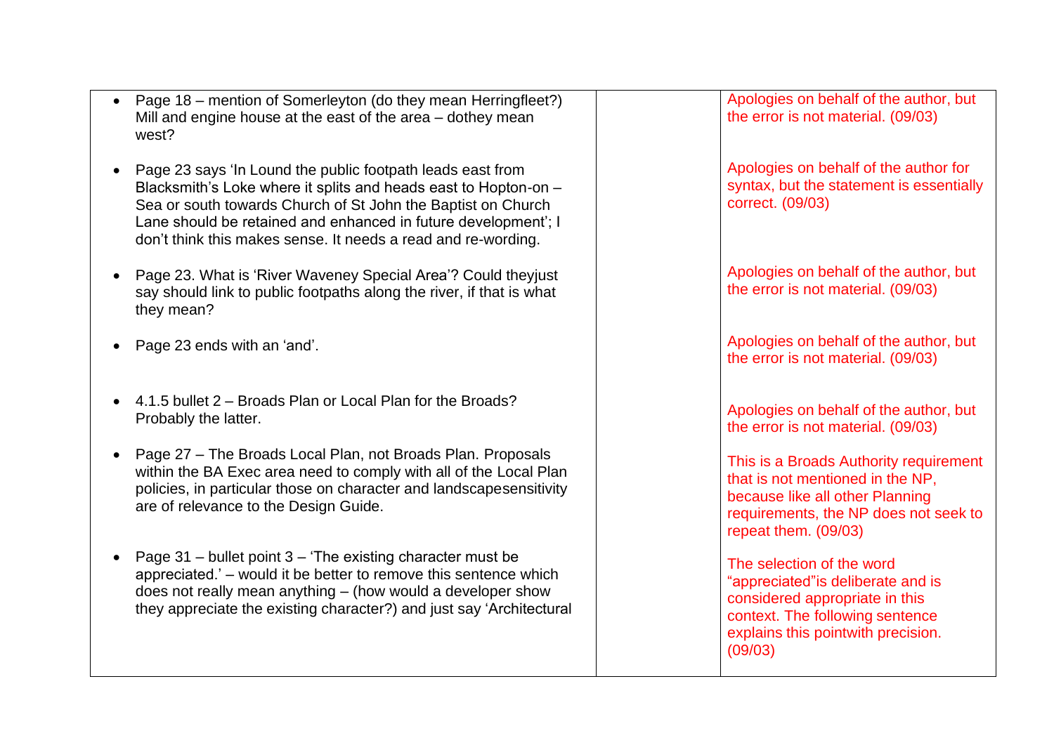| | | |
|---|---|---|
| • Page 18 – mention of Somerleyton (do they mean Herringfleet?) Mill and engine house at the east of the area – dothey mean west? | | Apologies on behalf of the author, but the error is not material. (09/03) |
| • Page 23 says 'In Lound the public footpath leads east from Blacksmith's Loke where it splits and heads east to Hopton-on – Sea or south towards Church of St John the Baptist on Church Lane should be retained and enhanced in future development'; I don't think this makes sense. It needs a read and re-wording. | | Apologies on behalf of the author for syntax, but the statement is essentially correct. (09/03) |
| • Page 23. What is 'River Waveney Special Area'? Could theyjust say should link to public footpaths along the river, if that is what they mean? | | Apologies on behalf of the author, but the error is not material. (09/03) |
| • Page 23 ends with an 'and'. | | Apologies on behalf of the author, but the error is not material. (09/03) |
| • 4.1.5 bullet 2 – Broads Plan or Local Plan for the Broads? Probably the latter. | | Apologies on behalf of the author, but the error is not material. (09/03) |
| • Page 27 – The Broads Local Plan, not Broads Plan. Proposals within the BA Exec area need to comply with all of the Local Plan policies, in particular those on character and landscapesensitivity are of relevance to the Design Guide. | | This is a Broads Authority requirement that is not mentioned in the NP, because like all other Planning requirements, the NP does not seek to repeat them. (09/03) |
| • Page 31 – bullet point 3 – 'The existing character must be appreciated.' – would it be better to remove this sentence which does not really mean anything – (how would a developer show they appreciate the existing character?) and just say 'Architectural | | The selection of the word "appreciated"is deliberate and is considered appropriate in this context. The following sentence explains this pointwith precision. (09/03) |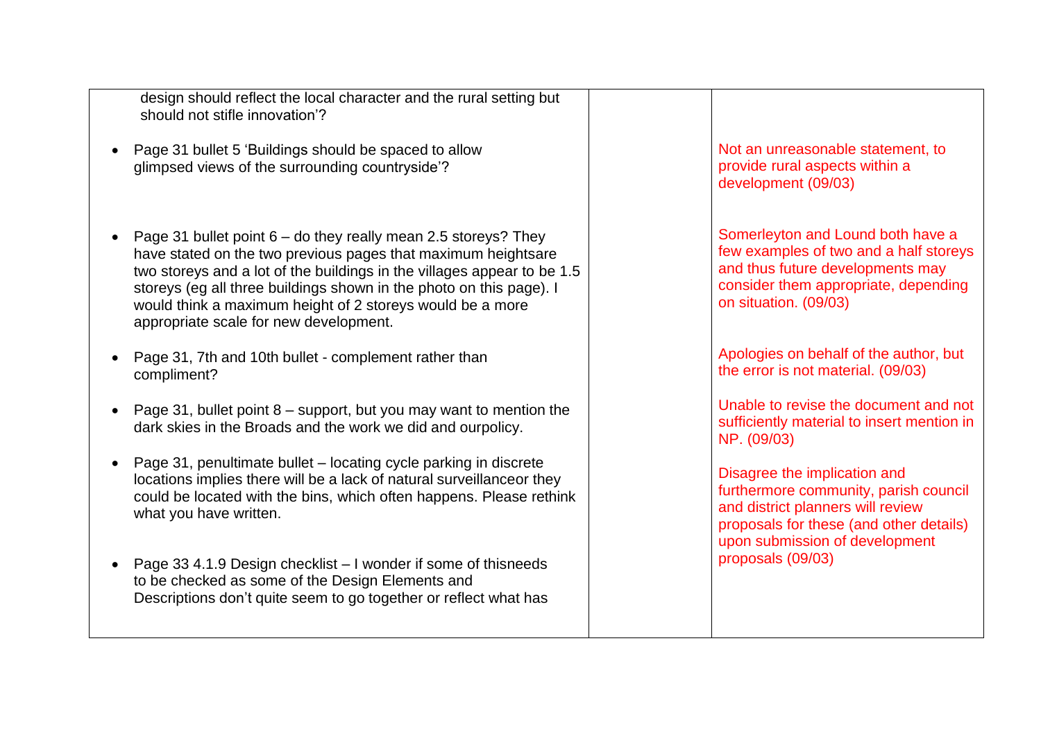| | | |
|---|---|---|
| design should reflect the local character and the rural setting but should not stifle innovation'? | | |
| • Page 31 bullet 5 'Buildings should be spaced to allow glimpsed views of the surrounding countryside'? | | Not an unreasonable statement, to provide rural aspects within a development (09/03) |
| • Page 31 bullet point 6 – do they really mean 2.5 storeys? They have stated on the two previous pages that maximum heightsare two storeys and a lot of the buildings in the villages appear to be 1.5 storeys (eg all three buildings shown in the photo on this page). I would think a maximum height of 2 storeys would be a more appropriate scale for new development. | | Somerleyton and Lound both have a few examples of two and a half storeys and thus future developments may consider them appropriate, depending on situation. (09/03) |
| • Page 31, 7th and 10th bullet - complement rather than compliment? | | Apologies on behalf of the author, but the error is not material. (09/03) |
| • Page 31, bullet point 8 – support, but you may want to mention the dark skies in the Broads and the work we did and ourpolicy. | | Unable to revise the document and not sufficiently material to insert mention in NP. (09/03) |
| • Page 31, penultimate bullet – locating cycle parking in discrete locations implies there will be a lack of natural surveillanceor they could be located with the bins, which often happens. Please rethink what you have written. | | Disagree the implication and furthermore community, parish council and district planners will review proposals for these (and other details) upon submission of development proposals (09/03) |
| • Page 33 4.1.9 Design checklist – I wonder if some of thisneeds to be checked as some of the Design Elements and Descriptions don't quite seem to go together or reflect what has | | |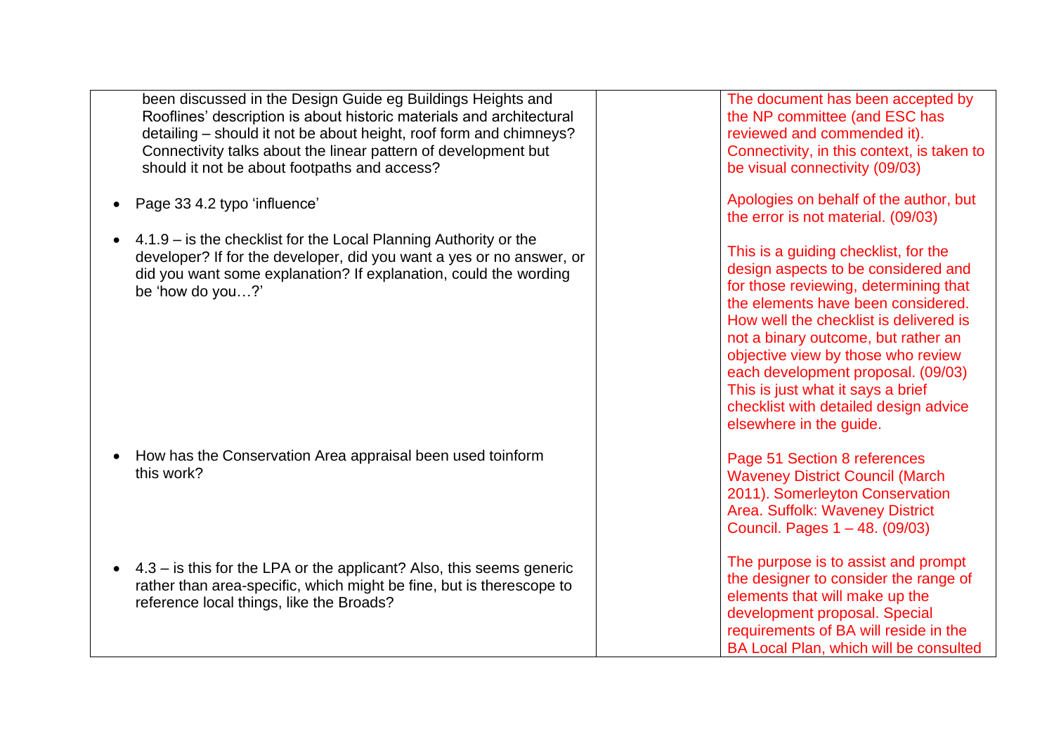| | | |
|---|---|---|
| been discussed in the Design Guide eg Buildings Heights and Rooflines' description is about historic materials and architectural detailing – should it not be about height, roof form and chimneys? Connectivity talks about the linear pattern of development but should it not be about footpaths and access? | | The document has been accepted by the NP committee (and ESC has reviewed and commended it). Connectivity, in this context, is taken to be visual connectivity (09/03) |
| • Page 33 4.2 typo 'influence' | | Apologies on behalf of the author, but the error is not material. (09/03) |
| • 4.1.9 – is the checklist for the Local Planning Authority or the developer? If for the developer, did you want a yes or no answer, or did you want some explanation? If explanation, could the wording be 'how do you…?' | | This is a guiding checklist, for the design aspects to be considered and for those reviewing, determining that the elements have been considered. How well the checklist is delivered is not a binary outcome, but rather an objective view by those who review each development proposal. (09/03) This is just what it says a brief checklist with detailed design advice elsewhere in the guide. |
| • How has the Conservation Area appraisal been used toinform this work? | | Page 51 Section 8 references Waveney District Council (March 2011). Somerleyton Conservation Area. Suffolk: Waveney District Council. Pages 1 – 48. (09/03) |
| • 4.3 – is this for the LPA or the applicant? Also, this seems generic rather than area-specific, which might be fine, but is therescope to reference local things, like the Broads? | | The purpose is to assist and prompt the designer to consider the range of elements that will make up the development proposal. Special requirements of BA will reside in the BA Local Plan, which will be consulted |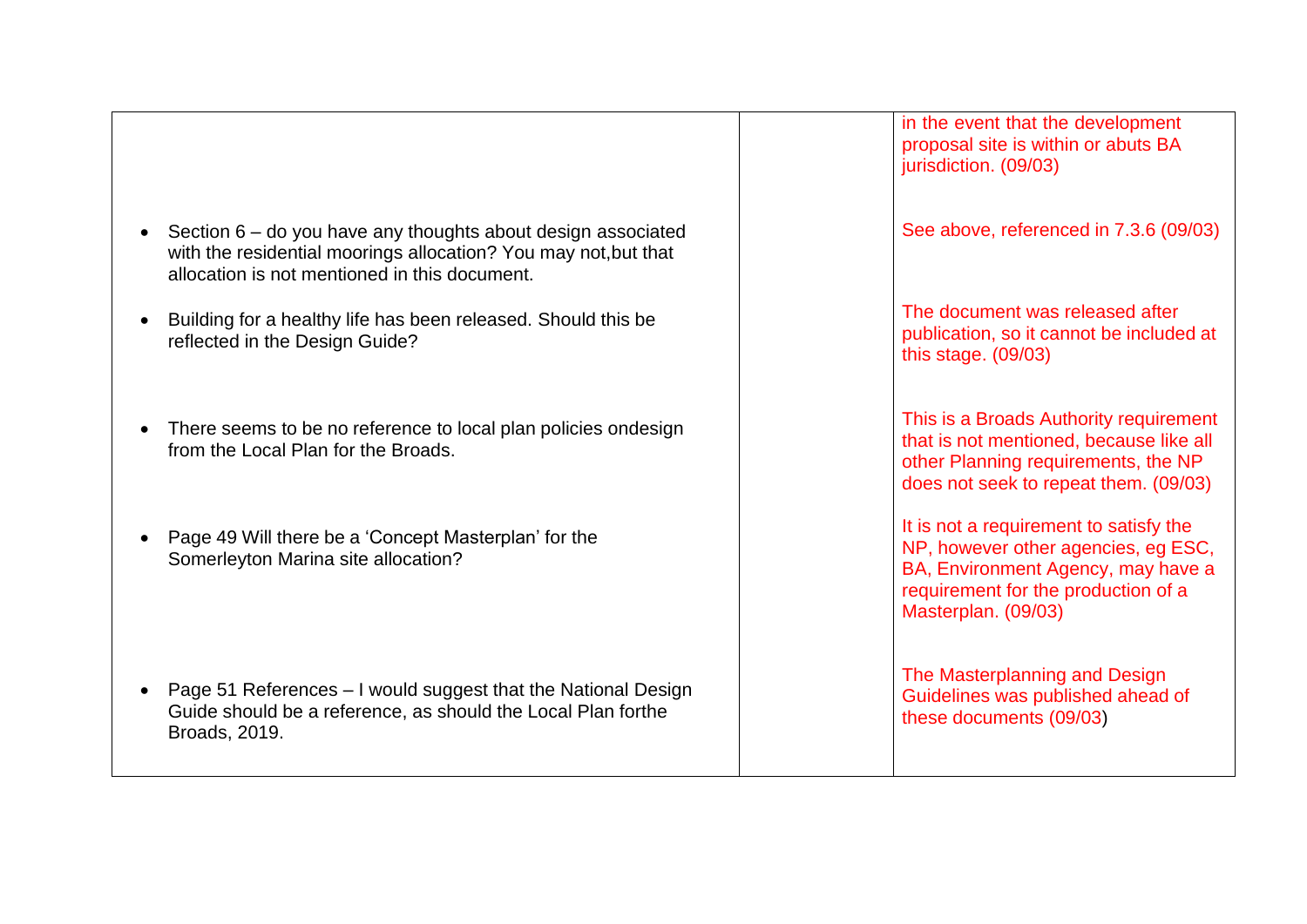| | | |
|---|---|---|
| | | in the event that the development proposal site is within or abuts BA jurisdiction. (09/03) |
| • Section 6 – do you have any thoughts about design associated with the residential moorings allocation? You may not,but that allocation is not mentioned in this document. | | See above, referenced in 7.3.6 (09/03) |
| • Building for a healthy life has been released. Should this be reflected in the Design Guide? | | The document was released after publication, so it cannot be included at this stage. (09/03) |
| • There seems to be no reference to local plan policies ondesign from the Local Plan for the Broads. | | This is a Broads Authority requirement that is not mentioned, because like all other Planning requirements, the NP does not seek to repeat them. (09/03) |
| • Page 49 Will there be a 'Concept Masterplan' for the Somerleyton Marina site allocation? | | It is not a requirement to satisfy the NP, however other agencies, eg ESC, BA, Environment Agency, may have a requirement for the production of a Masterplan. (09/03) |
| • Page 51 References – I would suggest that the National Design Guide should be a reference, as should the Local Plan forthe Broads, 2019. | | The Masterplanning and Design Guidelines was published ahead of these documents (09/03) |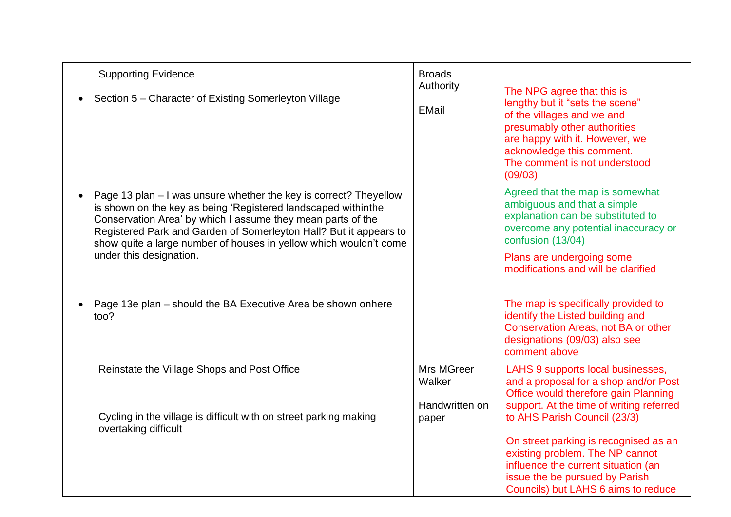| | | |
|---|---|---|
| Supporting Evidence<br><br>• Section 5 – Character of Existing Somerleyton Village<br><br>• Page 13 plan – I was unsure whether the key is correct? Theyellow is shown on the key as being 'Registered landscaped withinthe Conservation Area' by which I assume they mean parts of the Registered Park and Garden of Somerleyton Hall? But it appears to show quite a large number of houses in yellow which wouldn't come under this designation.<br><br>• Page 13e plan – should the BA Executive Area be shown onhere too? | Broads Authority<br><br>EMail | The NPG agree that this is lengthy but it "sets the scene" of the villages and we and presumably other authorities are happy with it. However, we acknowledge this comment. The comment is not understood (09/03)<br><br>Agreed that the map is somewhat ambiguous and that a simple explanation can be substituted to overcome any potential inaccuracy or confusion (13/04)<br><br>Plans are undergoing some modifications and will be clarified<br><br>The map is specifically provided to identify the Listed building and Conservation Areas, not BA or other designations (09/03) also see comment above |
| Reinstate the Village Shops and Post Office<br><br>Cycling in the village is difficult with on street parking making overtaking difficult | Mrs MGreer Walker<br><br>Handwritten on paper | LAHS 9 supports local businesses, and a proposal for a shop and/or Post Office would therefore gain Planning support. At the time of writing referred to AHS Parish Council (23/3)<br><br>On street parking is recognised as an existing problem. The NP cannot influence the current situation (an issue the be pursued by Parish Councils) but LAHS 6 aims to reduce |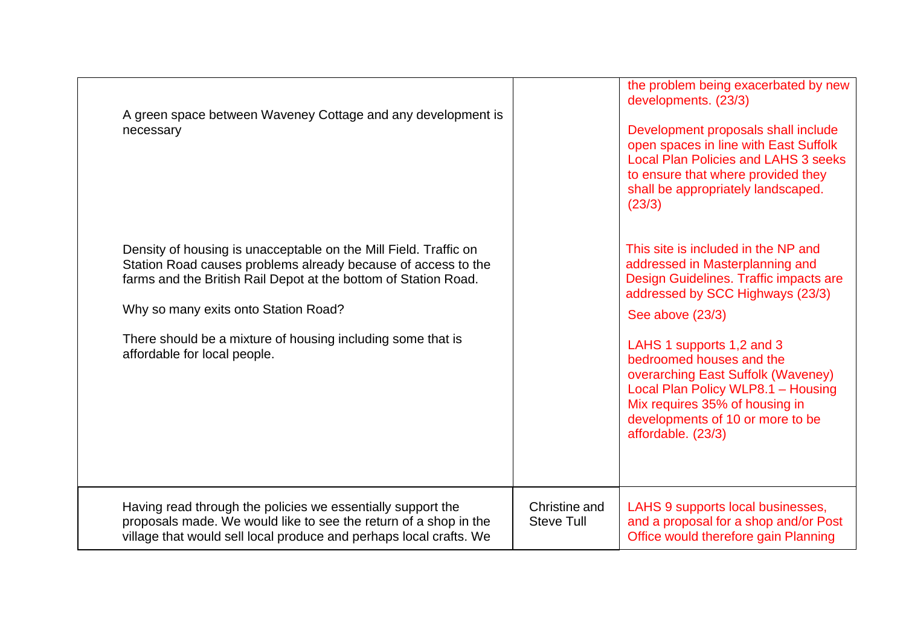| | | |
|---|---|---|
| A green space between Waveney Cottage and any development is necessary<br><br>Density of housing is unacceptable on the Mill Field. Traffic on Station Road causes problems already because of access to the farms and the British Rail Depot at the bottom of Station Road.<br><br>Why so many exits onto Station Road?<br><br>There should be a mixture of housing including some that is affordable for local people. | | the problem being exacerbated by new developments. (23/3)<br><br>Development proposals shall include open spaces in line with East Suffolk Local Plan Policies and LAHS 3 seeks to ensure that where provided they shall be appropriately landscaped. (23/3)<br><br>This site is included in the NP and addressed in Masterplanning and Design Guidelines. Traffic impacts are addressed by SCC Highways (23/3)<br><br>See above (23/3)<br><br>LAHS 1 supports 1,2 and 3 bedroomed houses and the overarching East Suffolk (Waveney) Local Plan Policy WLP8.1 – Housing Mix requires 35% of housing in developments of 10 or more to be affordable. (23/3) |
| Having read through the policies we essentially support the proposals made. We would like to see the return of a shop in the village that would sell local produce and perhaps local crafts. We | Christine and Steve Tull | LAHS 9 supports local businesses, and a proposal for a shop and/or Post Office would therefore gain Planning |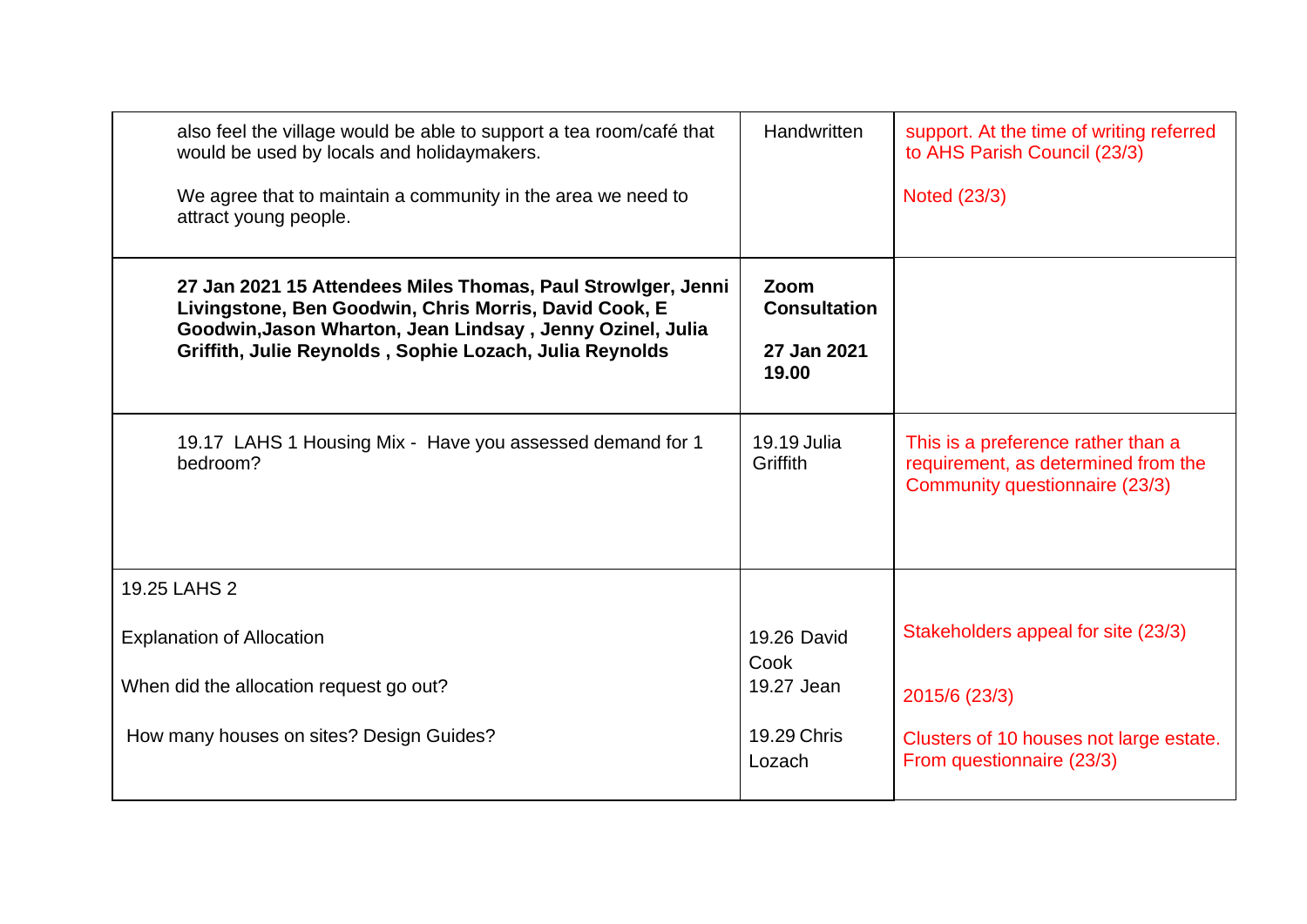| | | |
|---|---|---|
| also feel the village would be able to support a tea room/café that would be used by locals and holidaymakers.<br><br>We agree that to maintain a community in the area we need to attract young people. | Handwritten | support. At the time of writing referred to AHS Parish Council (23/3)<br><br>Noted (23/3) |
| **27 Jan 2021 15 Attendees Miles Thomas, Paul Strowlger, Jenni Livingstone, Ben Goodwin, Chris Morris, David Cook, E Goodwin,Jason Wharton, Jean Lindsay , Jenny Ozinel, Julia Griffith, Julie Reynolds , Sophie Lozach, Julia Reynolds** | **Zoom Consultation**<br><br>**27 Jan 2021 19.00** | |
| 19.17 LAHS 1 Housing Mix - Have you assessed demand for 1 bedroom? | 19.19 Julia Griffith | This is a preference rather than a requirement, as determined from the Community questionnaire (23/3) |
| 19.25 LAHS 2<br><br>Explanation of Allocation<br><br>When did the allocation request go out?<br><br>How many houses on sites? Design Guides? | 19.26 David Cook<br>19.27 Jean<br><br>19.29 Chris Lozach | Stakeholders appeal for site (23/3)<br><br>2015/6 (23/3)<br><br>Clusters of 10 houses not large estate. From questionnaire (23/3) |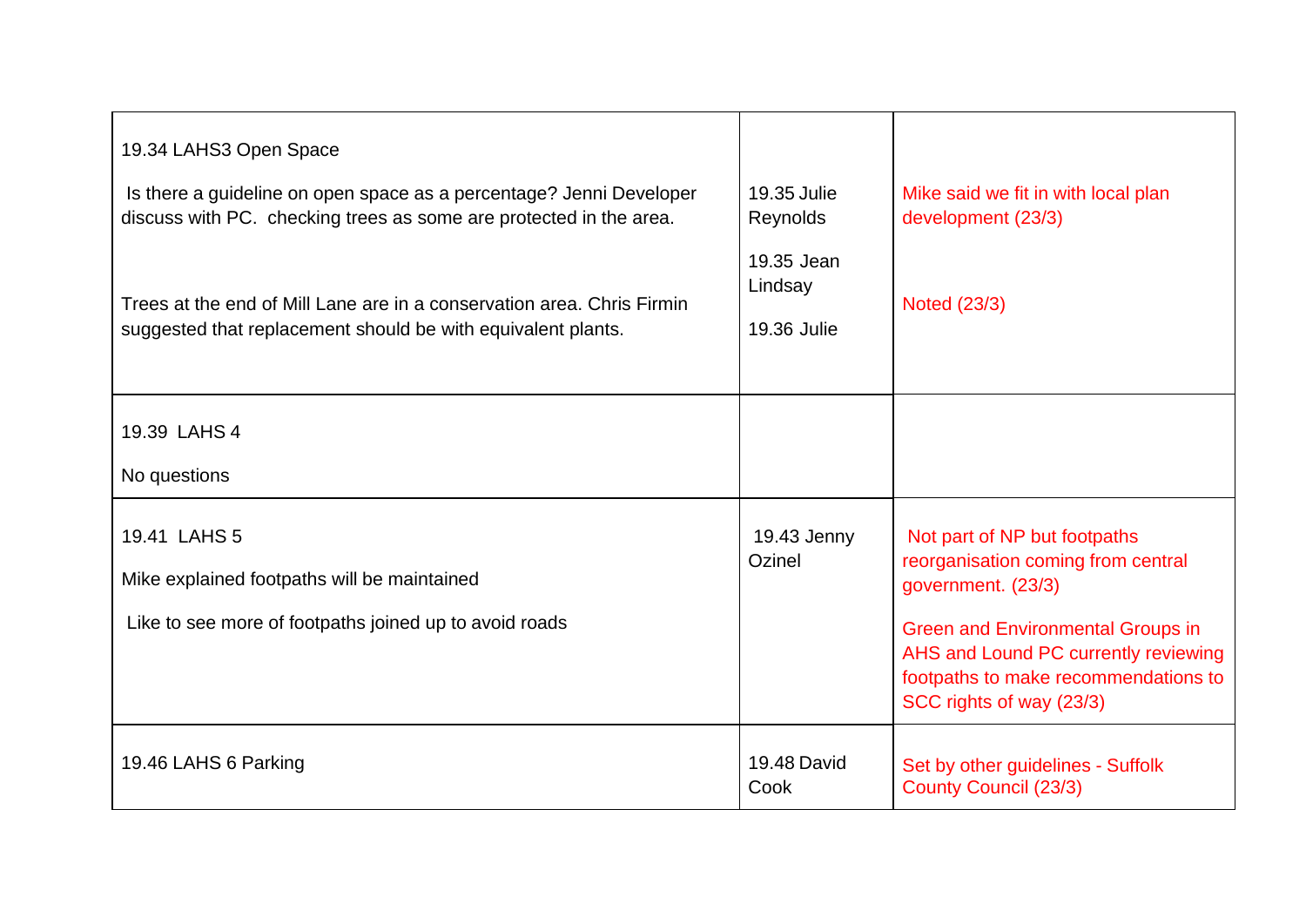| | | |
|---|---|---|
| 19.34 LAHS3 Open Space<br><br>Is there a guideline on open space as a percentage? Jenni Developer discuss with PC. checking trees as some are protected in the area.<br><br>Trees at the end of Mill Lane are in a conservation area. Chris Firmin suggested that replacement should be with equivalent plants. | 19.35 Julie Reynolds<br><br>19.35 Jean Lindsay<br><br>19.36 Julie | Mike said we fit in with local plan development (23/3)<br><br>Noted (23/3) |
| 19.39 LAHS 4<br><br>No questions | | |
| 19.41 LAHS 5<br><br>Mike explained footpaths will be maintained<br><br>Like to see more of footpaths joined up to avoid roads | 19.43 Jenny Ozinel | Not part of NP but footpaths reorganisation coming from central government. (23/3)<br><br>Green and Environmental Groups in AHS and Lound PC currently reviewing footpaths to make recommendations to SCC rights of way (23/3) |
| 19.46 LAHS 6 Parking | 19.48 David Cook | Set by other guidelines - Suffolk County Council (23/3) |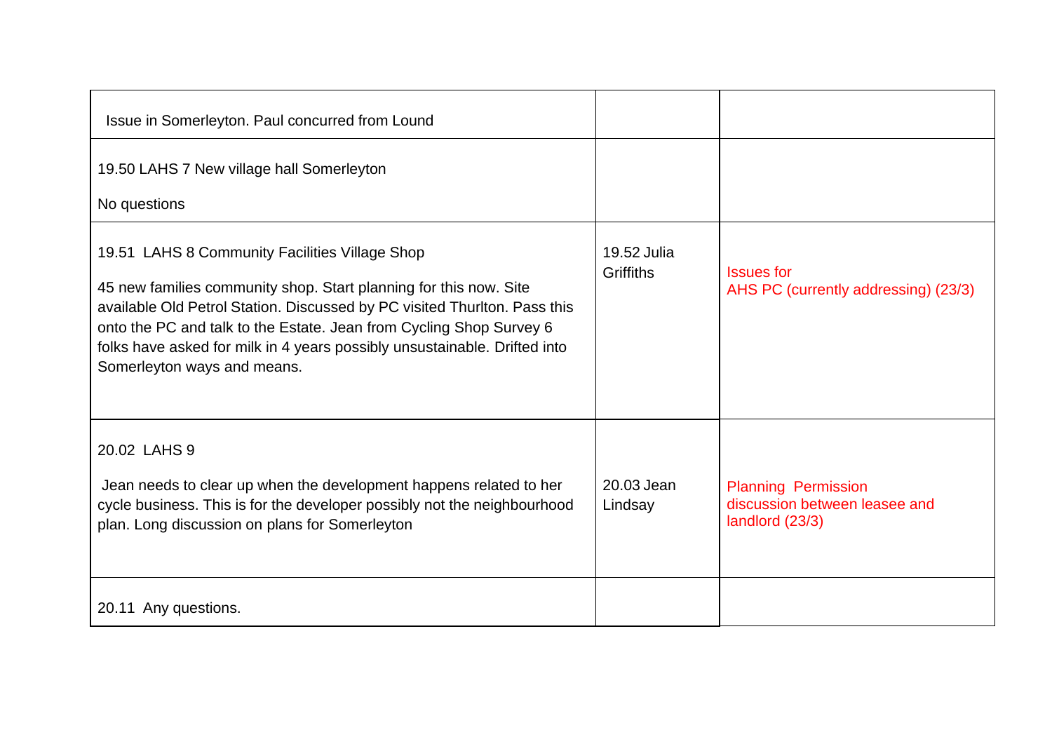| | | |
|---|---|---|
| Issue in Somerleyton. Paul concurred from Lound | | |
| 19.50 LAHS 7 New village hall Somerleyton<br><br>No questions | | |
| 19.51 LAHS 8 Community Facilities Village Shop<br><br>45 new families community shop. Start planning for this now. Site available Old Petrol Station. Discussed by PC visited Thurlton. Pass this onto the PC and talk to the Estate. Jean from Cycling Shop Survey 6 folks have asked for milk in 4 years possibly unsustainable. Drifted into Somerleyton ways and means. | 19.52 Julia Griffiths | Issues for<br>AHS PC (currently addressing) (23/3) |
| 20.02 LAHS 9<br><br>Jean needs to clear up when the development happens related to her cycle business. This is for the developer possibly not the neighbourhood plan. Long discussion on plans for Somerleyton | 20.03 Jean Lindsay | Planning Permission discussion between leasee and landlord (23/3) |
| 20.11 Any questions. | | |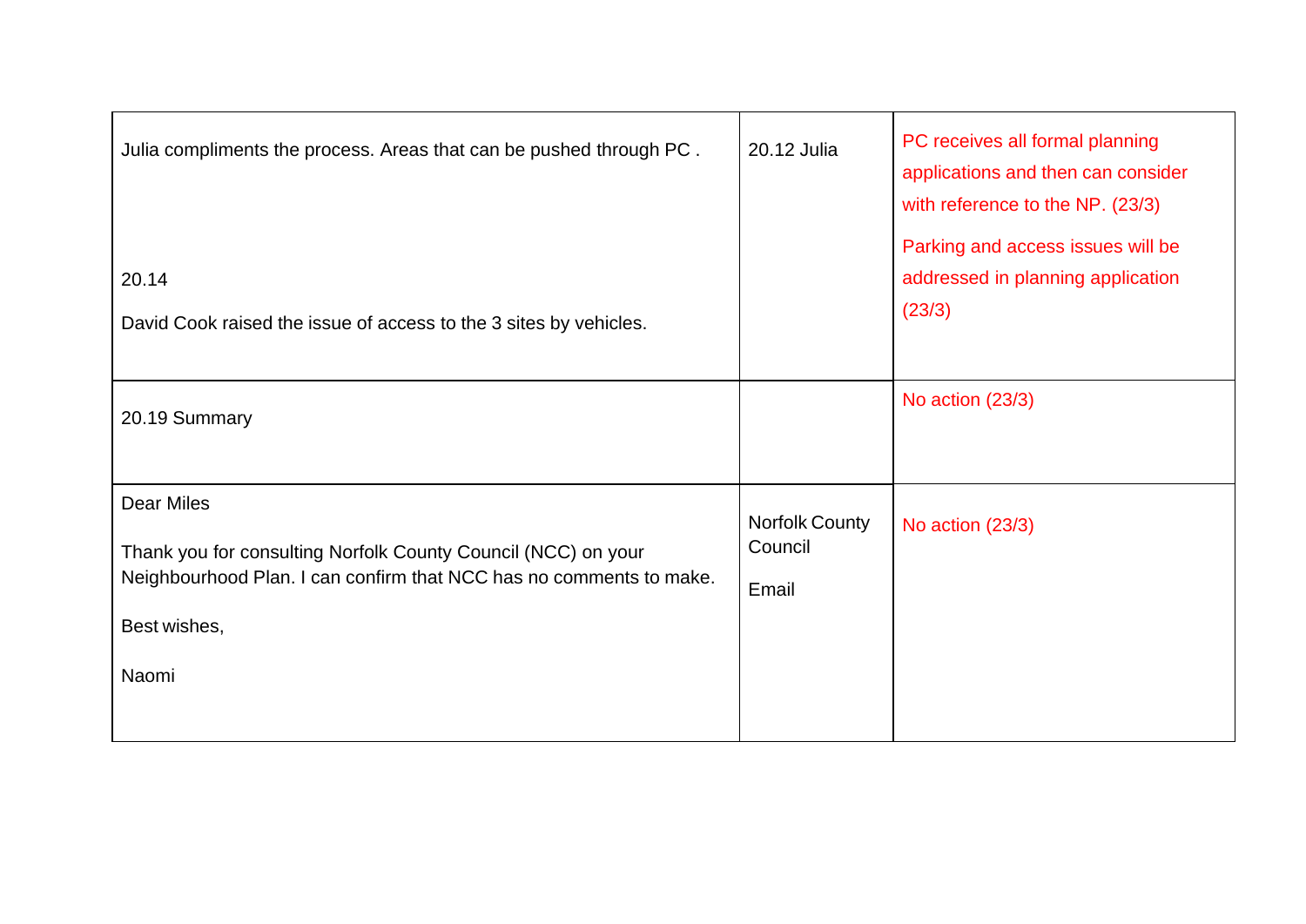| | | |
|---|---|---|
| Julia compliments the process. Areas that can be pushed through PC .<br><br>20.14<br><br>David Cook raised the issue of access to the 3 sites by vehicles. | 20.12 Julia | PC receives all formal planning applications and then can consider with reference to the NP. (23/3)<br><br>Parking and access issues will be addressed in planning application (23/3) |
| 20.19 Summary | | No action (23/3) |
| Dear Miles<br><br>Thank you for consulting Norfolk County Council (NCC) on your Neighbourhood Plan. I can confirm that NCC has no comments to make.<br><br>Best wishes,<br><br>Naomi | Norfolk County Council<br><br>Email | No action (23/3) |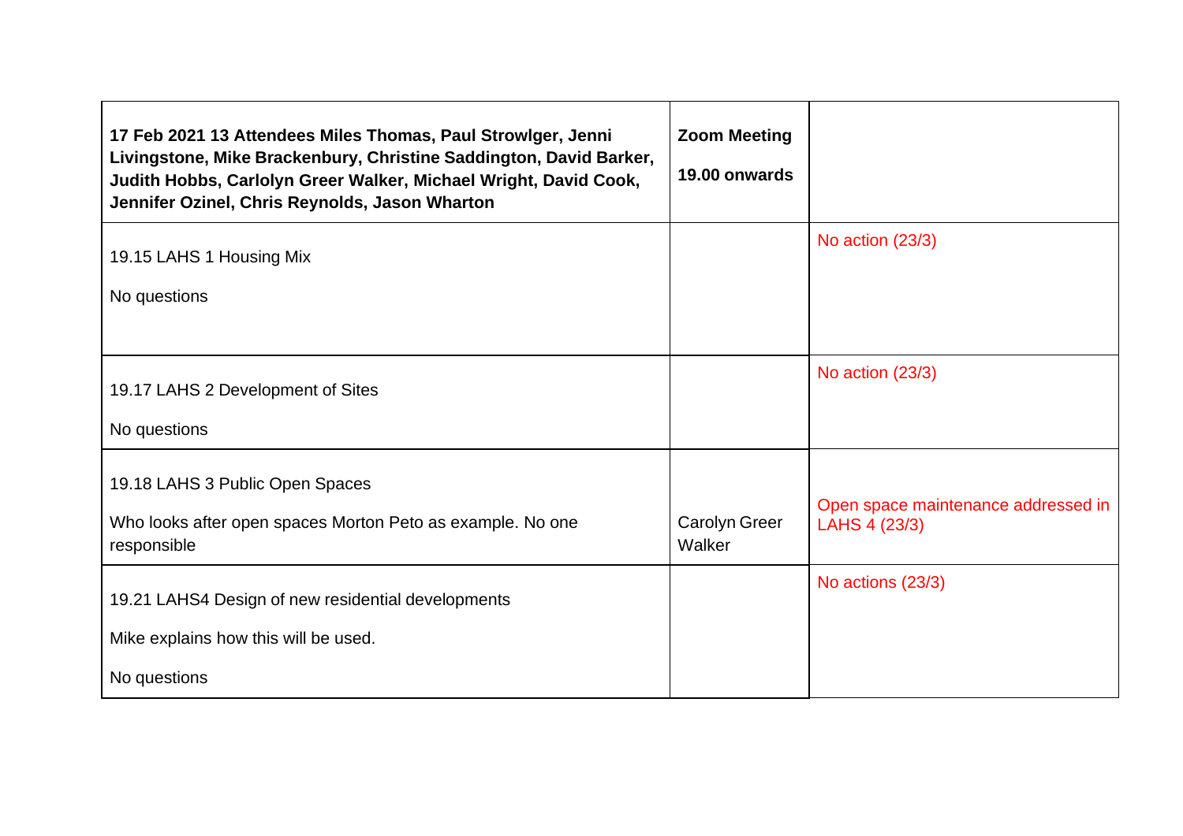| | | |
|---|---|---|
| **17 Feb 2021 13 Attendees Miles Thomas, Paul Strowlger, Jenni Livingstone, Mike Brackenbury, Christine Saddington, David Barker, Judith Hobbs, Carlolyn Greer Walker, Michael Wright, David Cook, Jennifer Ozinel, Chris Reynolds, Jason Wharton** | **Zoom Meeting**<br><br>**19.00 onwards** | |
| 19.15 LAHS 1 Housing Mix<br><br>No questions | | No action (23/3) |
| 19.17 LAHS 2 Development of Sites<br><br>No questions | | No action (23/3) |
| 19.18 LAHS 3 Public Open Spaces<br><br>Who looks after open spaces Morton Peto as example. No one responsible | Carolyn Greer Walker | Open space maintenance addressed in LAHS 4 (23/3) |
| 19.21 LAHS4 Design of new residential developments<br><br>Mike explains how this will be used.<br><br>No questions | | No actions (23/3) |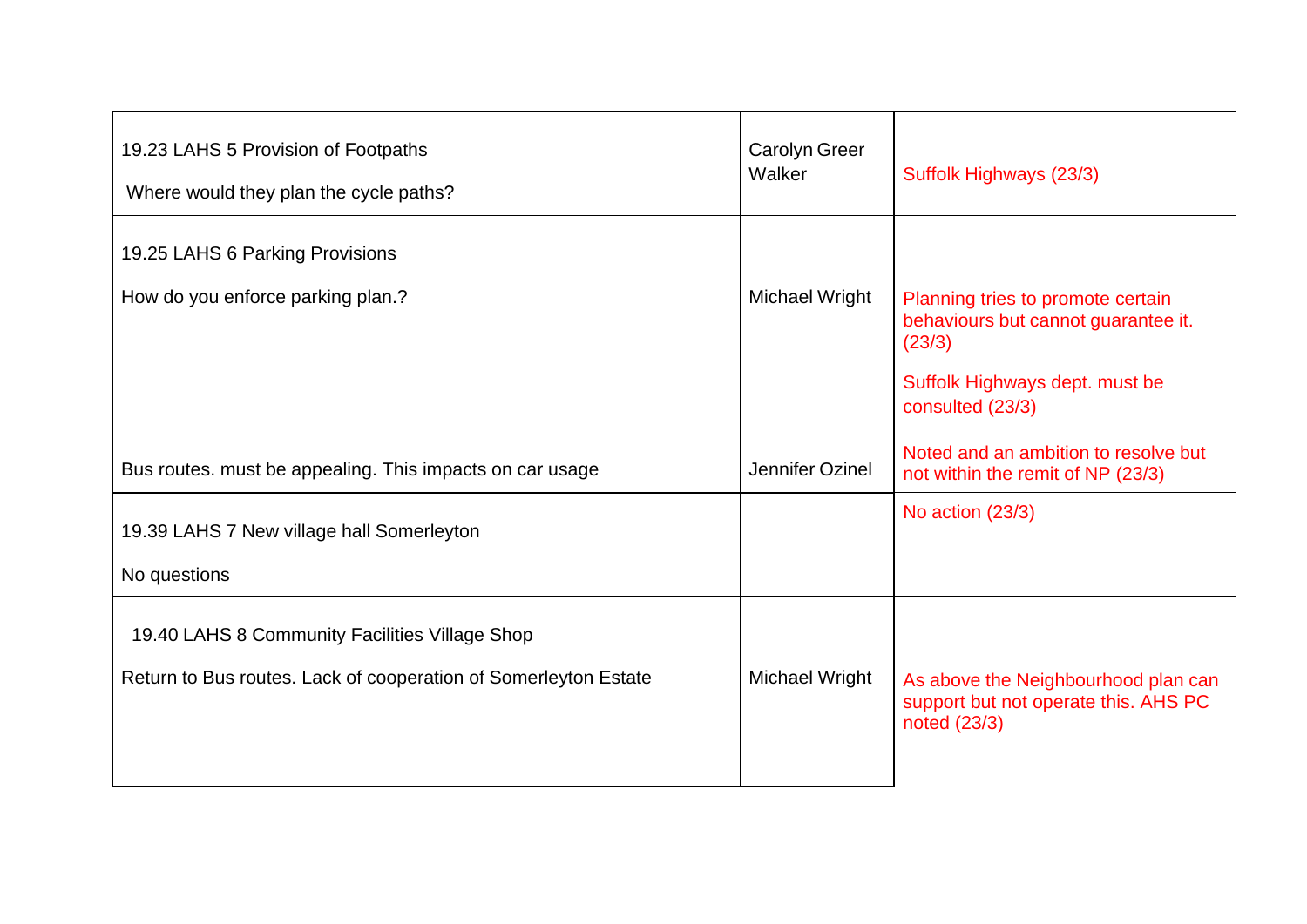| | | |
|---|---|---|
| 19.23 LAHS 5 Provision of Footpaths<br><br>Where would they plan the cycle paths? | Carolyn Greer Walker | Suffolk Highways (23/3) |
| 19.25 LAHS 6 Parking Provisions<br><br>How do you enforce parking plan.? | Michael Wright | Planning tries to promote certain behaviours but cannot guarantee it. (23/3)<br><br>Suffolk Highways dept. must be consulted (23/3) |
| Bus routes. must be appealing. This impacts on car usage | Jennifer Ozinel | Noted and an ambition to resolve but not within the remit of NP (23/3) |
| 19.39 LAHS 7 New village hall Somerleyton<br><br>No questions | | No action (23/3) |
| 19.40 LAHS 8 Community Facilities Village Shop<br><br>Return to Bus routes. Lack of cooperation of Somerleyton Estate | Michael Wright | As above the Neighbourhood plan can support but not operate this. AHS PC noted (23/3) |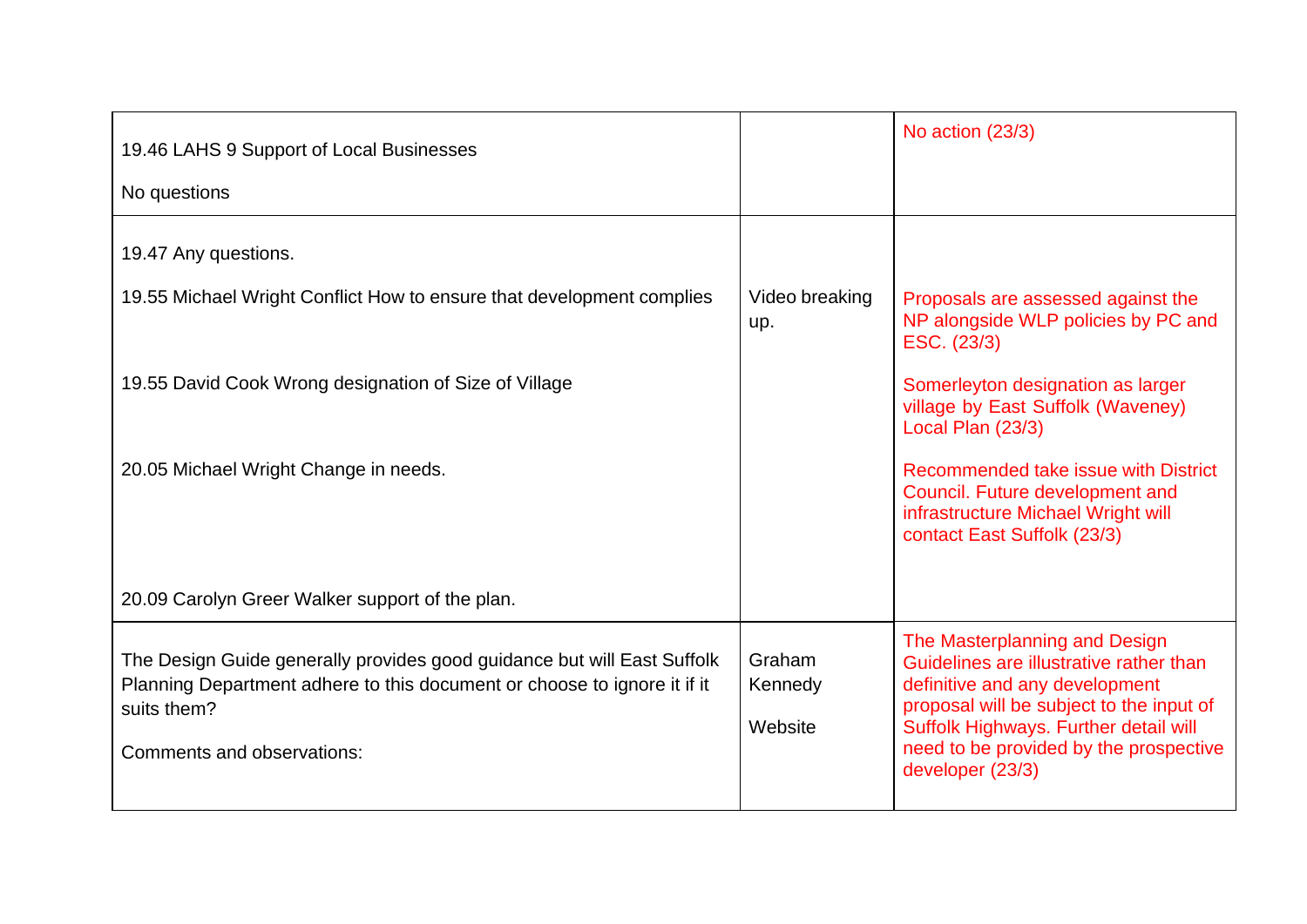| | | |
|---|---|---|
| 19.46 LAHS 9 Support of Local Businesses<br><br>No questions | | No action (23/3) |
| 19.47 Any questions.<br><br>19.55 Michael Wright Conflict How to ensure that development complies<br><br>19.55 David Cook Wrong designation of Size of Village<br><br>20.05 Michael Wright Change in needs.<br><br>20.09 Carolyn Greer Walker support of the plan. | Video breaking up. | Proposals are assessed against the NP alongside WLP policies by PC and ESC. (23/3)<br><br>Somerleyton designation as larger village by East Suffolk (Waveney) Local Plan (23/3)<br><br>Recommended take issue with District Council. Future development and infrastructure Michael Wright will contact East Suffolk (23/3) |
| The Design Guide generally provides good guidance but will East Suffolk Planning Department adhere to this document or choose to ignore it if it suits them?<br><br>Comments and observations: | Graham Kennedy<br><br>Website | The Masterplanning and Design Guidelines are illustrative rather than definitive and any development proposal will be subject to the input of Suffolk Highways. Further detail will need to be provided by the prospective developer (23/3) |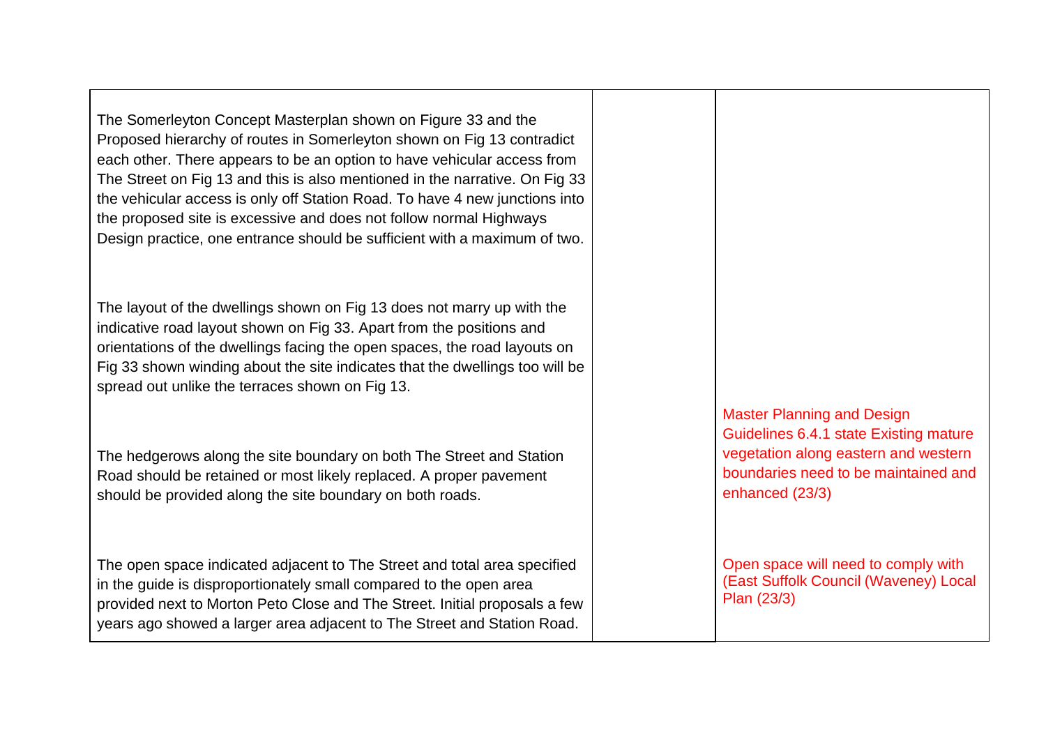| | | |
|---|---|---|
| The Somerleyton Concept Masterplan shown on Figure 33 and the Proposed hierarchy of routes in Somerleyton shown on Fig 13 contradict each other. There appears to be an option to have vehicular access from The Street on Fig 13 and this is also mentioned in the narrative. On Fig 33 the vehicular access is only off Station Road. To have 4 new junctions into the proposed site is excessive and does not follow normal Highways Design practice, one entrance should be sufficient with a maximum of two. | | |
| The layout of the dwellings shown on Fig 13 does not marry up with the indicative road layout shown on Fig 33. Apart from the positions and orientations of the dwellings facing the open spaces, the road layouts on Fig 33 shown winding about the site indicates that the dwellings too will be spread out unlike the terraces shown on Fig 13. | | |
| The hedgerows along the site boundary on both The Street and Station Road should be retained or most likely replaced. A proper pavement should be provided along the site boundary on both roads. | | Master Planning and Design Guidelines 6.4.1 state Existing mature vegetation along eastern and western boundaries need to be maintained and enhanced (23/3) |
| The open space indicated adjacent to The Street and total area specified in the guide is disproportionately small compared to the open area provided next to Morton Peto Close and The Street. Initial proposals a few years ago showed a larger area adjacent to The Street and Station Road. | | Open space will need to comply with (East Suffolk Council (Waveney) Local Plan (23/3) |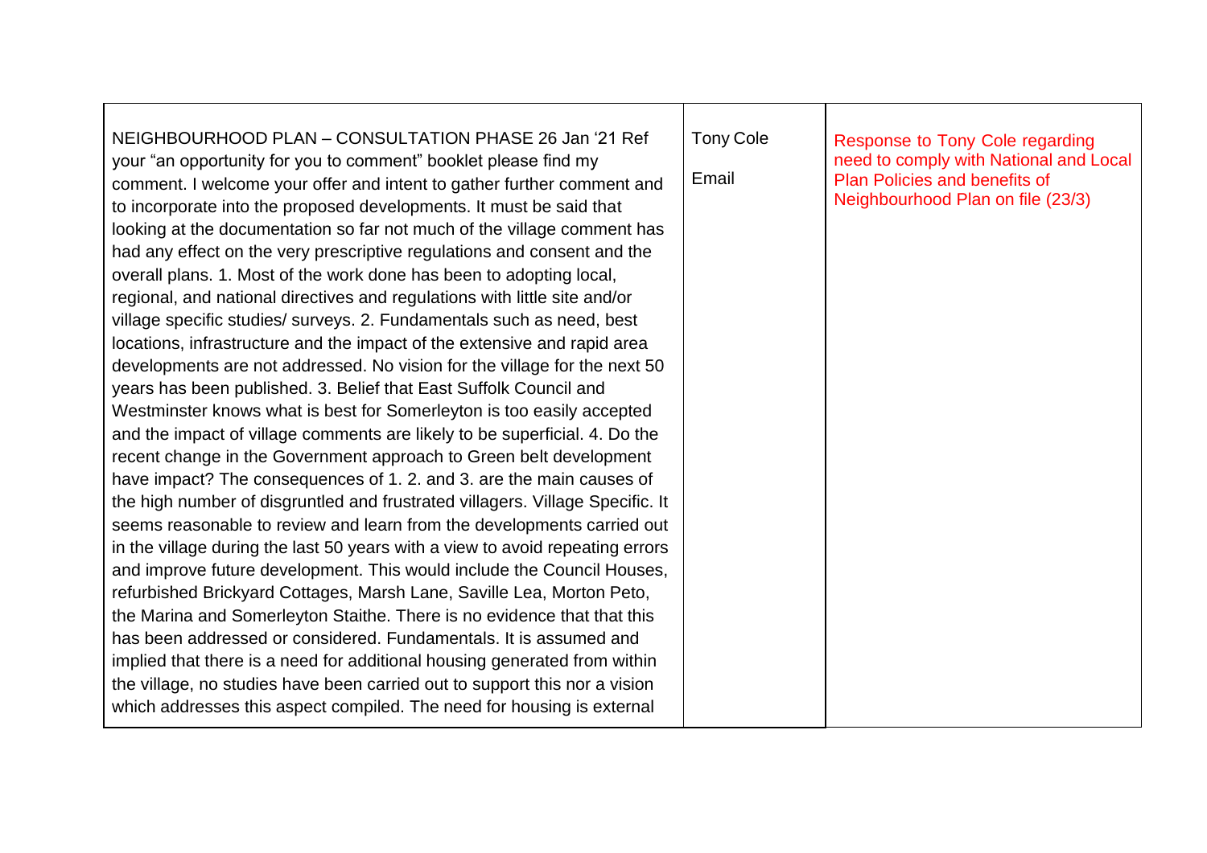| | | |
|---|---|---|
| NEIGHBOURHOOD PLAN – CONSULTATION PHASE 26 Jan '21 Ref your "an opportunity for you to comment" booklet please find my comment. I welcome your offer and intent to gather further comment and to incorporate into the proposed developments. It must be said that looking at the documentation so far not much of the village comment has had any effect on the very prescriptive regulations and consent and the overall plans. 1. Most of the work done has been to adopting local, regional, and national directives and regulations with little site and/or village specific studies/ surveys. 2. Fundamentals such as need, best locations, infrastructure and the impact of the extensive and rapid area developments are not addressed. No vision for the village for the next 50 years has been published. 3. Belief that East Suffolk Council and Westminster knows what is best for Somerleyton is too easily accepted and the impact of village comments are likely to be superficial. 4. Do the recent change in the Government approach to Green belt development have impact? The consequences of 1. 2. and 3. are the main causes of the high number of disgruntled and frustrated villagers. Village Specific. It seems reasonable to review and learn from the developments carried out in the village during the last 50 years with a view to avoid repeating errors and improve future development. This would include the Council Houses, refurbished Brickyard Cottages, Marsh Lane, Saville Lea, Morton Peto, the Marina and Somerleyton Staithe. There is no evidence that that this has been addressed or considered. Fundamentals. It is assumed and implied that there is a need for additional housing generated from within the village, no studies have been carried out to support this nor a vision which addresses this aspect compiled. The need for housing is external | Tony Cole<br><br>Email | Response to Tony Cole regarding need to comply with National and Local Plan Policies and benefits of Neighbourhood Plan on file (23/3) |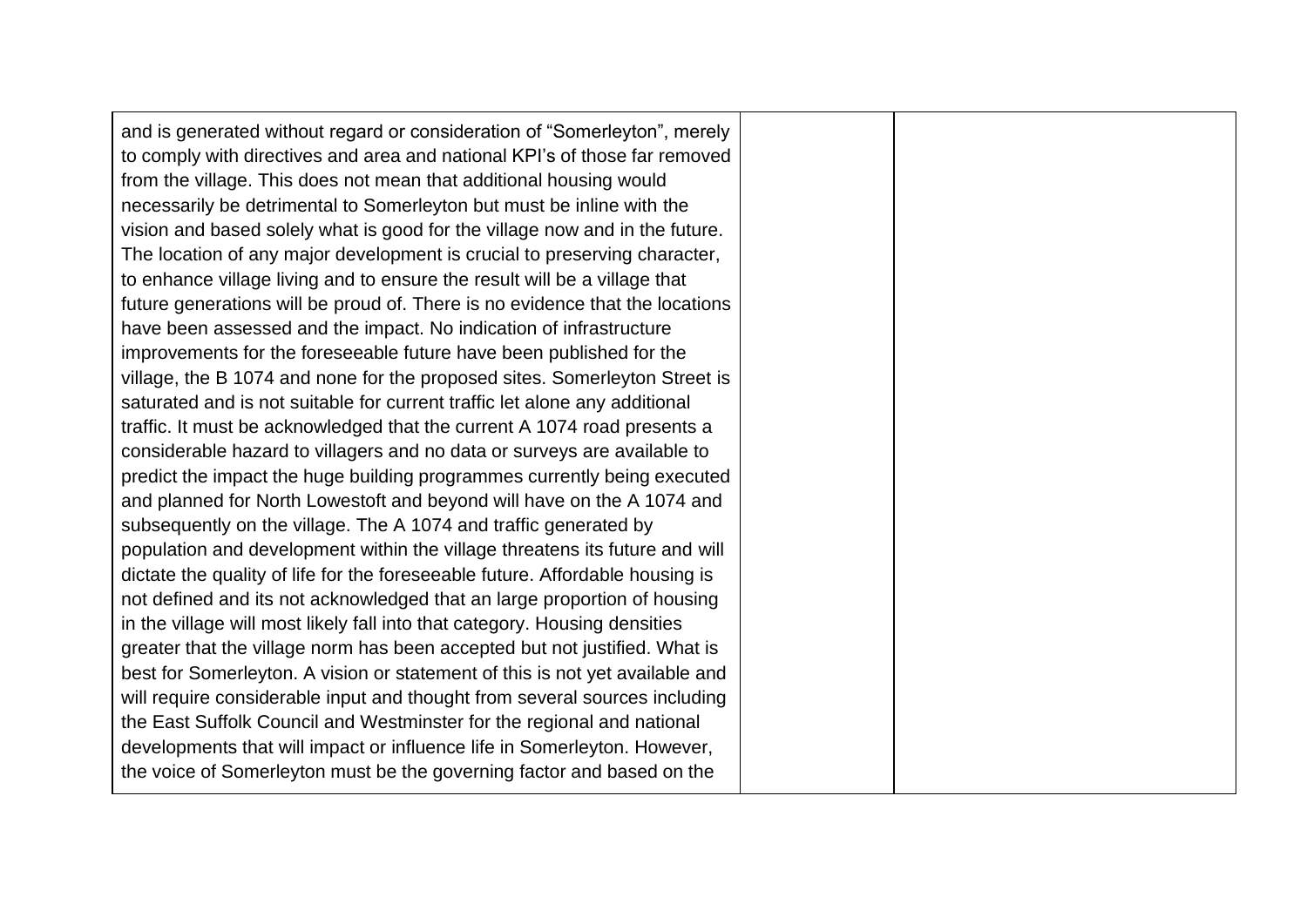| | | |
|---|---|---|
| and is generated without regard or consideration of “Somerleyton”, merely to comply with directives and area and national KPI’s of those far removed from the village. This does not mean that additional housing would necessarily be detrimental to Somerleyton but must be inline with the vision and based solely what is good for the village now and in the future. The location of any major development is crucial to preserving character, to enhance village living and to ensure the result will be a village that future generations will be proud of. There is no evidence that the locations have been assessed and the impact. No indication of infrastructure improvements for the foreseeable future have been published for the village, the B 1074 and none for the proposed sites. Somerleyton Street is saturated and is not suitable for current traffic let alone any additional traffic. It must be acknowledged that the current A 1074 road presents a considerable hazard to villagers and no data or surveys are available to predict the impact the huge building programmes currently being executed and planned for North Lowestoft and beyond will have on the A 1074 and subsequently on the village. The A 1074 and traffic generated by population and development within the village threatens its future and will dictate the quality of life for the foreseeable future. Affordable housing is not defined and its not acknowledged that an large proportion of housing in the village will most likely fall into that category. Housing densities greater that the village norm has been accepted but not justified. What is best for Somerleyton. A vision or statement of this is not yet available and will require considerable input and thought from several sources including the East Suffolk Council and Westminster for the regional and national developments that will impact or influence life in Somerleyton. However, the voice of Somerleyton must be the governing factor and based on the | | |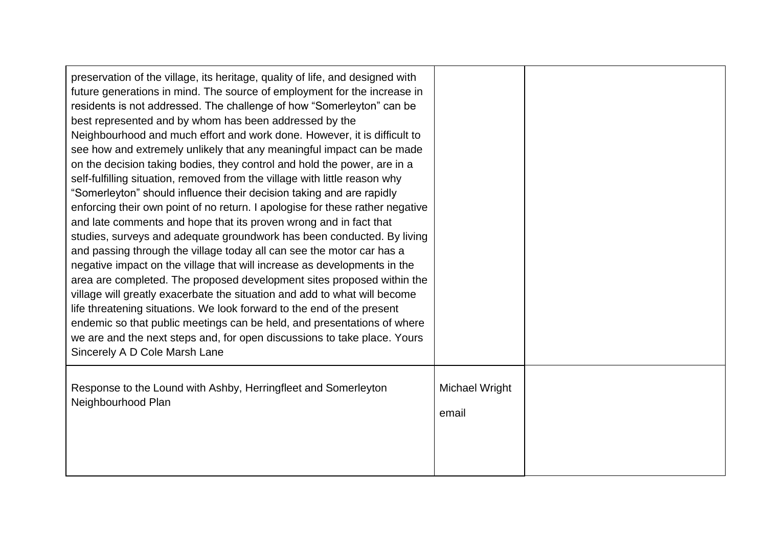| | | |
|---|---|---|
| preservation of the village, its heritage, quality of life, and designed with future generations in mind. The source of employment for the increase in residents is not addressed. The challenge of how "Somerleyton" can be best represented and by whom has been addressed by the Neighbourhood and much effort and work done. However, it is difficult to see how and extremely unlikely that any meaningful impact can be made on the decision taking bodies, they control and hold the power, are in a self-fulfilling situation, removed from the village with little reason why "Somerleyton" should influence their decision taking and are rapidly enforcing their own point of no return. I apologise for these rather negative and late comments and hope that its proven wrong and in fact that studies, surveys and adequate groundwork has been conducted. By living and passing through the village today all can see the motor car has a negative impact on the village that will increase as developments in the area are completed. The proposed development sites proposed within the village will greatly exacerbate the situation and add to what will become life threatening situations. We look forward to the end of the present endemic so that public meetings can be held, and presentations of where we are and the next steps and, for open discussions to take place. Yours Sincerely A D Cole Marsh Lane | | |
| Response to the Lound with Ashby, Herringfleet and Somerleyton Neighbourhood Plan | Michael Wright<br><br>email | |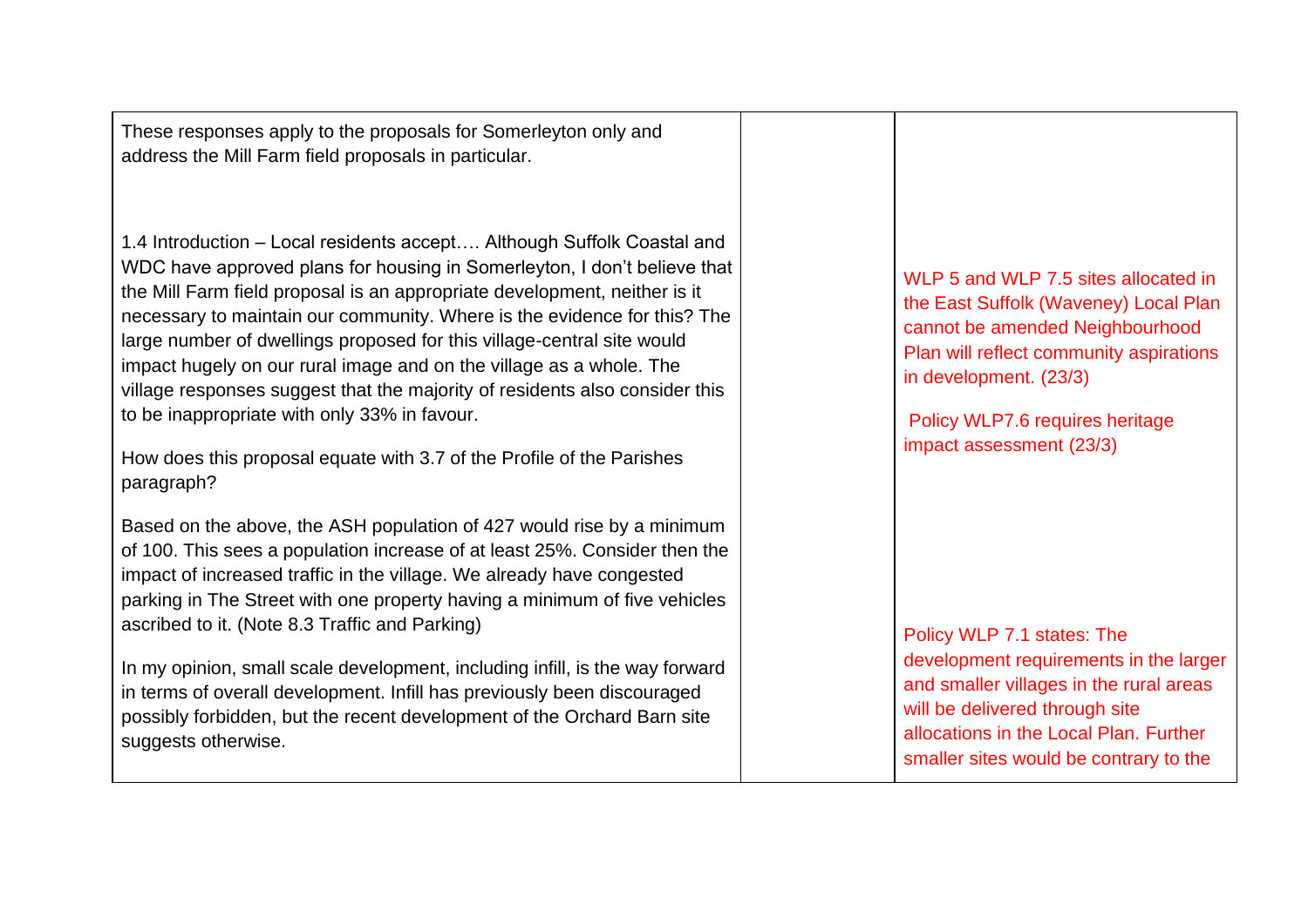| | | |
|---|---|---|
| These responses apply to the proposals for Somerleyton only and address the Mill Farm field proposals in particular.<br><br>1.4 Introduction – Local residents accept…. Although Suffolk Coastal and WDC have approved plans for housing in Somerleyton, I don't believe that the Mill Farm field proposal is an appropriate development, neither is it necessary to maintain our community. Where is the evidence for this? The large number of dwellings proposed for this village-central site would impact hugely on our rural image and on the village as a whole. The village responses suggest that the majority of residents also consider this to be inappropriate with only 33% in favour.<br><br>How does this proposal equate with 3.7 of the Profile of the Parishes paragraph?<br><br>Based on the above, the ASH population of 427 would rise by a minimum of 100. This sees a population increase of at least 25%. Consider then the impact of increased traffic in the village. We already have congested parking in The Street with one property having a minimum of five vehicles ascribed to it. (Note 8.3 Traffic and Parking)<br><br>In my opinion, small scale development, including infill, is the way forward in terms of overall development. Infill has previously been discouraged possibly forbidden, but the recent development of the Orchard Barn site suggests otherwise. | | WLP 5 and WLP 7.5 sites allocated in the East Suffolk (Waveney) Local Plan cannot be amended Neighbourhood Plan will reflect community aspirations in development. (23/3)<br><br>Policy WLP7.6 requires heritage impact assessment (23/3)<br><br>Policy WLP 7.1 states: The development requirements in the larger and smaller villages in the rural areas will be delivered through site allocations in the Local Plan. Further smaller sites would be contrary to the |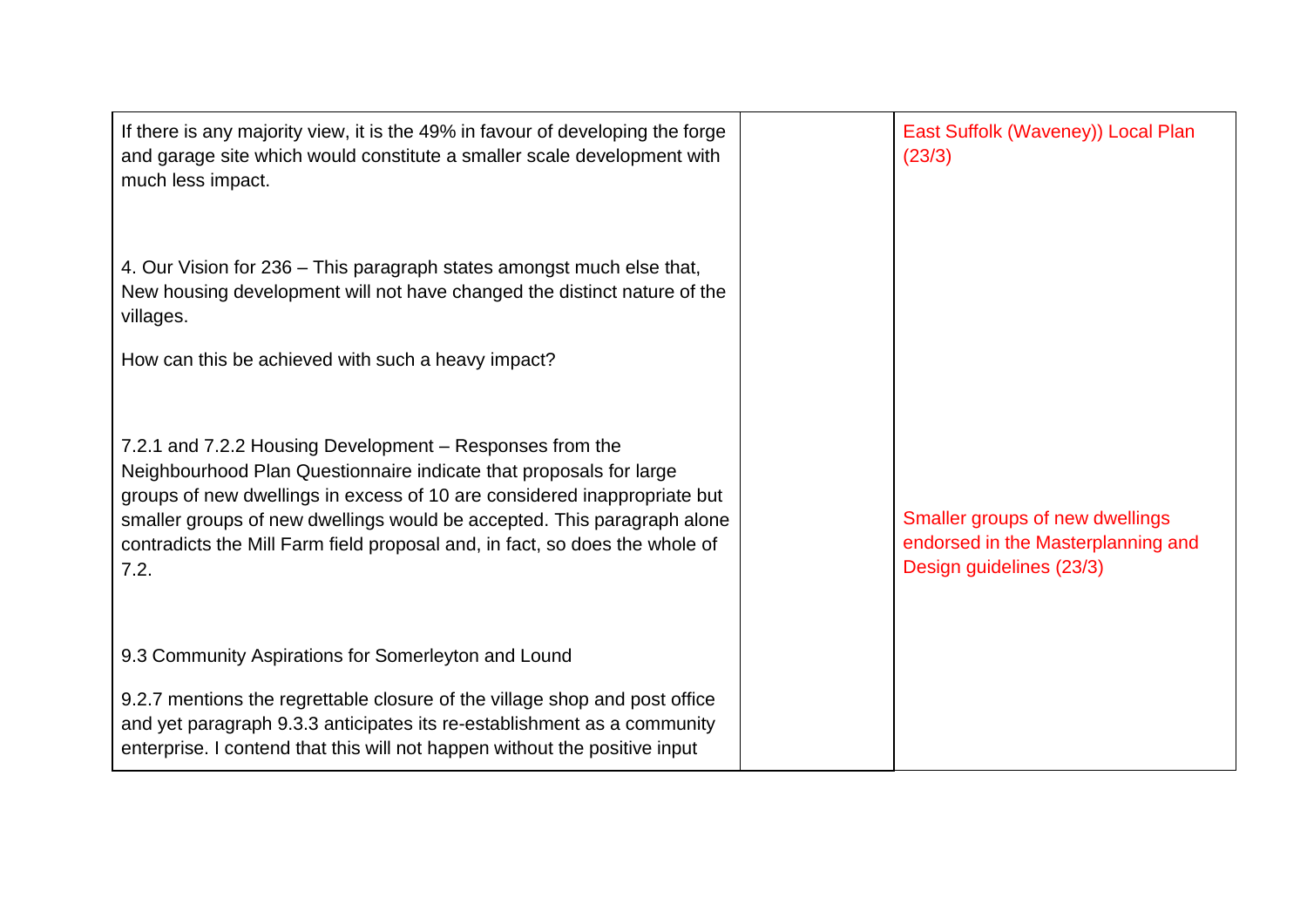| | | |
|---|---|---|
| If there is any majority view, it is the 49% in favour of developing the forge and garage site which would constitute a smaller scale development with much less impact.<br><br>4. Our Vision for 236 – This paragraph states amongst much else that, New housing development will not have changed the distinct nature of the villages.<br><br>How can this be achieved with such a heavy impact? | | East Suffolk (Waveney)) Local Plan (23/3) |
| 7.2.1 and 7.2.2 Housing Development – Responses from the Neighbourhood Plan Questionnaire indicate that proposals for large groups of new dwellings in excess of 10 are considered inappropriate but smaller groups of new dwellings would be accepted. This paragraph alone contradicts the Mill Farm field proposal and, in fact, so does the whole of 7.2. | | Smaller groups of new dwellings endorsed in the Masterplanning and Design guidelines (23/3) |
| 9.3 Community Aspirations for Somerleyton and Lound<br><br>9.2.7 mentions the regrettable closure of the village shop and post office and yet paragraph 9.3.3 anticipates its re-establishment as a community enterprise. I contend that this will not happen without the positive input | | |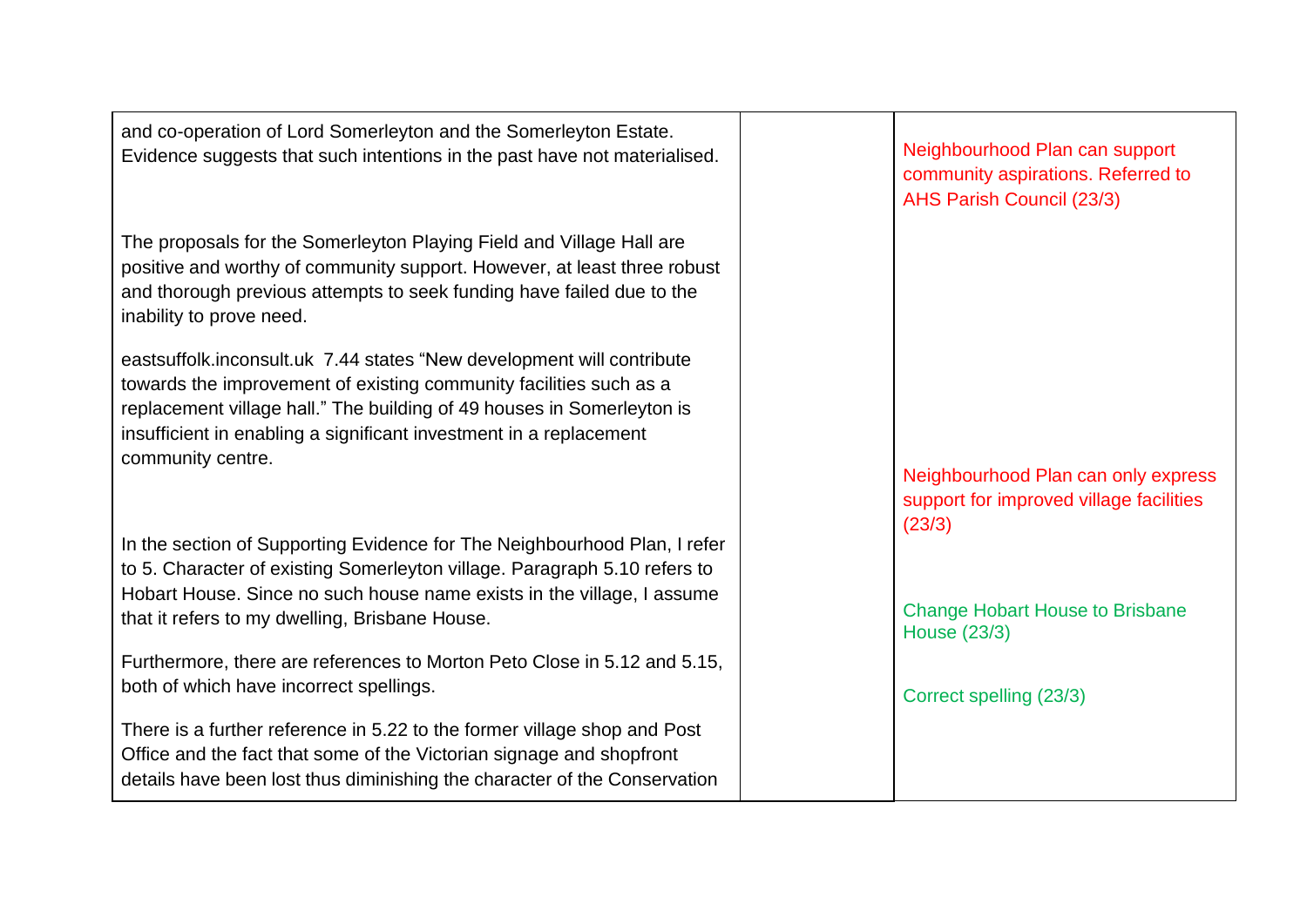| | | |
|---|---|---|
| and co-operation of Lord Somerleyton and the Somerleyton Estate. Evidence suggests that such intentions in the past have not materialised. | | Neighbourhood Plan can support community aspirations. Referred to AHS Parish Council (23/3) |
| The proposals for the Somerleyton Playing Field and Village Hall are positive and worthy of community support. However, at least three robust and thorough previous attempts to seek funding have failed due to the inability to prove need.<br><br>eastsuffolk.inconsult.uk 7.44 states "New development will contribute towards the improvement of existing community facilities such as a replacement village hall." The building of 49 houses in Somerleyton is insufficient in enabling a significant investment in a replacement community centre. | | Neighbourhood Plan can only express support for improved village facilities (23/3) |
| In the section of Supporting Evidence for The Neighbourhood Plan, I refer to 5. Character of existing Somerleyton village. Paragraph 5.10 refers to Hobart House. Since no such house name exists in the village, I assume that it refers to my dwelling, Brisbane House. | | Change Hobart House to Brisbane House (23/3) |
| Furthermore, there are references to Morton Peto Close in 5.12 and 5.15, both of which have incorrect spellings. | | Correct spelling (23/3) |
| There is a further reference in 5.22 to the former village shop and Post Office and the fact that some of the Victorian signage and shopfront details have been lost thus diminishing the character of the Conservation | | |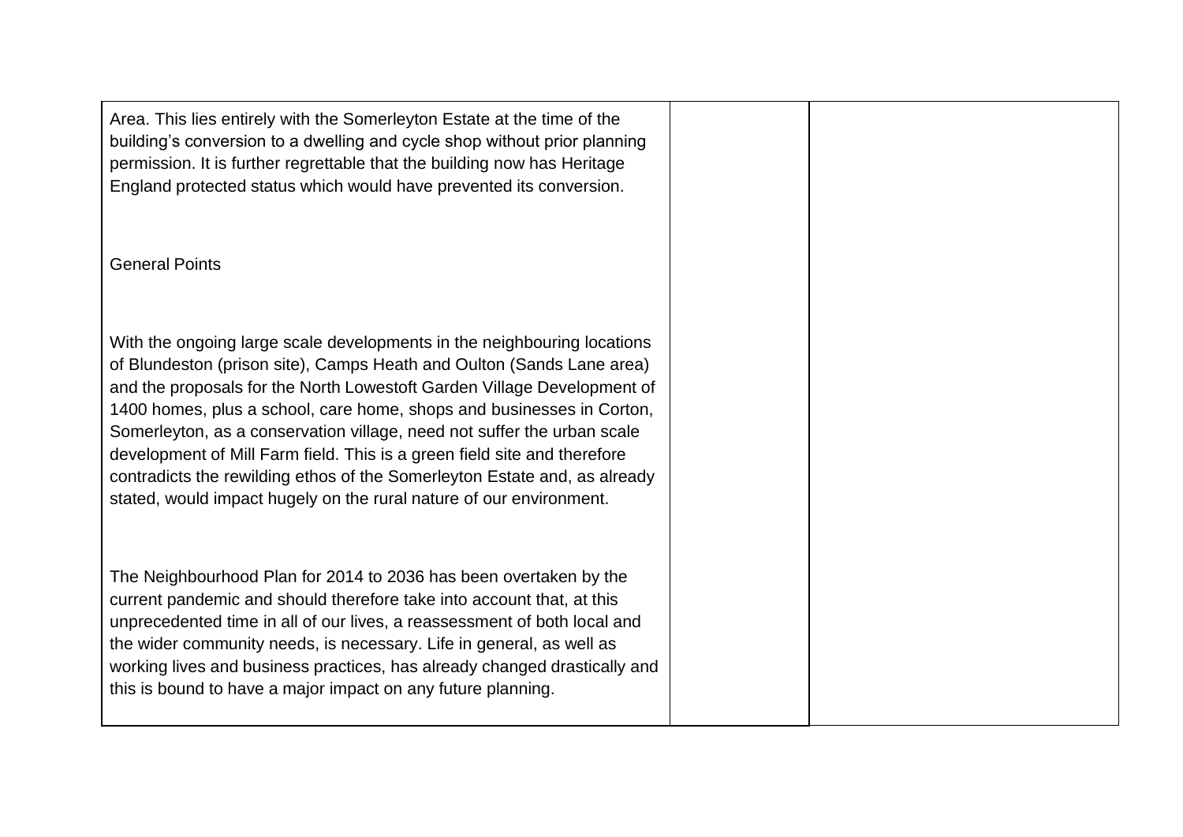| | | |
|---|---|---|
| Area. This lies entirely with the Somerleyton Estate at the time of the building's conversion to a dwelling and cycle shop without prior planning permission. It is further regrettable that the building now has Heritage England protected status which would have prevented its conversion.<br><br>General Points<br><br>With the ongoing large scale developments in the neighbouring locations of Blundeston (prison site), Camps Heath and Oulton (Sands Lane area) and the proposals for the North Lowestoft Garden Village Development of 1400 homes, plus a school, care home, shops and businesses in Corton, Somerleyton, as a conservation village, need not suffer the urban scale development of Mill Farm field. This is a green field site and therefore contradicts the rewilding ethos of the Somerleyton Estate and, as already stated, would impact hugely on the rural nature of our environment.<br><br>The Neighbourhood Plan for 2014 to 2036 has been overtaken by the current pandemic and should therefore take into account that, at this unprecedented time in all of our lives, a reassessment of both local and the wider community needs, is necessary. Life in general, as well as working lives and business practices, has already changed drastically and this is bound to have a major impact on any future planning. | | |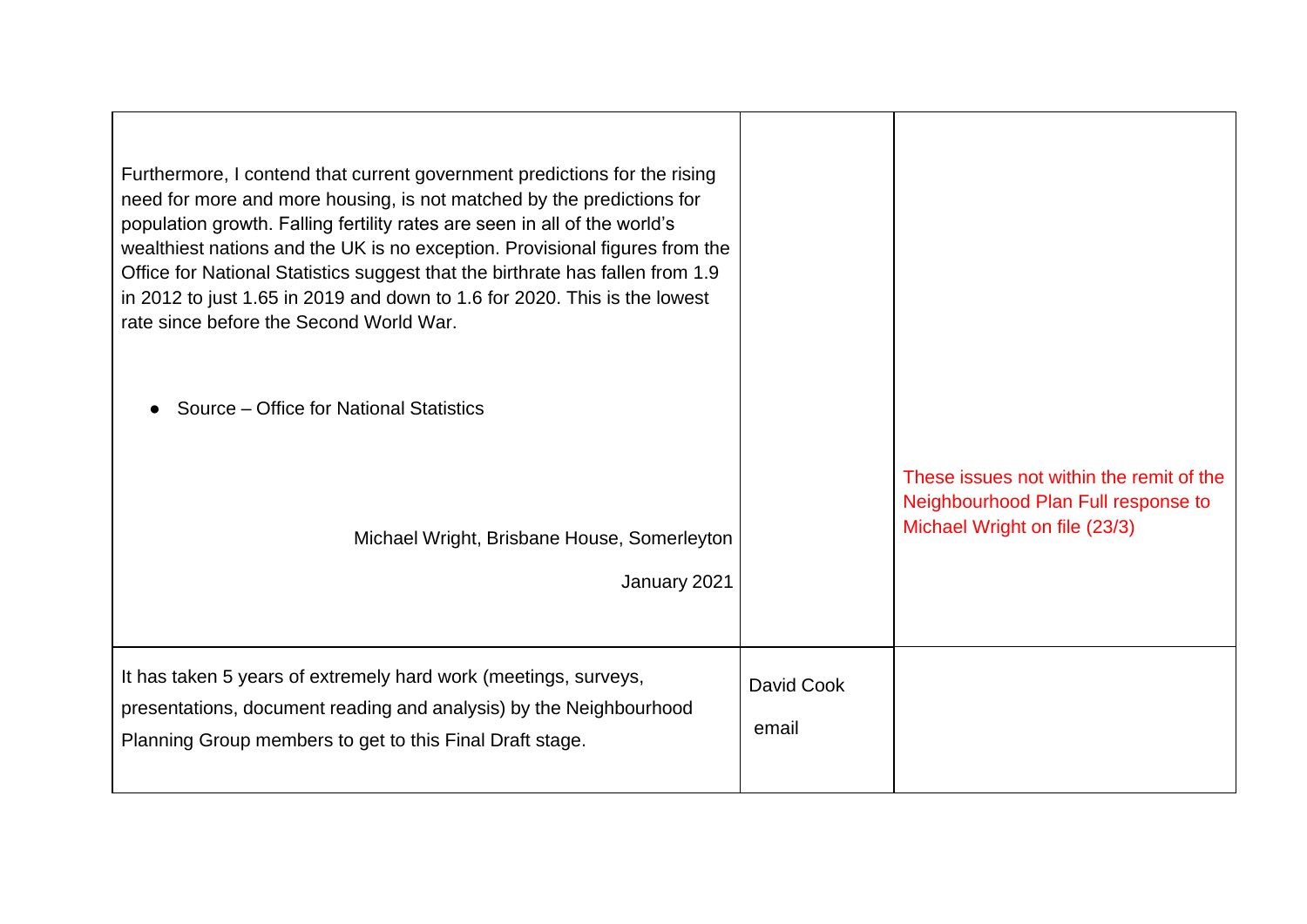| | | |
|---|---|---|
| Furthermore, I contend that current government predictions for the rising need for more and more housing, is not matched by the predictions for population growth. Falling fertility rates are seen in all of the world's wealthiest nations and the UK is no exception. Provisional figures from the Office for National Statistics suggest that the birthrate has fallen from 1.9 in 2012 to just 1.65 in 2019 and down to 1.6 for 2020. This is the lowest rate since before the Second World War.<br><br>• Source – Office for National Statistics<br><br>Michael Wright, Brisbane House, Somerleyton<br><br>January 2021 | | These issues not within the remit of the Neighbourhood Plan Full response to Michael Wright on file (23/3) |
| It has taken 5 years of extremely hard work (meetings, surveys, presentations, document reading and analysis) by the Neighbourhood Planning Group members to get to this Final Draft stage. | David Cook<br><br>email | |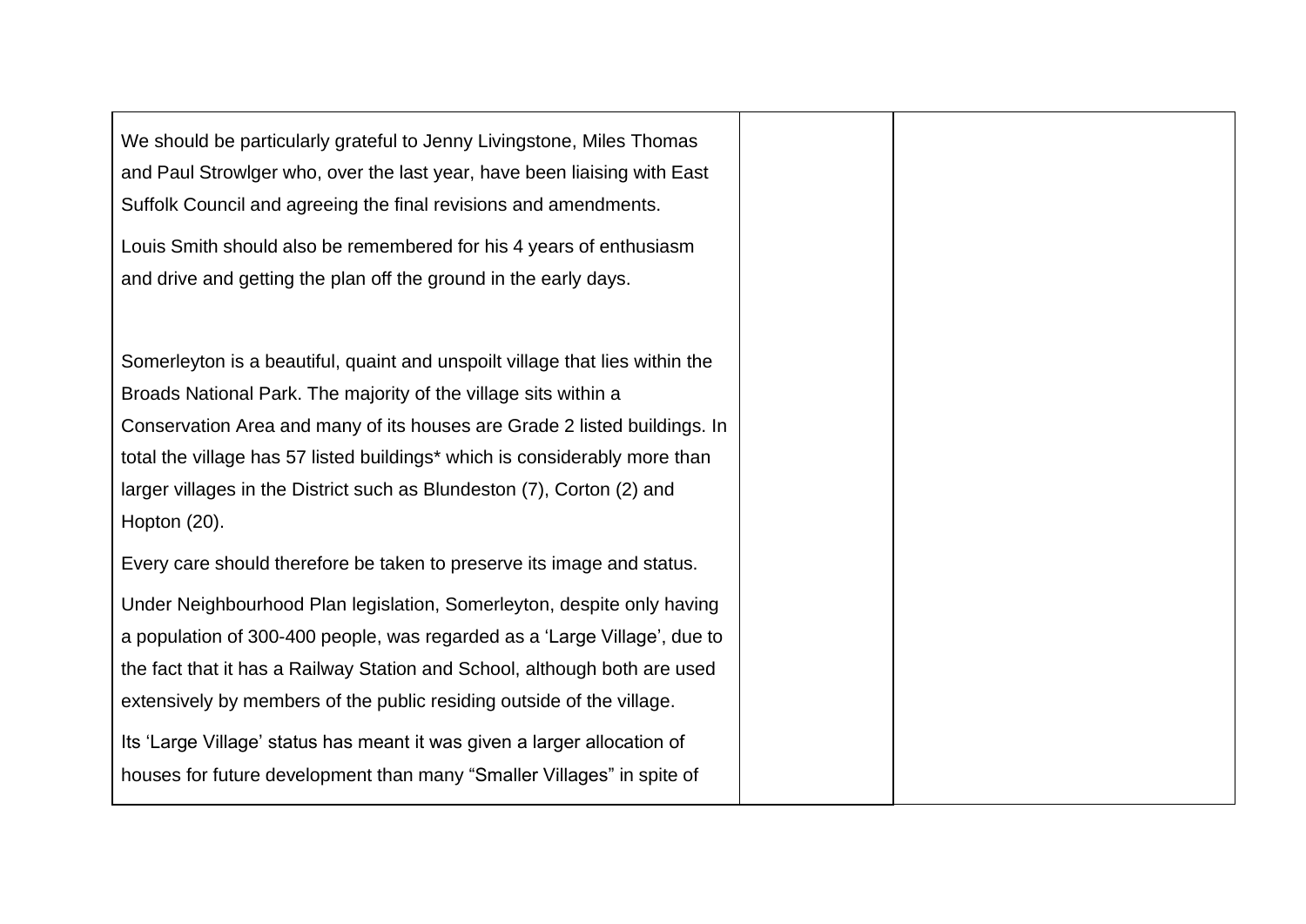| | | |
|---|---|---|
| We should be particularly grateful to Jenny Livingstone, Miles Thomas and Paul Strowlger who, over the last year, have been liaising with East Suffolk Council and agreeing the final revisions and amendments.<br><br>Louis Smith should also be remembered for his 4 years of enthusiasm and drive and getting the plan off the ground in the early days.<br><br>Somerleyton is a beautiful, quaint and unspoilt village that lies within the Broads National Park. The majority of the village sits within a Conservation Area and many of its houses are Grade 2 listed buildings. In total the village has 57 listed buildings* which is considerably more than larger villages in the District such as Blundeston (7), Corton (2) and Hopton (20).<br><br>Every care should therefore be taken to preserve its image and status.<br><br>Under Neighbourhood Plan legislation, Somerleyton, despite only having a population of 300-400 people, was regarded as a 'Large Village', due to the fact that it has a Railway Station and School, although both are used extensively by members of the public residing outside of the village.<br><br>Its 'Large Village' status has meant it was given a larger allocation of houses for future development than many "Smaller Villages" in spite of | | |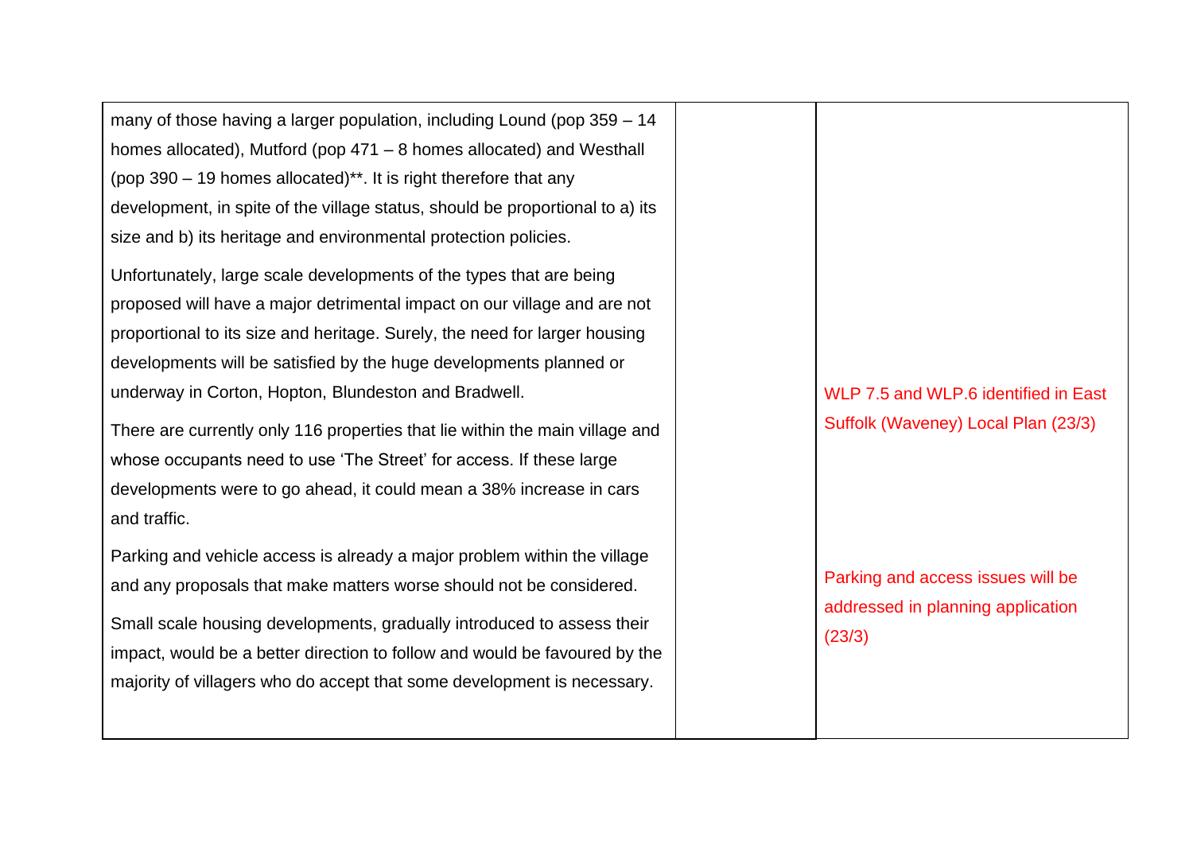| | | |
|---|---|---|
| many of those having a larger population, including Lound (pop 359 – 14 homes allocated), Mutford (pop 471 – 8 homes allocated) and Westhall (pop 390 – 19 homes allocated)**. It is right therefore that any development, in spite of the village status, should be proportional to a) its size and b) its heritage and environmental protection policies.<br><br>Unfortunately, large scale developments of the types that are being proposed will have a major detrimental impact on our village and are not proportional to its size and heritage. Surely, the need for larger housing developments will be satisfied by the huge developments planned or underway in Corton, Hopton, Blundeston and Bradwell.<br><br>There are currently only 116 properties that lie within the main village and whose occupants need to use 'The Street' for access. If these large developments were to go ahead, it could mean a 38% increase in cars and traffic.<br><br>Parking and vehicle access is already a major problem within the village and any proposals that make matters worse should not be considered.<br><br>Small scale housing developments, gradually introduced to assess their impact, would be a better direction to follow and would be favoured by the majority of villagers who do accept that some development is necessary. | | WLP 7.5 and WLP.6 identified in East Suffolk (Waveney) Local Plan (23/3)<br><br>Parking and access issues will be addressed in planning application (23/3) |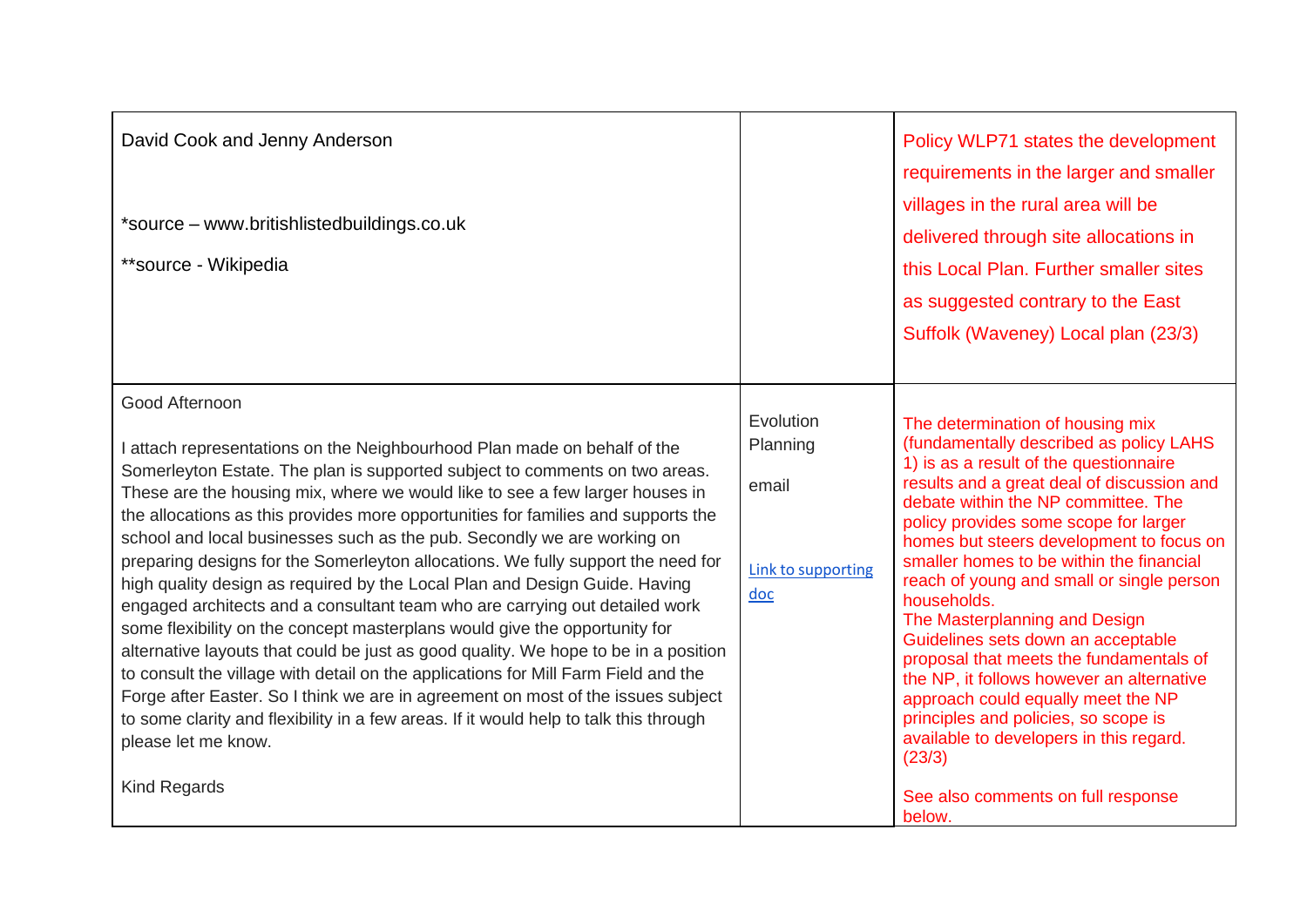| | | |
|---|---|---|
| David Cook and Jenny Anderson<br><br>*source – www.britishlistedbuildings.co.uk<br><br>**source - Wikipedia | | Policy WLP71 states the development requirements in the larger and smaller villages in the rural area will be delivered through site allocations in this Local Plan. Further smaller sites as suggested contrary to the East Suffolk (Waveney) Local plan (23/3) |
| Good Afternoon<br><br>I attach representations on the Neighbourhood Plan made on behalf of the Somerleyton Estate. The plan is supported subject to comments on two areas. These are the housing mix, where we would like to see a few larger houses in the allocations as this provides more opportunities for families and supports the school and local businesses such as the pub. Secondly we are working on preparing designs for the Somerleyton allocations. We fully support the need for high quality design as required by the Local Plan and Design Guide. Having engaged architects and a consultant team who are carrying out detailed work some flexibility on the concept masterplans would give the opportunity for alternative layouts that could be just as good quality. We hope to be in a position to consult the village with detail on the applications for Mill Farm Field and the Forge after Easter. So I think we are in agreement on most of the issues subject to some clarity and flexibility in a few areas. If it would help to talk this through please let me know.<br><br>Kind Regards | Evolution Planning<br><br>email<br><br>Link to supporting doc | The determination of housing mix (fundamentally described as policy LAHS 1) is as a result of the questionnaire results and a great deal of discussion and debate within the NP committee. The policy provides some scope for larger homes but steers development to focus on smaller homes to be within the financial reach of young and small or single person households.<br>The Masterplanning and Design Guidelines sets down an acceptable proposal that meets the fundamentals of the NP, it follows however an alternative approach could equally meet the NP principles and policies, so scope is available to developers in this regard. (23/3)<br><br>See also comments on full response below. |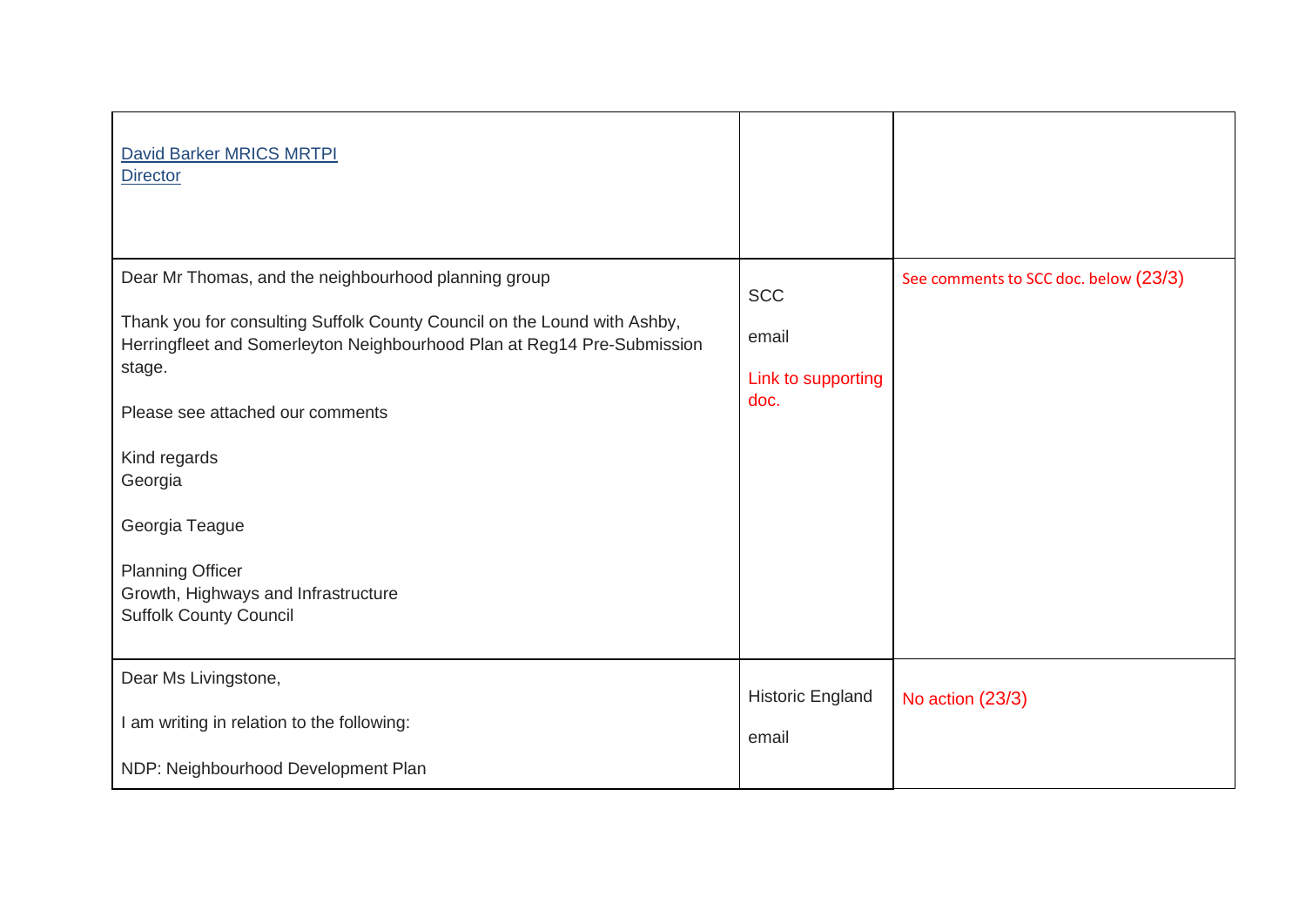| | | |
|---|---|---|
| David Barker MRICS MRTPI<br>Director | | |
| Dear Mr Thomas, and the neighbourhood planning group<br><br>Thank you for consulting Suffolk County Council on the Lound with Ashby, Herringfleet and Somerleyton Neighbourhood Plan at Reg14 Pre-Submission stage.<br><br>Please see attached our comments<br><br>Kind regards<br>Georgia<br><br>Georgia Teague<br><br>Planning Officer<br>Growth, Highways and Infrastructure<br>Suffolk County Council | SCC<br><br>email<br><br>Link to supporting doc. | See comments to SCC doc. below (23/3) |
| Dear Ms Livingstone,<br><br>I am writing in relation to the following:<br><br>NDP: Neighbourhood Development Plan | Historic England<br><br>email | No action (23/3) |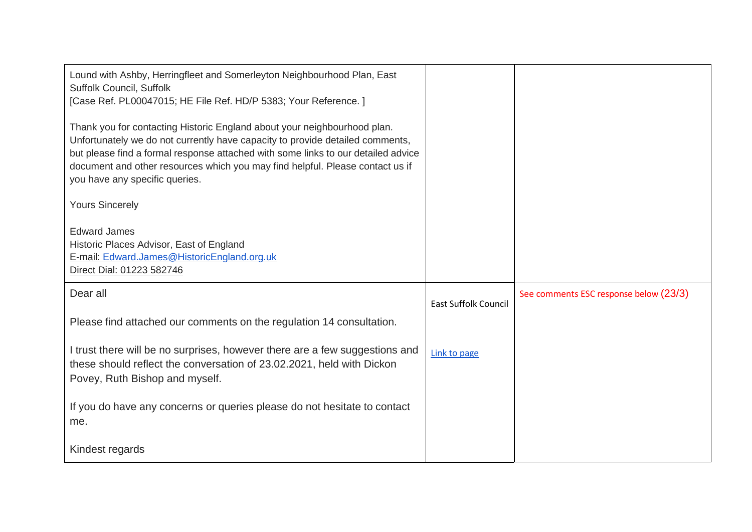| | | |
|---|---|---|
| Lound with Ashby, Herringfleet and Somerleyton Neighbourhood Plan, East Suffolk Council, Suffolk<br>[Case Ref. PL00047015; HE File Ref. HD/P 5383; Your Reference. ]<br><br>Thank you for contacting Historic England about your neighbourhood plan. Unfortunately we do not currently have capacity to provide detailed comments, but please find a formal response attached with some links to our detailed advice document and other resources which you may find helpful. Please contact us if you have any specific queries.<br><br>Yours Sincerely<br><br>Edward James<br>Historic Places Advisor, East of England<br>E-mail: Edward.James@HistoricEngland.org.uk<br>Direct Dial: 01223 582746 | | |
| Dear all<br><br>Please find attached our comments on the regulation 14 consultation.<br><br>I trust there will be no surprises, however there are a few suggestions and these should reflect the conversation of 23.02.2021, held with Dickon Povey, Ruth Bishop and myself.<br><br>If you do have any concerns or queries please do not hesitate to contact me.<br><br>Kindest regards | East Suffolk Council<br><br>Link to page | See comments ESC response below (23/3) |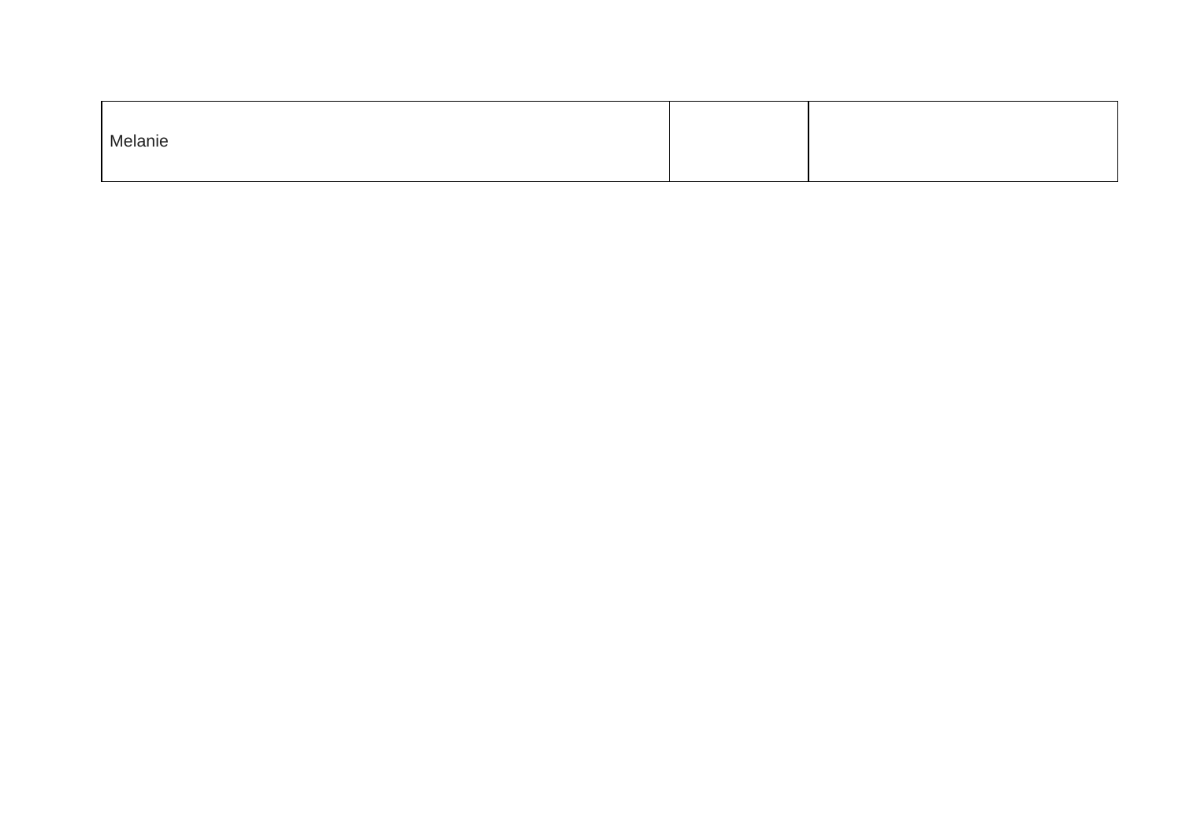| | | |
| --- | --- | --- |
| Melanie | | |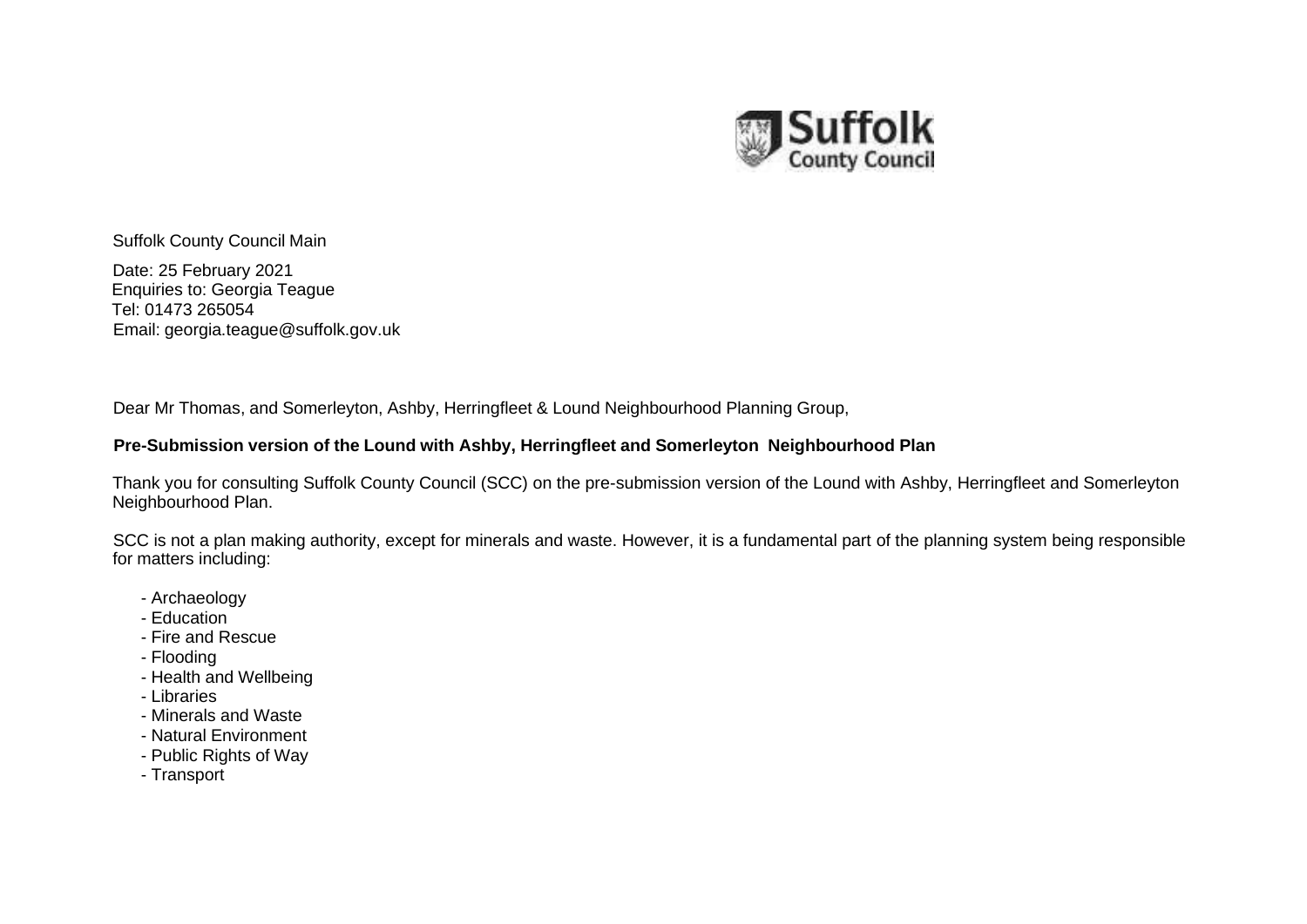Suffolk County Council Main

Date: 25 February 2021
Enquiries to: Georgia Teague
Tel: 01473 265054
Email: georgia.teague@suffolk.gov.uk

Dear Mr Thomas, and Somerleyton, Ashby, Herringfleet & Lound Neighbourhood Planning Group,

**Pre-Submission version of the Lound with Ashby, Herringfleet and Somerleyton Neighbourhood Plan**

Thank you for consulting Suffolk County Council (SCC) on the pre-submission version of the Lound with Ashby, Herringfleet and Somerleyton Neighbourhood Plan.

SCC is not a plan making authority, except for minerals and waste. However, it is a fundamental part of the planning system being responsible for matters including:

- Archaeology
- Education
- Fire and Rescue
- Flooding
- Health and Wellbeing
- Libraries
- Minerals and Waste
- Natural Environment
- Public Rights of Way
- Transport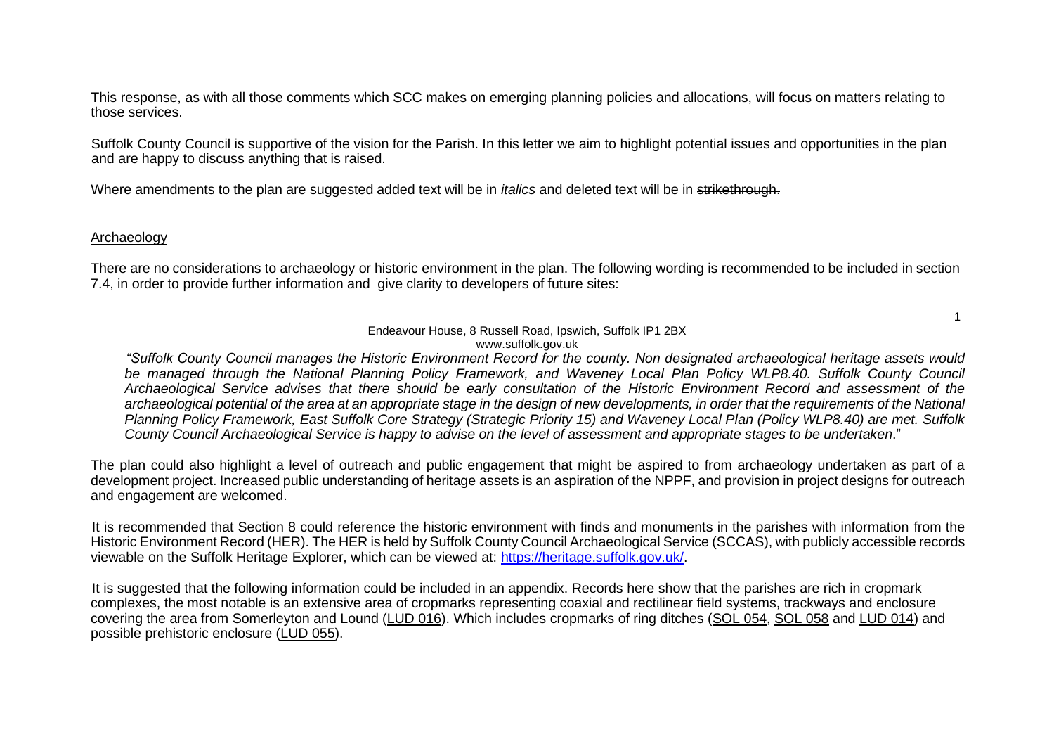This response, as with all those comments which SCC makes on emerging planning policies and allocations, will focus on matters relating to those services.

Suffolk County Council is supportive of the vision for the Parish. In this letter we aim to highlight potential issues and opportunities in the plan and are happy to discuss anything that is raised.

Where amendments to the plan are suggested added text will be in *italics* and deleted text will be in ~~strikethrough.~~

## Archaeology

There are no considerations to archaeology or historic environment in the plan. The following wording is recommended to be included in section 7.4, in order to provide further information and give clarity to developers of future sites:

*"Suffolk County Council manages the Historic Environment Record for the county. Non designated archaeological heritage assets would be managed through the National Planning Policy Framework, and Waveney Local Plan Policy WLP8.40. Suffolk County Council Archaeological Service advises that there should be early consultation of the Historic Environment Record and assessment of the archaeological potential of the area at an appropriate stage in the design of new developments, in order that the requirements of the National Planning Policy Framework, East Suffolk Core Strategy (Strategic Priority 15) and Waveney Local Plan (Policy WLP8.40) are met. Suffolk County Council Archaeological Service is happy to advise on the level of assessment and appropriate stages to be undertaken*."

The plan could also highlight a level of outreach and public engagement that might be aspired to from archaeology undertaken as part of a development project. Increased public understanding of heritage assets is an aspiration of the NPPF, and provision in project designs for outreach and engagement are welcomed.

It is recommended that Section 8 could reference the historic environment with finds and monuments in the parishes with information from the Historic Environment Record (HER). The HER is held by Suffolk County Council Archaeological Service (SCCAS), with publicly accessible records viewable on the Suffolk Heritage Explorer, which can be viewed at: https://heritage.suffolk.gov.uk/.

It is suggested that the following information could be included in an appendix. Records here show that the parishes are rich in cropmark complexes, the most notable is an extensive area of cropmarks representing coaxial and rectilinear field systems, trackways and enclosure covering the area from Somerleyton and Lound (LUD 016). Which includes cropmarks of ring ditches (SOL 054, SOL 058 and LUD 014) and possible prehistoric enclosure (LUD 055).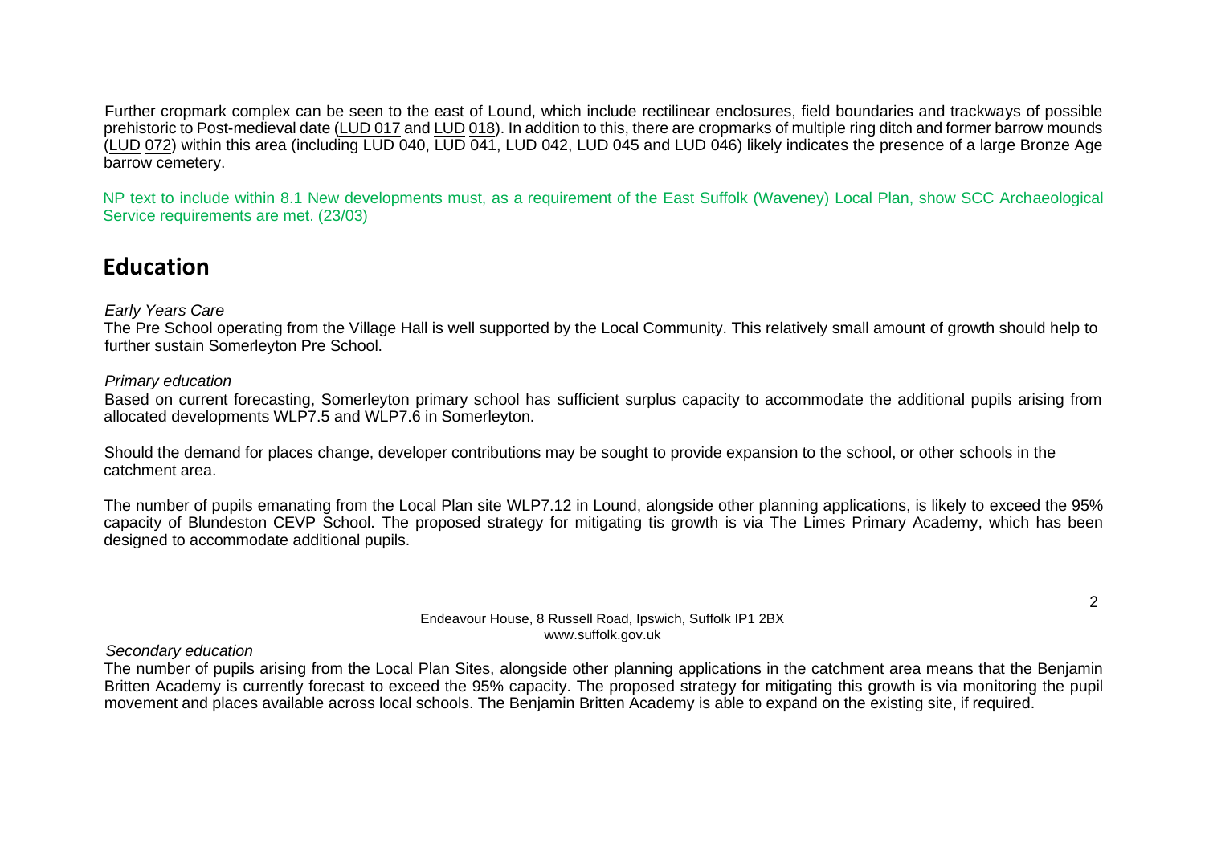Further cropmark complex can be seen to the east of Lound, which include rectilinear enclosures, field boundaries and trackways of possible prehistoric to Post-medieval date (LUD 017 and LUD 018). In addition to this, there are cropmarks of multiple ring ditch and former barrow mounds (LUD 072) within this area (including LUD 040, LUD 041, LUD 042, LUD 045 and LUD 046) likely indicates the presence of a large Bronze Age barrow cemetery.

NP text to include within 8.1 New developments must, as a requirement of the East Suffolk (Waveney) Local Plan, show SCC Archaeological Service requirements are met. (23/03)

## Education

*Early Years Care*

The Pre School operating from the Village Hall is well supported by the Local Community. This relatively small amount of growth should help to further sustain Somerleyton Pre School.

*Primary education*

Based on current forecasting, Somerleyton primary school has sufficient surplus capacity to accommodate the additional pupils arising from allocated developments WLP7.5 and WLP7.6 in Somerleyton.

Should the demand for places change, developer contributions may be sought to provide expansion to the school, or other schools in the catchment area.

The number of pupils emanating from the Local Plan site WLP7.12 in Lound, alongside other planning applications, is likely to exceed the 95% capacity of Blundeston CEVP School. The proposed strategy for mitigating tis growth is via The Limes Primary Academy, which has been designed to accommodate additional pupils.

*Secondary education*

The number of pupils arising from the Local Plan Sites, alongside other planning applications in the catchment area means that the Benjamin Britten Academy is currently forecast to exceed the 95% capacity. The proposed strategy for mitigating this growth is via monitoring the pupil movement and places available across local schools. The Benjamin Britten Academy is able to expand on the existing site, if required.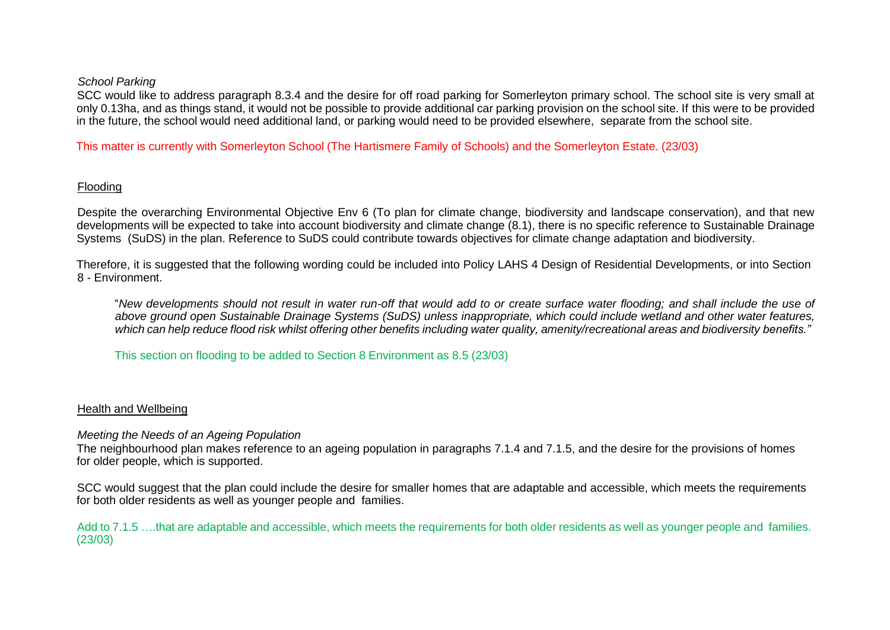*School Parking*

SCC would like to address paragraph 8.3.4 and the desire for off road parking for Somerleyton primary school. The school site is very small at only 0.13ha, and as things stand, it would not be possible to provide additional car parking provision on the school site. If this were to be provided in the future, the school would need additional land, or parking would need to be provided elsewhere, separate from the school site.

This matter is currently with Somerleyton School (The Hartismere Family of Schools) and the Somerleyton Estate. (23/03)

## Flooding

Despite the overarching Environmental Objective Env 6 (To plan for climate change, biodiversity and landscape conservation), and that new developments will be expected to take into account biodiversity and climate change (8.1), there is no specific reference to Sustainable Drainage Systems (SuDS) in the plan. Reference to SuDS could contribute towards objectives for climate change adaptation and biodiversity.

Therefore, it is suggested that the following wording could be included into Policy LAHS 4 Design of Residential Developments, or into Section 8 - Environment.

> "*New developments should not result in water run-off that would add to or create surface water flooding; and shall include the use of above ground open Sustainable Drainage Systems (SuDS) unless inappropriate, which could include wetland and other water features, which can help reduce flood risk whilst offering other benefits including water quality, amenity/recreational areas and biodiversity benefits."*
>
> This section on flooding to be added to Section 8 Environment as 8.5 (23/03)

## Health and Wellbeing

*Meeting the Needs of an Ageing Population*

The neighbourhood plan makes reference to an ageing population in paragraphs 7.1.4 and 7.1.5, and the desire for the provisions of homes for older people, which is supported.

SCC would suggest that the plan could include the desire for smaller homes that are adaptable and accessible, which meets the requirements for both older residents as well as younger people and families.

Add to 7.1.5 ….that are adaptable and accessible, which meets the requirements for both older residents as well as younger people and families. (23/03)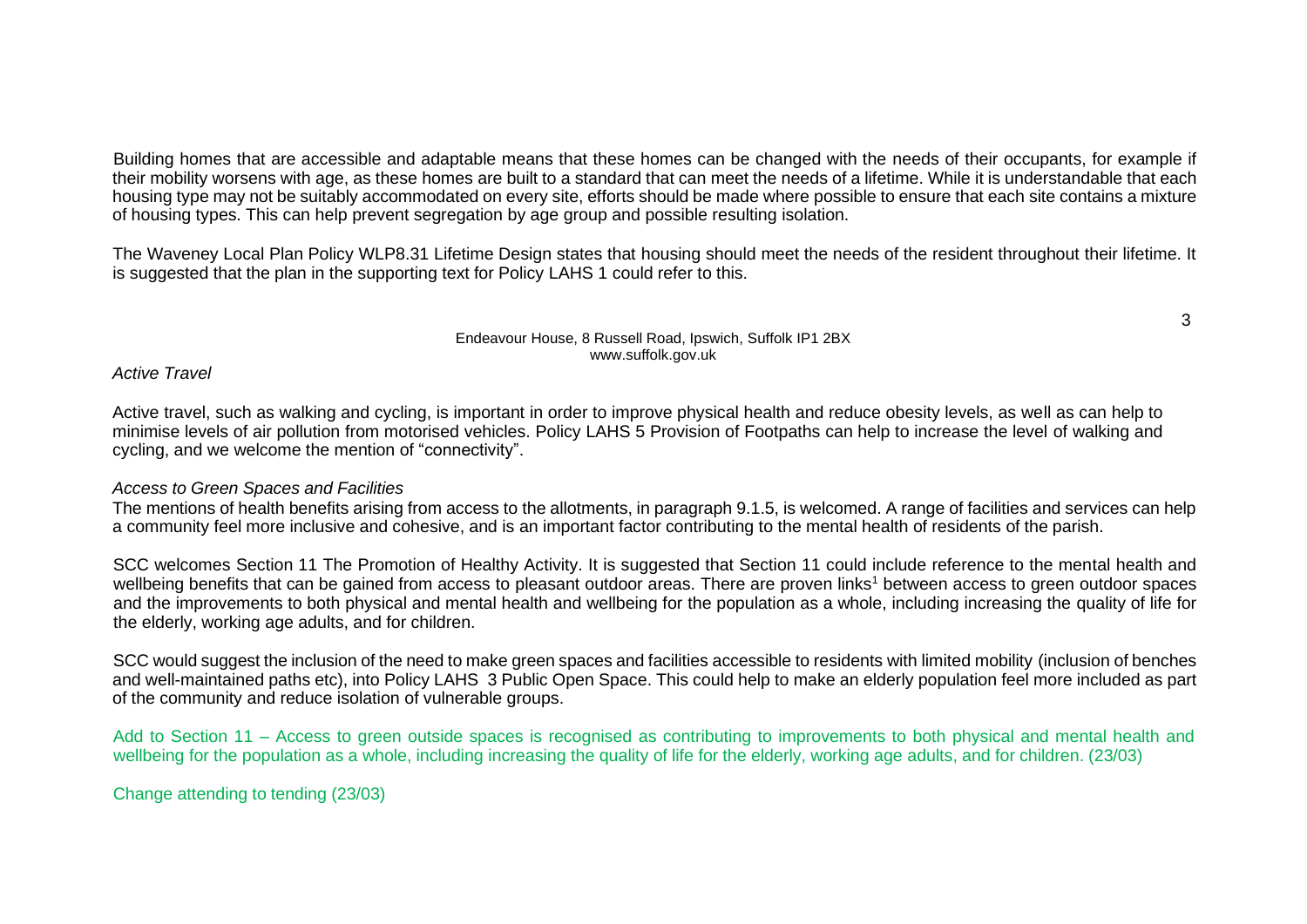Building homes that are accessible and adaptable means that these homes can be changed with the needs of their occupants, for example if their mobility worsens with age, as these homes are built to a standard that can meet the needs of a lifetime. While it is understandable that each housing type may not be suitably accommodated on every site, efforts should be made where possible to ensure that each site contains a mixture of housing types. This can help prevent segregation by age group and possible resulting isolation.

The Waveney Local Plan Policy WLP8.31 Lifetime Design states that housing should meet the needs of the resident throughout their lifetime. It is suggested that the plan in the supporting text for Policy LAHS 1 could refer to this.

*Active Travel*

Active travel, such as walking and cycling, is important in order to improve physical health and reduce obesity levels, as well as can help to minimise levels of air pollution from motorised vehicles. Policy LAHS 5 Provision of Footpaths can help to increase the level of walking and cycling, and we welcome the mention of "connectivity".

*Access to Green Spaces and Facilities*

The mentions of health benefits arising from access to the allotments, in paragraph 9.1.5, is welcomed. A range of facilities and services can help a community feel more inclusive and cohesive, and is an important factor contributing to the mental health of residents of the parish.

SCC welcomes Section 11 The Promotion of Healthy Activity. It is suggested that Section 11 could include reference to the mental health and wellbeing benefits that can be gained from access to pleasant outdoor areas. There are proven links[1] between access to green outdoor spaces and the improvements to both physical and mental health and wellbeing for the population as a whole, including increasing the quality of life for the elderly, working age adults, and for children.

SCC would suggest the inclusion of the need to make green spaces and facilities accessible to residents with limited mobility (inclusion of benches and well-maintained paths etc), into Policy LAHS 3 Public Open Space. This could help to make an elderly population feel more included as part of the community and reduce isolation of vulnerable groups.

Add to Section 11 – Access to green outside spaces is recognised as contributing to improvements to both physical and mental health and wellbeing for the population as a whole, including increasing the quality of life for the elderly, working age adults, and for children. (23/03)

Change attending to tending (23/03)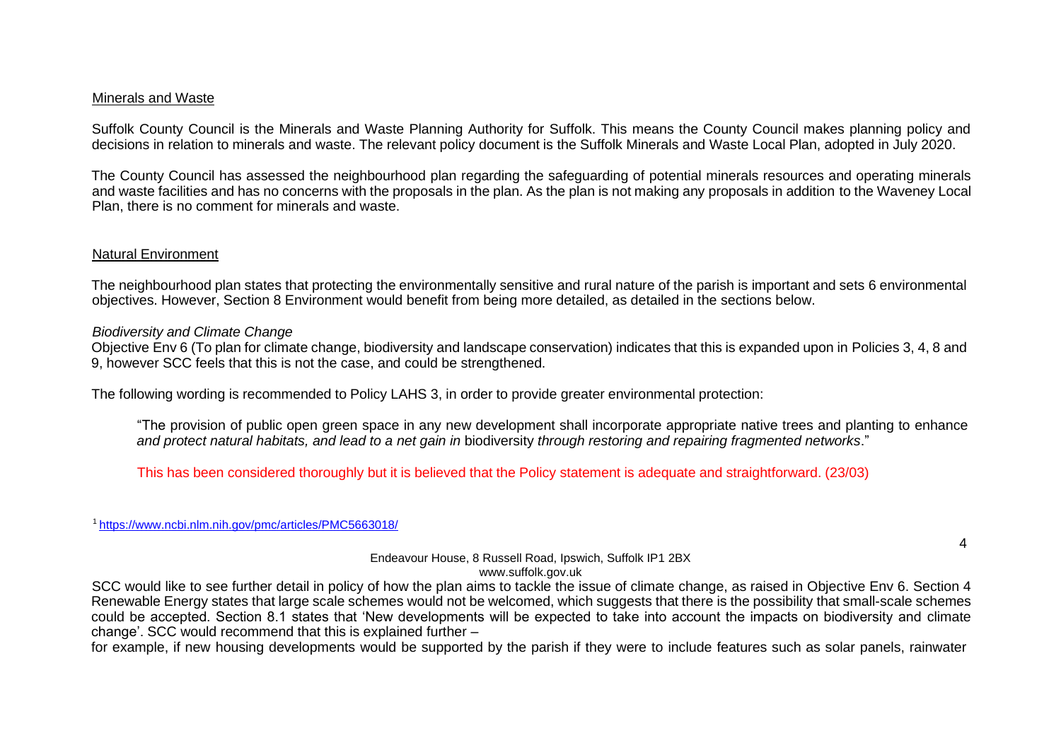Minerals and Waste

Suffolk County Council is the Minerals and Waste Planning Authority for Suffolk. This means the County Council makes planning policy and decisions in relation to minerals and waste. The relevant policy document is the Suffolk Minerals and Waste Local Plan, adopted in July 2020.

The County Council has assessed the neighbourhood plan regarding the safeguarding of potential minerals resources and operating minerals and waste facilities and has no concerns with the proposals in the plan. As the plan is not making any proposals in addition to the Waveney Local Plan, there is no comment for minerals and waste.

Natural Environment

The neighbourhood plan states that protecting the environmentally sensitive and rural nature of the parish is important and sets 6 environmental objectives. However, Section 8 Environment would benefit from being more detailed, as detailed in the sections below.

*Biodiversity and Climate Change*

Objective Env 6 (To plan for climate change, biodiversity and landscape conservation) indicates that this is expanded upon in Policies 3, 4, 8 and 9, however SCC feels that this is not the case, and could be strengthened.

The following wording is recommended to Policy LAHS 3, in order to provide greater environmental protection:

> "The provision of public open green space in any new development shall incorporate appropriate native trees and planting to enhance *and protect natural habitats, and lead to a net gain in* biodiversity *through restoring and repairing fragmented networks*."

> This has been considered thoroughly but it is believed that the Policy statement is adequate and straightforward. (23/03)

[1] https://www.ncbi.nlm.nih.gov/pmc/articles/PMC5663018/

SCC would like to see further detail in policy of how the plan aims to tackle the issue of climate change, as raised in Objective Env 6. Section 4 Renewable Energy states that large scale schemes would not be welcomed, which suggests that there is the possibility that small-scale schemes could be accepted. Section 8.1 states that 'New developments will be expected to take into account the impacts on biodiversity and climate change'. SCC would recommend that this is explained further – for example, if new housing developments would be supported by the parish if they were to include features such as solar panels, rainwater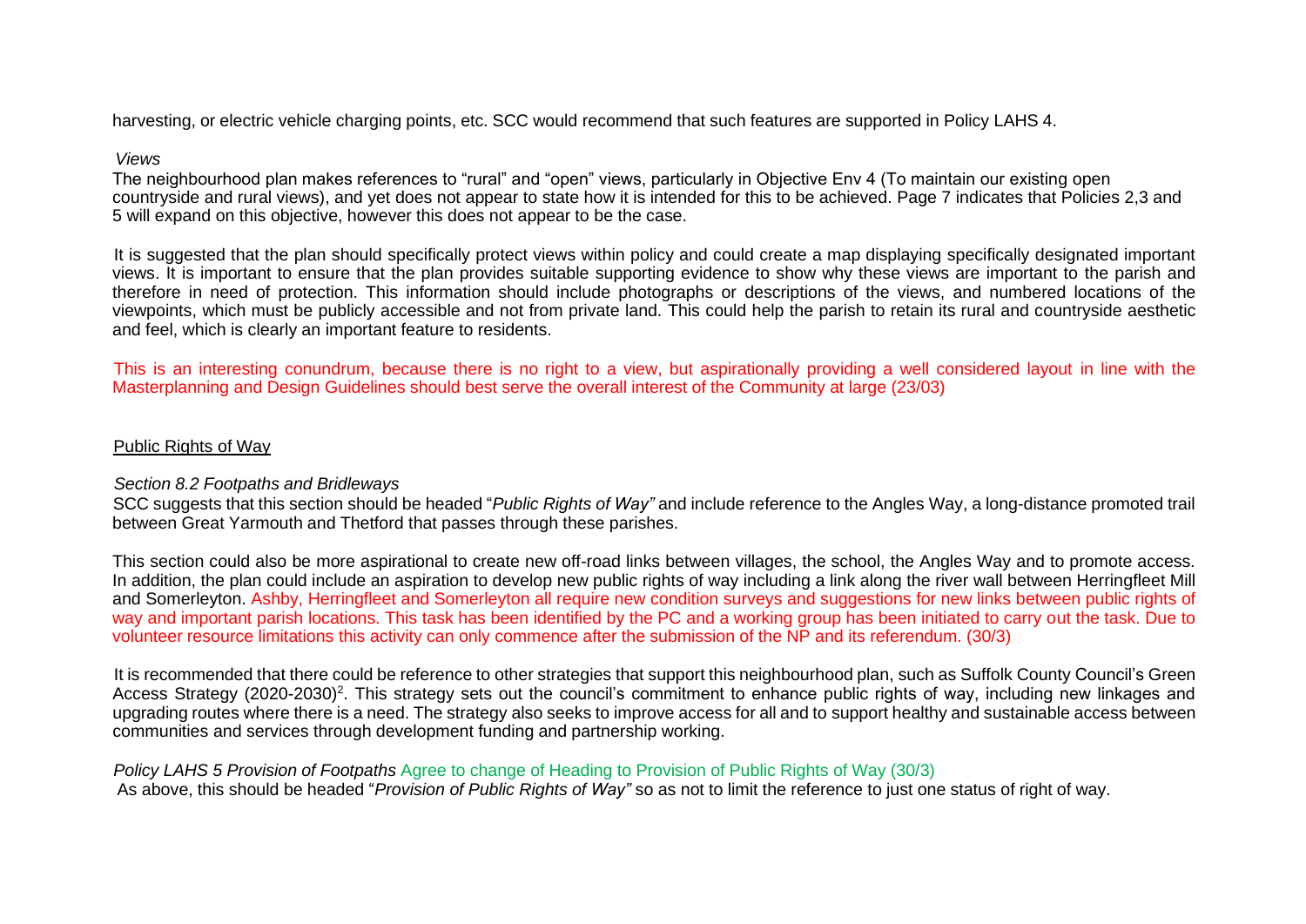harvesting, or electric vehicle charging points, etc. SCC would recommend that such features are supported in Policy LAHS 4.

*Views*

The neighbourhood plan makes references to "rural" and "open" views, particularly in Objective Env 4 (To maintain our existing open countryside and rural views), and yet does not appear to state how it is intended for this to be achieved. Page 7 indicates that Policies 2,3 and 5 will expand on this objective, however this does not appear to be the case.

It is suggested that the plan should specifically protect views within policy and could create a map displaying specifically designated important views. It is important to ensure that the plan provides suitable supporting evidence to show why these views are important to the parish and therefore in need of protection. This information should include photographs or descriptions of the views, and numbered locations of the viewpoints, which must be publicly accessible and not from private land. This could help the parish to retain its rural and countryside aesthetic and feel, which is clearly an important feature to residents.

This is an interesting conundrum, because there is no right to a view, but aspirationally providing a well considered layout in line with the Masterplanning and Design Guidelines should best serve the overall interest of the Community at large (23/03)

## Public Rights of Way

*Section 8.2 Footpaths and Bridleways*

SCC suggests that this section should be headed "*Public Rights of Way"* and include reference to the Angles Way, a long-distance promoted trail between Great Yarmouth and Thetford that passes through these parishes.

This section could also be more aspirational to create new off-road links between villages, the school, the Angles Way and to promote access. In addition, the plan could include an aspiration to develop new public rights of way including a link along the river wall between Herringfleet Mill and Somerleyton. Ashby, Herringfleet and Somerleyton all require new condition surveys and suggestions for new links between public rights of way and important parish locations. This task has been identified by the PC and a working group has been initiated to carry out the task. Due to volunteer resource limitations this activity can only commence after the submission of the NP and its referendum. (30/3)

It is recommended that there could be reference to other strategies that support this neighbourhood plan, such as Suffolk County Council's Green Access Strategy (2020-2030)[2]. This strategy sets out the council's commitment to enhance public rights of way, including new linkages and upgrading routes where there is a need. The strategy also seeks to improve access for all and to support healthy and sustainable access between communities and services through development funding and partnership working.

*Policy LAHS 5 Provision of Footpaths* Agree to change of Heading to Provision of Public Rights of Way (30/3)

As above, this should be headed "*Provision of Public Rights of Way"* so as not to limit the reference to just one status of right of way.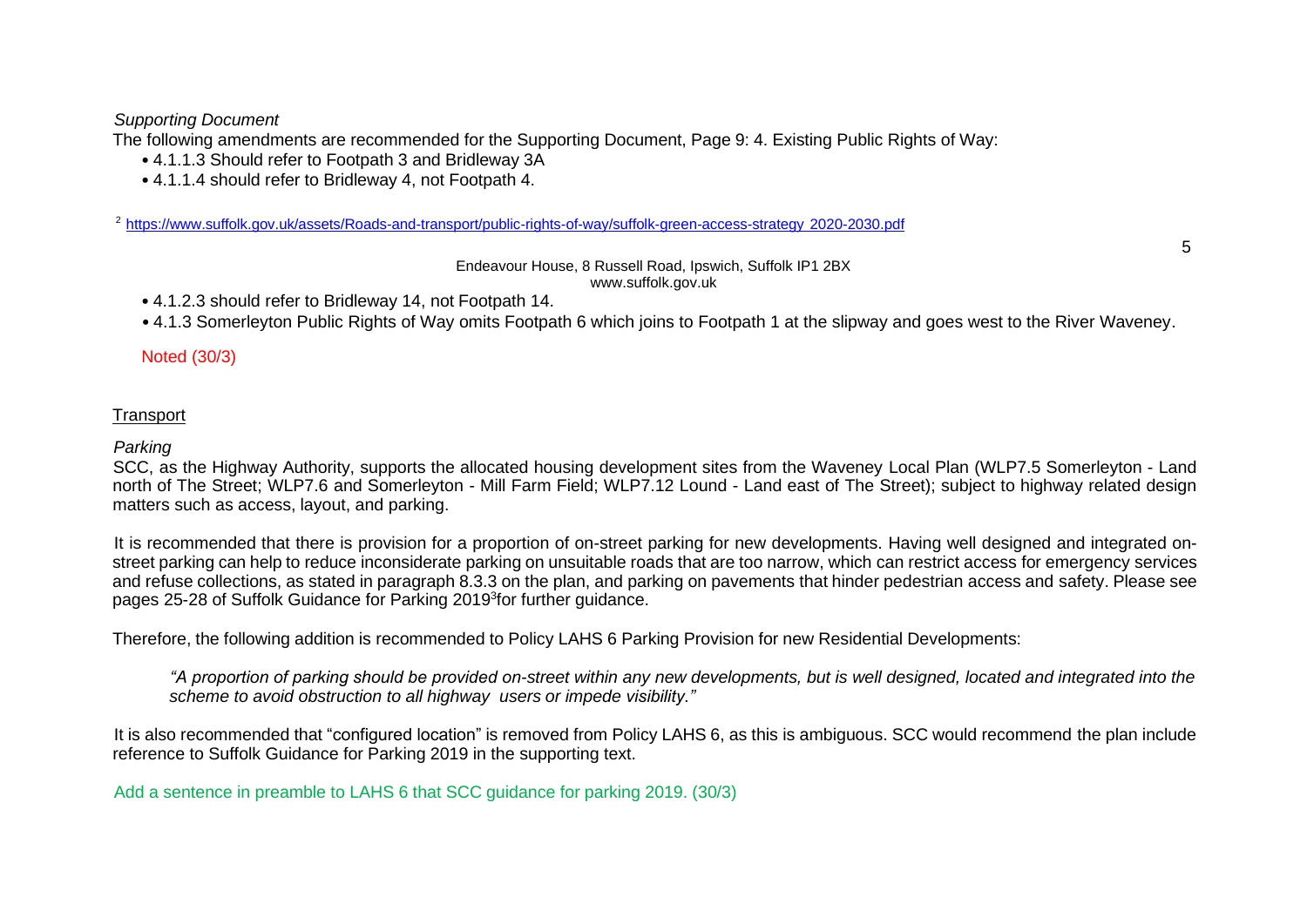*Supporting Document*

The following amendments are recommended for the Supporting Document, Page 9: 4. Existing Public Rights of Way:

- 4.1.1.3 Should refer to Footpath 3 and Bridleway 3A
- 4.1.1.4 should refer to Bridleway 4, not Footpath 4.

[2] https://www.suffolk.gov.uk/assets/Roads-and-transport/public-rights-of-way/suffolk-green-access-strategy_2020-2030.pdf

- 4.1.2.3 should refer to Bridleway 14, not Footpath 14.
- 4.1.3 Somerleyton Public Rights of Way omits Footpath 6 which joins to Footpath 1 at the slipway and goes west to the River Waveney.

Noted (30/3)

Transport

*Parking*

SCC, as the Highway Authority, supports the allocated housing development sites from the Waveney Local Plan (WLP7.5 Somerleyton - Land north of The Street; WLP7.6 and Somerleyton - Mill Farm Field; WLP7.12 Lound - Land east of The Street); subject to highway related design matters such as access, layout, and parking.

It is recommended that there is provision for a proportion of on-street parking for new developments. Having well designed and integrated on-street parking can help to reduce inconsiderate parking on unsuitable roads that are too narrow, which can restrict access for emergency services and refuse collections, as stated in paragraph 8.3.3 on the plan, and parking on pavements that hinder pedestrian access and safety. Please see pages 25-28 of Suffolk Guidance for Parking 2019[3] for further guidance.

Therefore, the following addition is recommended to Policy LAHS 6 Parking Provision for new Residential Developments:

> *"A proportion of parking should be provided on-street within any new developments, but is well designed, located and integrated into the scheme to avoid obstruction to all highway users or impede visibility."*

It is also recommended that "configured location" is removed from Policy LAHS 6, as this is ambiguous. SCC would recommend the plan include reference to Suffolk Guidance for Parking 2019 in the supporting text.

Add a sentence in preamble to LAHS 6 that SCC guidance for parking 2019. (30/3)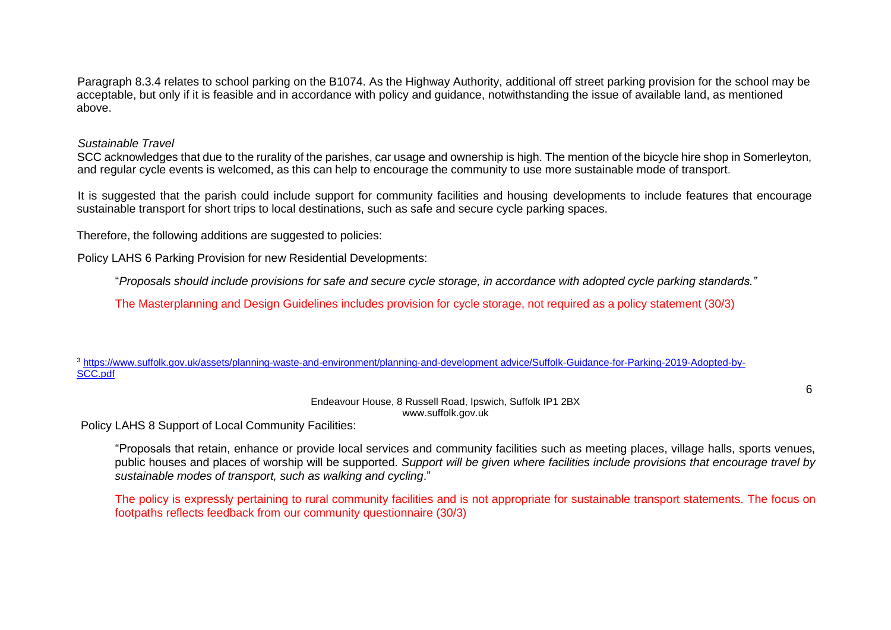Paragraph 8.3.4 relates to school parking on the B1074. As the Highway Authority, additional off street parking provision for the school may be acceptable, but only if it is feasible and in accordance with policy and guidance, notwithstanding the issue of available land, as mentioned above.

*Sustainable Travel*

SCC acknowledges that due to the rurality of the parishes, car usage and ownership is high. The mention of the bicycle hire shop in Somerleyton, and regular cycle events is welcomed, as this can help to encourage the community to use more sustainable mode of transport.

It is suggested that the parish could include support for community facilities and housing developments to include features that encourage sustainable transport for short trips to local destinations, such as safe and secure cycle parking spaces.

Therefore, the following additions are suggested to policies:

Policy LAHS 6 Parking Provision for new Residential Developments:

> "*Proposals should include provisions for safe and secure cycle storage, in accordance with adopted cycle parking standards."*
>
> The Masterplanning and Design Guidelines includes provision for cycle storage, not required as a policy statement (30/3)

[3] https://www.suffolk.gov.uk/assets/planning-waste-and-environment/planning-and-development advice/Suffolk-Guidance-for-Parking-2019-Adopted-by-SCC.pdf

Policy LAHS 8 Support of Local Community Facilities:

> "Proposals that retain, enhance or provide local services and community facilities such as meeting places, village halls, sports venues, public houses and places of worship will be supported. *Support will be given where facilities include provisions that encourage travel by sustainable modes of transport, such as walking and cycling*."
>
> The policy is expressly pertaining to rural community facilities and is not appropriate for sustainable transport statements. The focus on footpaths reflects feedback from our community questionnaire (30/3)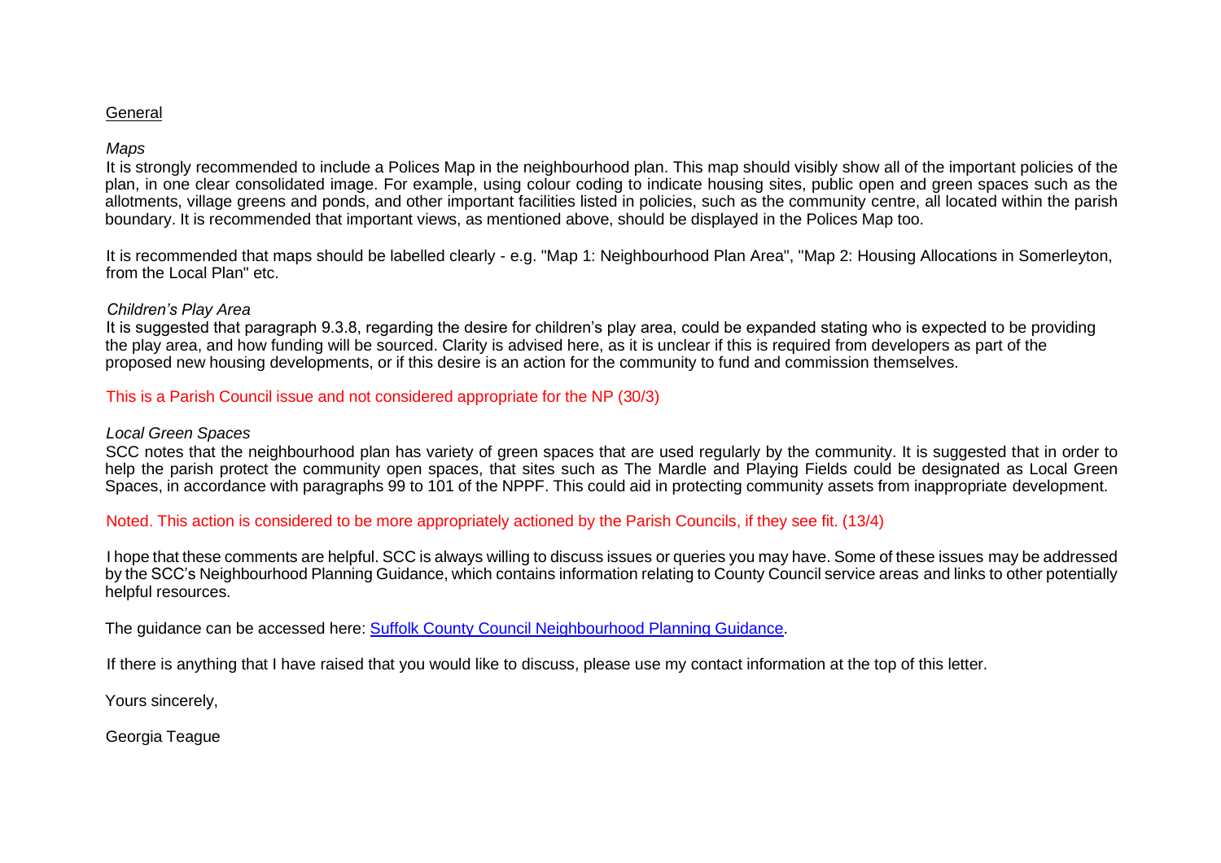General

*Maps*

It is strongly recommended to include a Polices Map in the neighbourhood plan. This map should visibly show all of the important policies of the plan, in one clear consolidated image. For example, using colour coding to indicate housing sites, public open and green spaces such as the allotments, village greens and ponds, and other important facilities listed in policies, such as the community centre, all located within the parish boundary. It is recommended that important views, as mentioned above, should be displayed in the Polices Map too.

It is recommended that maps should be labelled clearly - e.g. "Map 1: Neighbourhood Plan Area", "Map 2: Housing Allocations in Somerleyton, from the Local Plan" etc.

*Children's Play Area*

It is suggested that paragraph 9.3.8, regarding the desire for children's play area, could be expanded stating who is expected to be providing the play area, and how funding will be sourced. Clarity is advised here, as it is unclear if this is required from developers as part of the proposed new housing developments, or if this desire is an action for the community to fund and commission themselves.

This is a Parish Council issue and not considered appropriate for the NP (30/3)

*Local Green Spaces*

SCC notes that the neighbourhood plan has variety of green spaces that are used regularly by the community. It is suggested that in order to help the parish protect the community open spaces, that sites such as The Mardle and Playing Fields could be designated as Local Green Spaces, in accordance with paragraphs 99 to 101 of the NPPF. This could aid in protecting community assets from inappropriate development.

Noted. This action is considered to be more appropriately actioned by the Parish Councils, if they see fit. (13/4)

I hope that these comments are helpful. SCC is always willing to discuss issues or queries you may have. Some of these issues may be addressed by the SCC's Neighbourhood Planning Guidance, which contains information relating to County Council service areas and links to other potentially helpful resources.

The guidance can be accessed here: [Suffolk County Council Neighbourhood Planning Guidance](#).

If there is anything that I have raised that you would like to discuss, please use my contact information at the top of this letter.

Yours sincerely,

Georgia Teague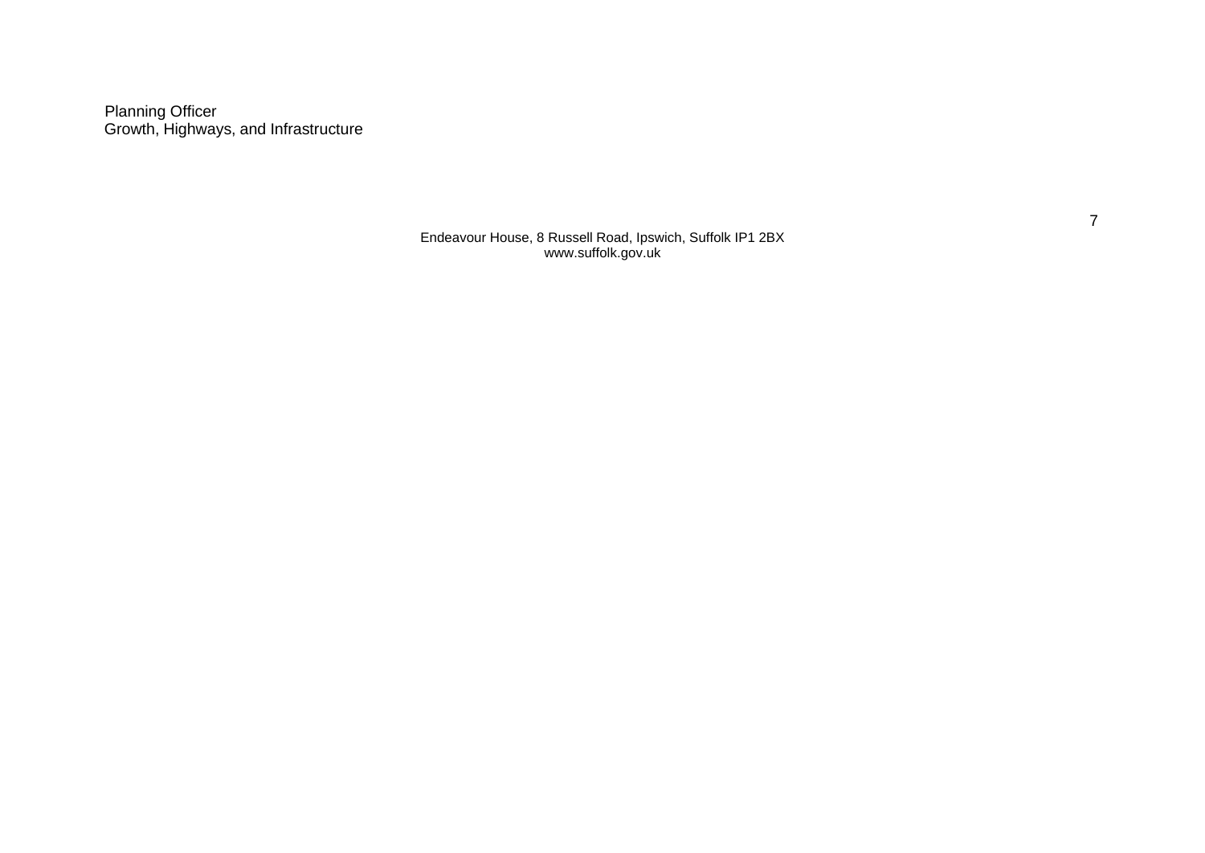Planning Officer
Growth, Highways, and Infrastructure

Endeavour House, 8 Russell Road, Ipswich, Suffolk IP1 2BX
www.suffolk.gov.uk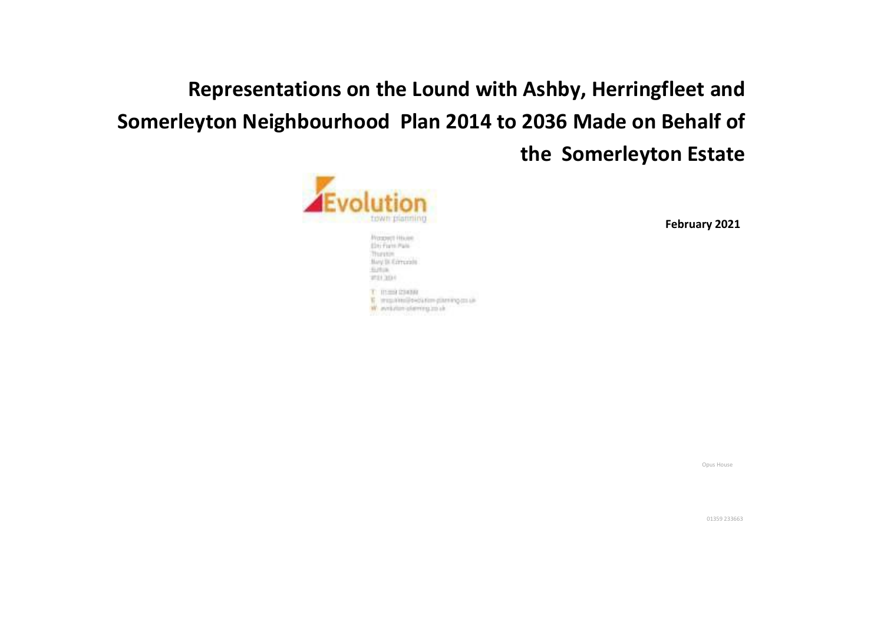# Representations on the Lound with Ashby, Herringfleet and Somerleyton Neighbourhood Plan 2014 to 2036 Made on Behalf of the Somerleyton Estate

February 2021

Opus House

01359 233663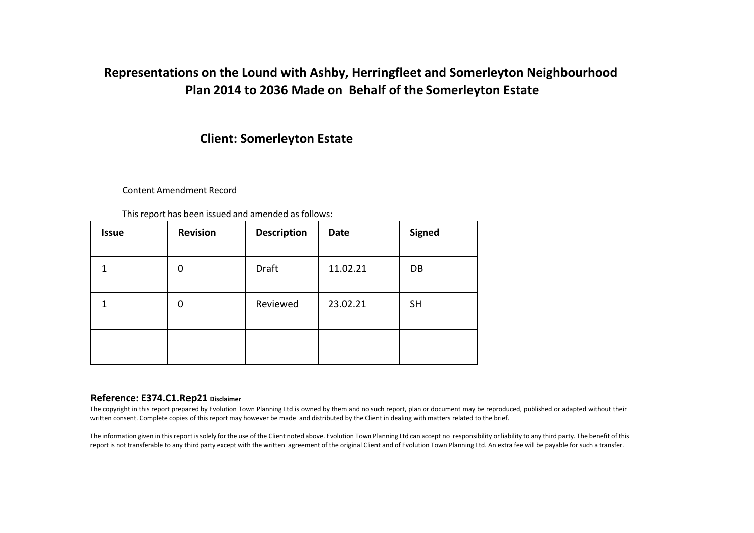# Representations on the Lound with Ashby, Herringfleet and Somerleyton Neighbourhood Plan 2014 to 2036 Made on Behalf of the Somerleyton Estate

## Client: Somerleyton Estate

Content Amendment Record

This report has been issued and amended as follows:

| Issue | Revision | Description | Date | Signed |
|---|---|---|---|---|
| 1 | 0 | Draft | 11.02.21 | DB |
| 1 | 0 | Reviewed | 23.02.21 | SH |
| | | | | |

**Reference: E374.C1.Rep21** **Disclaimer**

The copyright in this report prepared by Evolution Town Planning Ltd is owned by them and no such report, plan or document may be reproduced, published or adapted without their written consent. Complete copies of this report may however be made and distributed by the Client in dealing with matters related to the brief.

The information given in this report is solely for the use of the Client noted above. Evolution Town Planning Ltd can accept no responsibility or liability to any third party. The benefit of this report is not transferable to any third party except with the written agreement of the original Client and of Evolution Town Planning Ltd. An extra fee will be payable for such a transfer.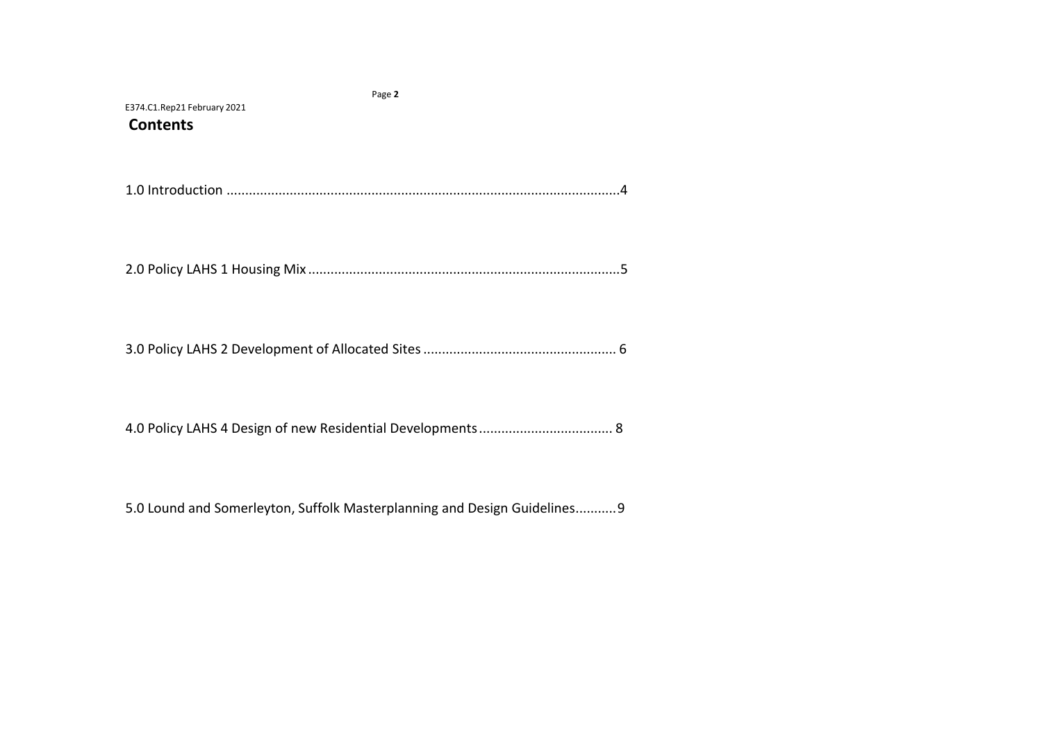E374.C1.Rep21 February 2021

## Contents

1.0 Introduction ..........................................................................................................4

2.0 Policy LAHS 1 Housing Mix ....................................................................................5

3.0 Policy LAHS 2 Development of Allocated Sites .................................................... 6

4.0 Policy LAHS 4 Design of new Residential Developments.................................... 8

5.0 Lound and Somerleyton, Suffolk Masterplanning and Design Guidelines...........9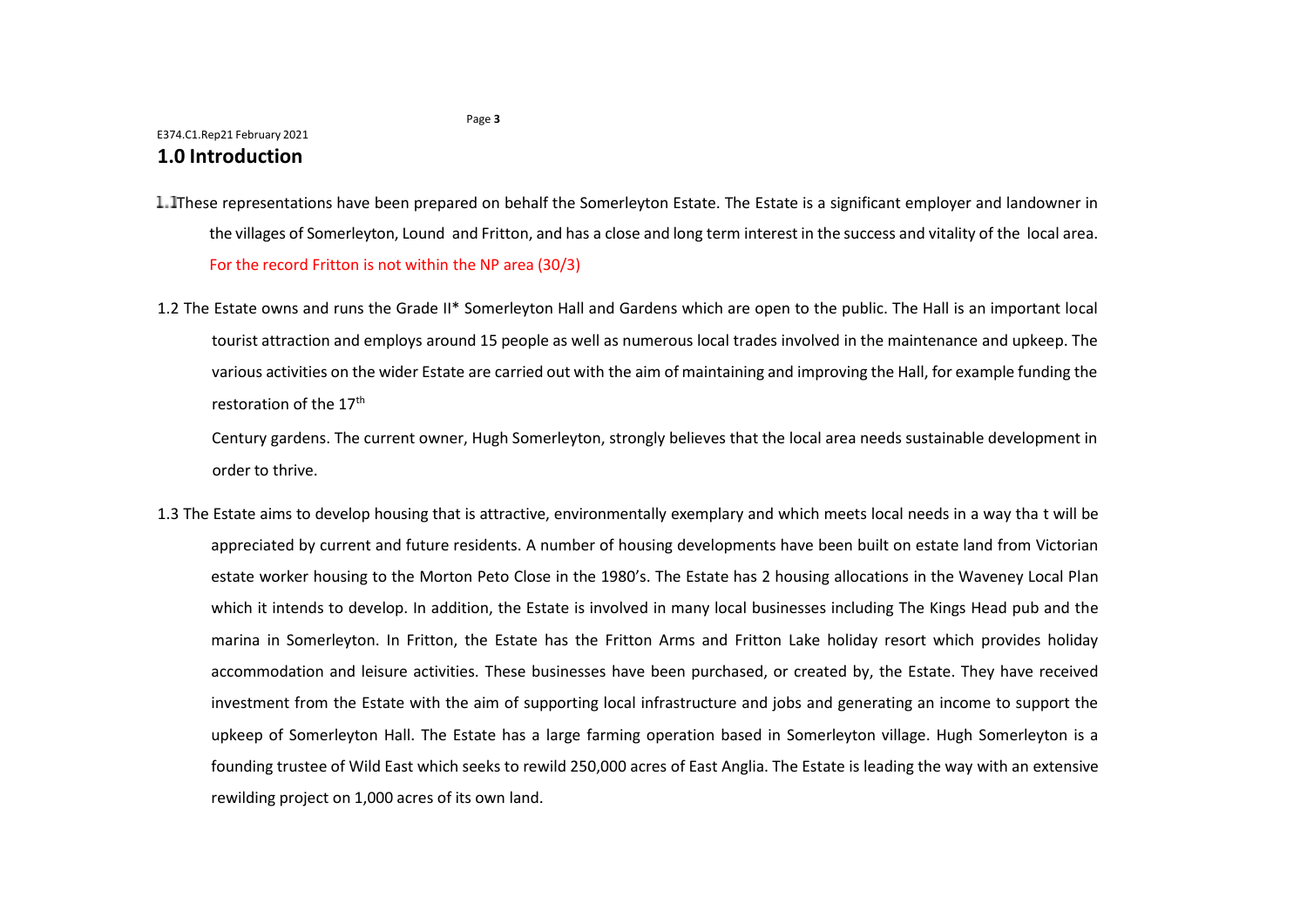## 1.0 Introduction

1.1 These representations have been prepared on behalf the Somerleyton Estate. The Estate is a significant employer and landowner in the villages of Somerleyton, Lound and Fritton, and has a close and long term interest in the success and vitality of the local area.

For the record Fritton is not within the NP area (30/3)

1.2 The Estate owns and runs the Grade II* Somerleyton Hall and Gardens which are open to the public. The Hall is an important local tourist attraction and employs around 15 people as well as numerous local trades involved in the maintenance and upkeep. The various activities on the wider Estate are carried out with the aim of maintaining and improving the Hall, for example funding the restoration of the 17th Century gardens. The current owner, Hugh Somerleyton, strongly believes that the local area needs sustainable development in order to thrive.

1.3 The Estate aims to develop housing that is attractive, environmentally exemplary and which meets local needs in a way tha t will be appreciated by current and future residents. A number of housing developments have been built on estate land from Victorian estate worker housing to the Morton Peto Close in the 1980's. The Estate has 2 housing allocations in the Waveney Local Plan which it intends to develop. In addition, the Estate is involved in many local businesses including The Kings Head pub and the marina in Somerleyton. In Fritton, the Estate has the Fritton Arms and Fritton Lake holiday resort which provides holiday accommodation and leisure activities. These businesses have been purchased, or created by, the Estate. They have received investment from the Estate with the aim of supporting local infrastructure and jobs and generating an income to support the upkeep of Somerleyton Hall. The Estate has a large farming operation based in Somerleyton village. Hugh Somerleyton is a founding trustee of Wild East which seeks to rewild 250,000 acres of East Anglia. The Estate is leading the way with an extensive rewilding project on 1,000 acres of its own land.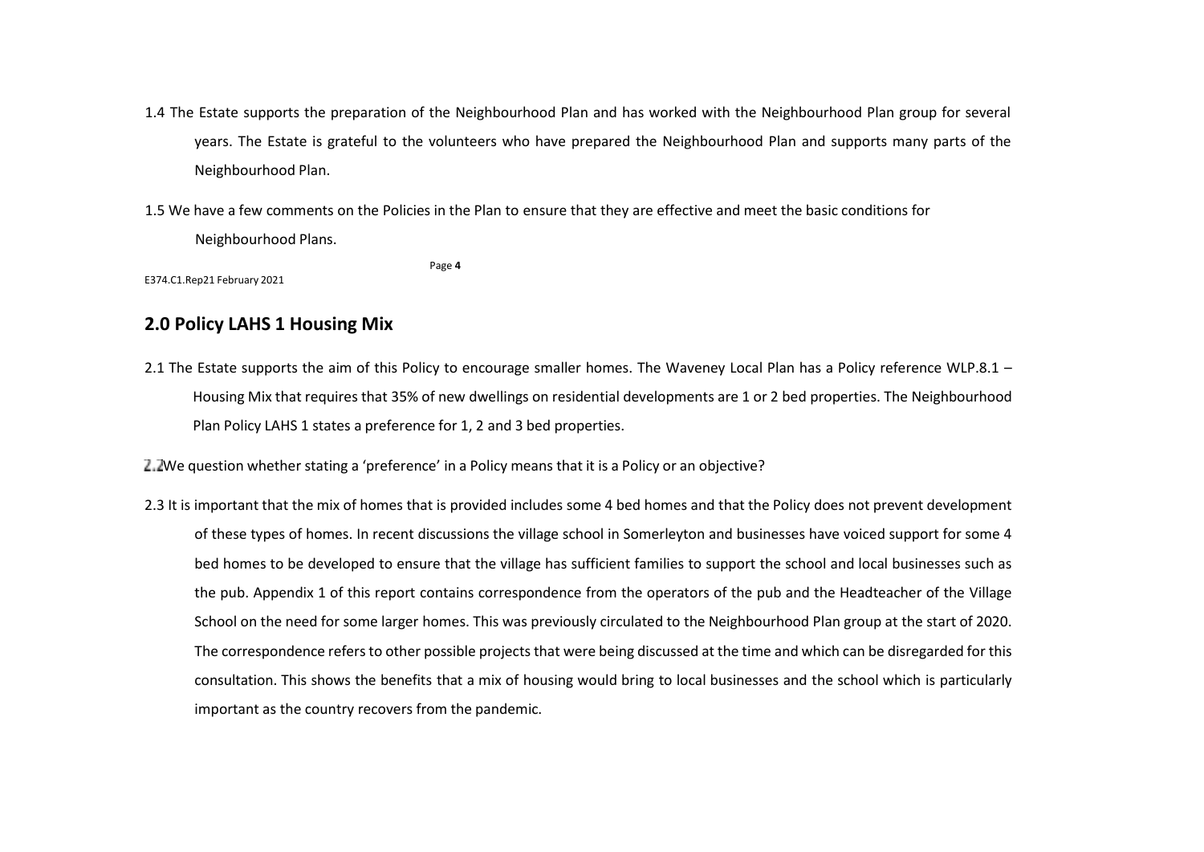1.4 The Estate supports the preparation of the Neighbourhood Plan and has worked with the Neighbourhood Plan group for several years. The Estate is grateful to the volunteers who have prepared the Neighbourhood Plan and supports many parts of the Neighbourhood Plan.

1.5 We have a few comments on the Policies in the Plan to ensure that they are effective and meet the basic conditions for Neighbourhood Plans.

## 2.0 Policy LAHS 1 Housing Mix

2.1 The Estate supports the aim of this Policy to encourage smaller homes. The Waveney Local Plan has a Policy reference WLP.8.1 – Housing Mix that requires that 35% of new dwellings on residential developments are 1 or 2 bed properties. The Neighbourhood Plan Policy LAHS 1 states a preference for 1, 2 and 3 bed properties.

2.2 We question whether stating a 'preference' in a Policy means that it is a Policy or an objective?

2.3 It is important that the mix of homes that is provided includes some 4 bed homes and that the Policy does not prevent development of these types of homes. In recent discussions the village school in Somerleyton and businesses have voiced support for some 4 bed homes to be developed to ensure that the village has sufficient families to support the school and local businesses such as the pub. Appendix 1 of this report contains correspondence from the operators of the pub and the Headteacher of the Village School on the need for some larger homes. This was previously circulated to the Neighbourhood Plan group at the start of 2020. The correspondence refers to other possible projects that were being discussed at the time and which can be disregarded for this consultation. This shows the benefits that a mix of housing would bring to local businesses and the school which is particularly important as the country recovers from the pandemic.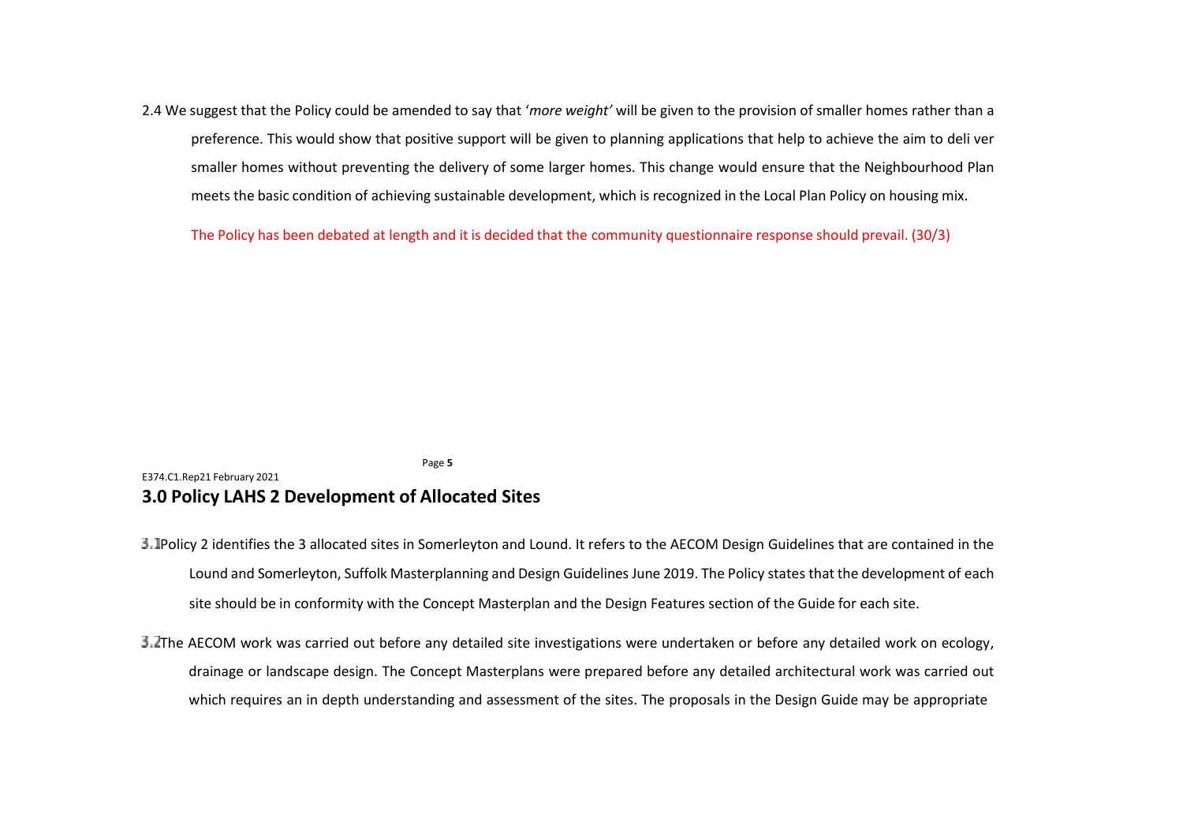2.4 We suggest that the Policy could be amended to say that '*more weight'* will be given to the provision of smaller homes rather than a preference. This would show that positive support will be given to planning applications that help to achieve the aim to deli ver smaller homes without preventing the delivery of some larger homes. This change would ensure that the Neighbourhood Plan meets the basic condition of achieving sustainable development, which is recognized in the Local Plan Policy on housing mix.

The Policy has been debated at length and it is decided that the community questionnaire response should prevail. (30/3)

## 3.0 Policy LAHS 2 Development of Allocated Sites

3.1 Policy 2 identifies the 3 allocated sites in Somerleyton and Lound. It refers to the AECOM Design Guidelines that are contained in the Lound and Somerleyton, Suffolk Masterplanning and Design Guidelines June 2019. The Policy states that the development of each site should be in conformity with the Concept Masterplan and the Design Features section of the Guide for each site.

3.2 The AECOM work was carried out before any detailed site investigations were undertaken or before any detailed work on ecology, drainage or landscape design. The Concept Masterplans were prepared before any detailed architectural work was carried out which requires an in depth understanding and assessment of the sites. The proposals in the Design Guide may be appropriate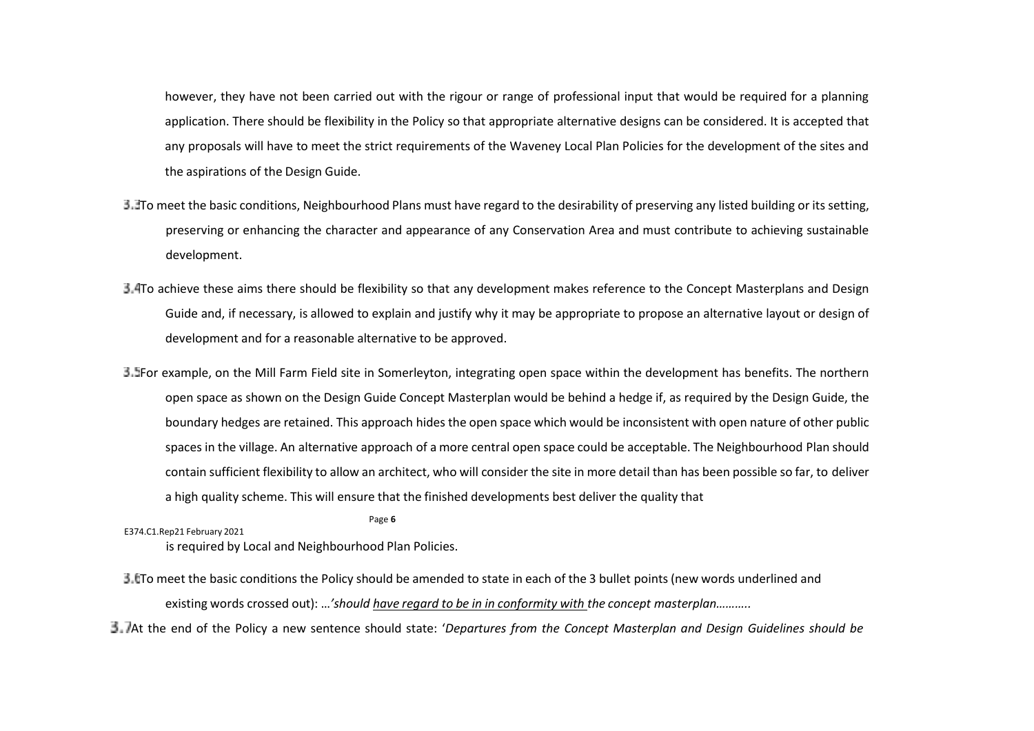however, they have not been carried out with the rigour or range of professional input that would be required for a planning application. There should be flexibility in the Policy so that appropriate alternative designs can be considered. It is accepted that any proposals will have to meet the strict requirements of the Waveney Local Plan Policies for the development of the sites and the aspirations of the Design Guide.

3.3 To meet the basic conditions, Neighbourhood Plans must have regard to the desirability of preserving any listed building or its setting, preserving or enhancing the character and appearance of any Conservation Area and must contribute to achieving sustainable development.

3.4 To achieve these aims there should be flexibility so that any development makes reference to the Concept Masterplans and Design Guide and, if necessary, is allowed to explain and justify why it may be appropriate to propose an alternative layout or design of development and for a reasonable alternative to be approved.

3.5 For example, on the Mill Farm Field site in Somerleyton, integrating open space within the development has benefits. The northern open space as shown on the Design Guide Concept Masterplan would be behind a hedge if, as required by the Design Guide, the boundary hedges are retained. This approach hides the open space which would be inconsistent with open nature of other public spaces in the village. An alternative approach of a more central open space could be acceptable. The Neighbourhood Plan should contain sufficient flexibility to allow an architect, who will consider the site in more detail than has been possible so far, to deliver a high quality scheme. This will ensure that the finished developments best deliver the quality that is required by Local and Neighbourhood Plan Policies.

3.6 To meet the basic conditions the Policy should be amended to state in each of the 3 bullet points (new words underlined and existing words crossed out): …*'should <u>have regard to be in in conformity with </u>the concept masterplan……….*

3.7 At the end of the Policy a new sentence should state: '*Departures from the Concept Masterplan and Design Guidelines should be*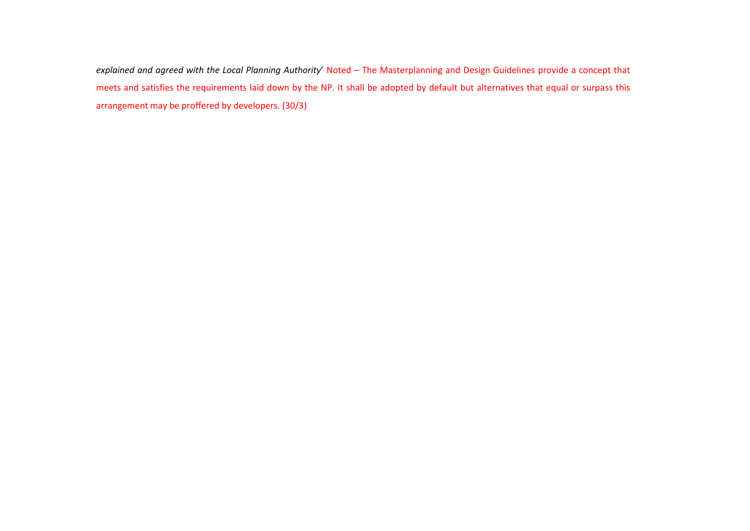*explained and agreed with the Local Planning Authority*' Noted – The Masterplanning and Design Guidelines provide a concept that meets and satisfies the requirements laid down by the NP. It shall be adopted by default but alternatives that equal or surpass this arrangement may be proffered by developers. (30/3)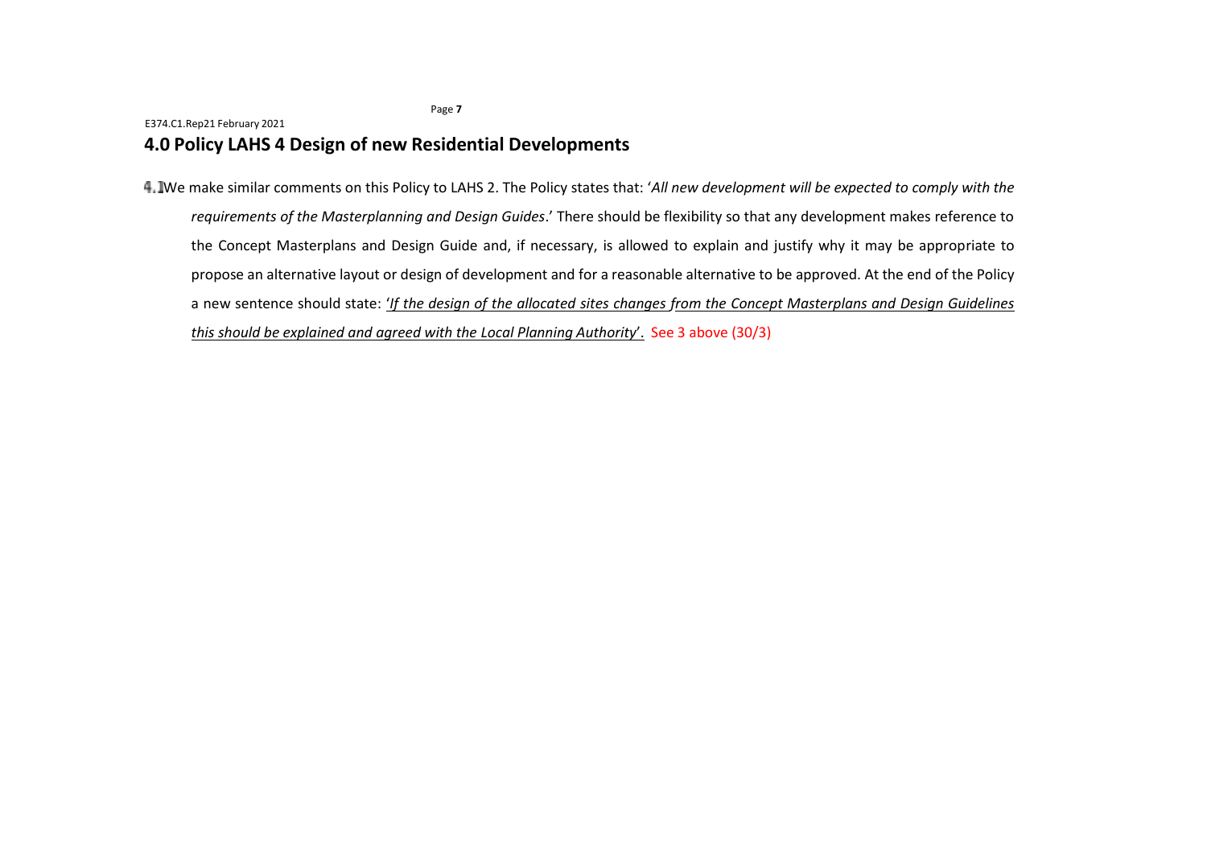## 4.0 Policy LAHS 4 Design of new Residential Developments

4.1 We make similar comments on this Policy to LAHS 2. The Policy states that: '*All new development will be expected to comply with the requirements of the Masterplanning and Design Guides*.' There should be flexibility so that any development makes reference to the Concept Masterplans and Design Guide and, if necessary, is allowed to explain and justify why it may be appropriate to propose an alternative layout or design of development and for a reasonable alternative to be approved. At the end of the Policy a new sentence should state: '*<u>If the design of the allocated sites changes from the Concept Masterplans and Design Guidelines this should be explained and agreed with the Local Planning Authority</u>*'. See 3 above (30/3)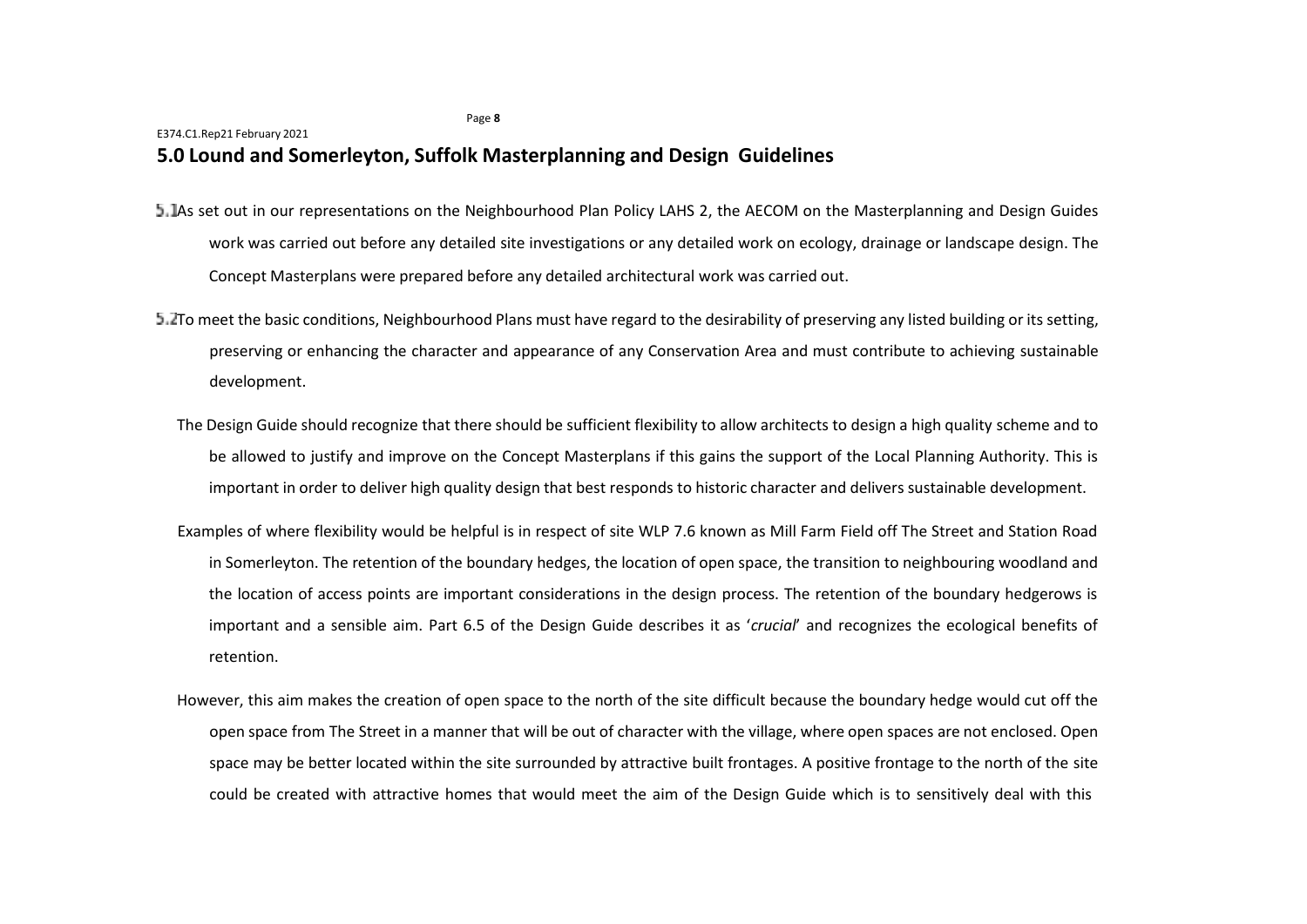## 5.0 Lound and Somerleyton, Suffolk Masterplanning and Design Guidelines

5.1 As set out in our representations on the Neighbourhood Plan Policy LAHS 2, the AECOM on the Masterplanning and Design Guides work was carried out before any detailed site investigations or any detailed work on ecology, drainage or landscape design. The Concept Masterplans were prepared before any detailed architectural work was carried out.

5.2 To meet the basic conditions, Neighbourhood Plans must have regard to the desirability of preserving any listed building or its setting, preserving or enhancing the character and appearance of any Conservation Area and must contribute to achieving sustainable development.

The Design Guide should recognize that there should be sufficient flexibility to allow architects to design a high quality scheme and to be allowed to justify and improve on the Concept Masterplans if this gains the support of the Local Planning Authority. This is important in order to deliver high quality design that best responds to historic character and delivers sustainable development.

Examples of where flexibility would be helpful is in respect of site WLP 7.6 known as Mill Farm Field off The Street and Station Road in Somerleyton. The retention of the boundary hedges, the location of open space, the transition to neighbouring woodland and the location of access points are important considerations in the design process. The retention of the boundary hedgerows is important and a sensible aim. Part 6.5 of the Design Guide describes it as '*crucial*' and recognizes the ecological benefits of retention.

However, this aim makes the creation of open space to the north of the site difficult because the boundary hedge would cut off the open space from The Street in a manner that will be out of character with the village, where open spaces are not enclosed. Open space may be better located within the site surrounded by attractive built frontages. A positive frontage to the north of the site could be created with attractive homes that would meet the aim of the Design Guide which is to sensitively deal with this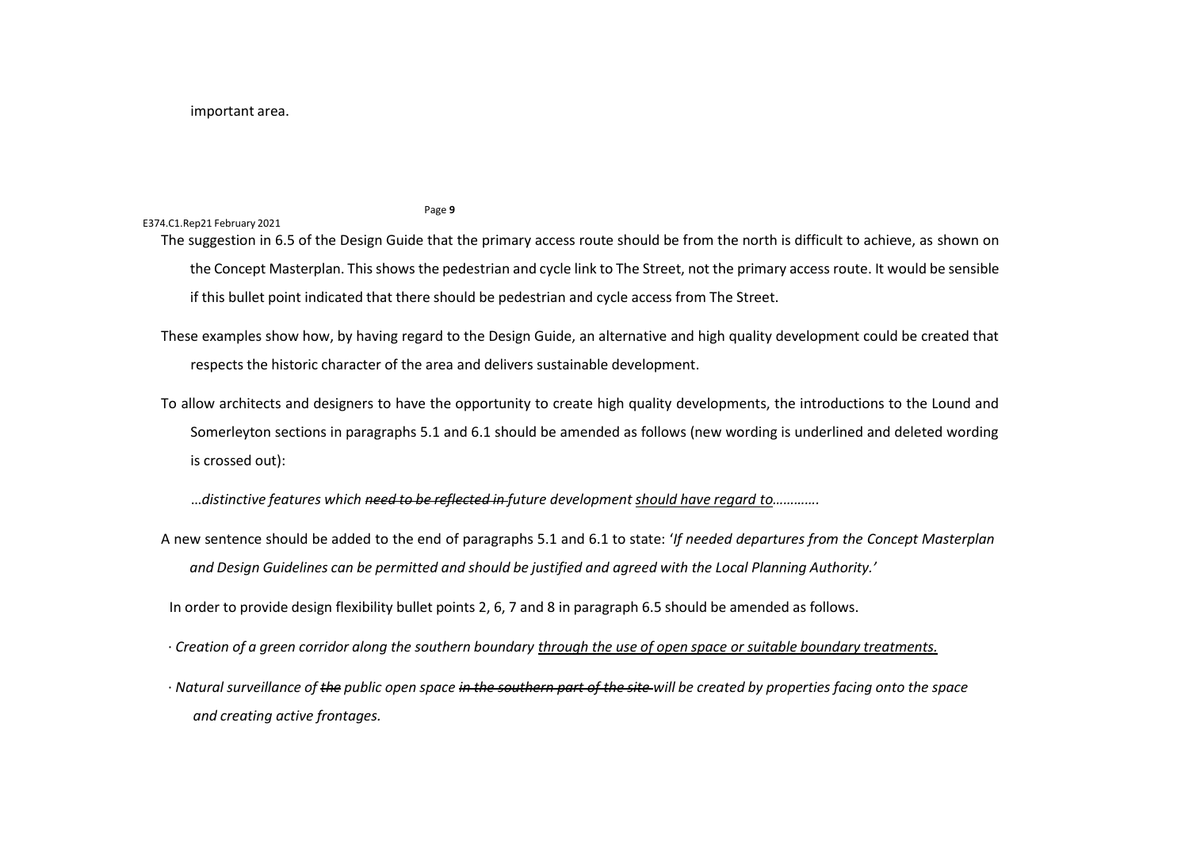important area.

The suggestion in 6.5 of the Design Guide that the primary access route should be from the north is difficult to achieve, as shown on the Concept Masterplan. This shows the pedestrian and cycle link to The Street, not the primary access route. It would be sensible if this bullet point indicated that there should be pedestrian and cycle access from The Street.

These examples show how, by having regard to the Design Guide, an alternative and high quality development could be created that respects the historic character of the area and delivers sustainable development.

To allow architects and designers to have the opportunity to create high quality developments, the introductions to the Lound and Somerleyton sections in paragraphs 5.1 and 6.1 should be amended as follows (new wording is underlined and deleted wording is crossed out):

*…distinctive features which ~~need to be reflected in~~ future development <u>should have regard to</u>…………*

A new sentence should be added to the end of paragraphs 5.1 and 6.1 to state: '*If needed departures from the Concept Masterplan and Design Guidelines can be permitted and should be justified and agreed with the Local Planning Authority.'*

In order to provide design flexibility bullet points 2, 6, 7 and 8 in paragraph 6.5 should be amended as follows.

· *Creation of a green corridor along the southern boundary <u>through the use of open space or suitable boundary treatments.</u>*

· *Natural surveillance of ~~the~~ public open space ~~in the southern part of the site~~ will be created by properties facing onto the space and creating active frontages.*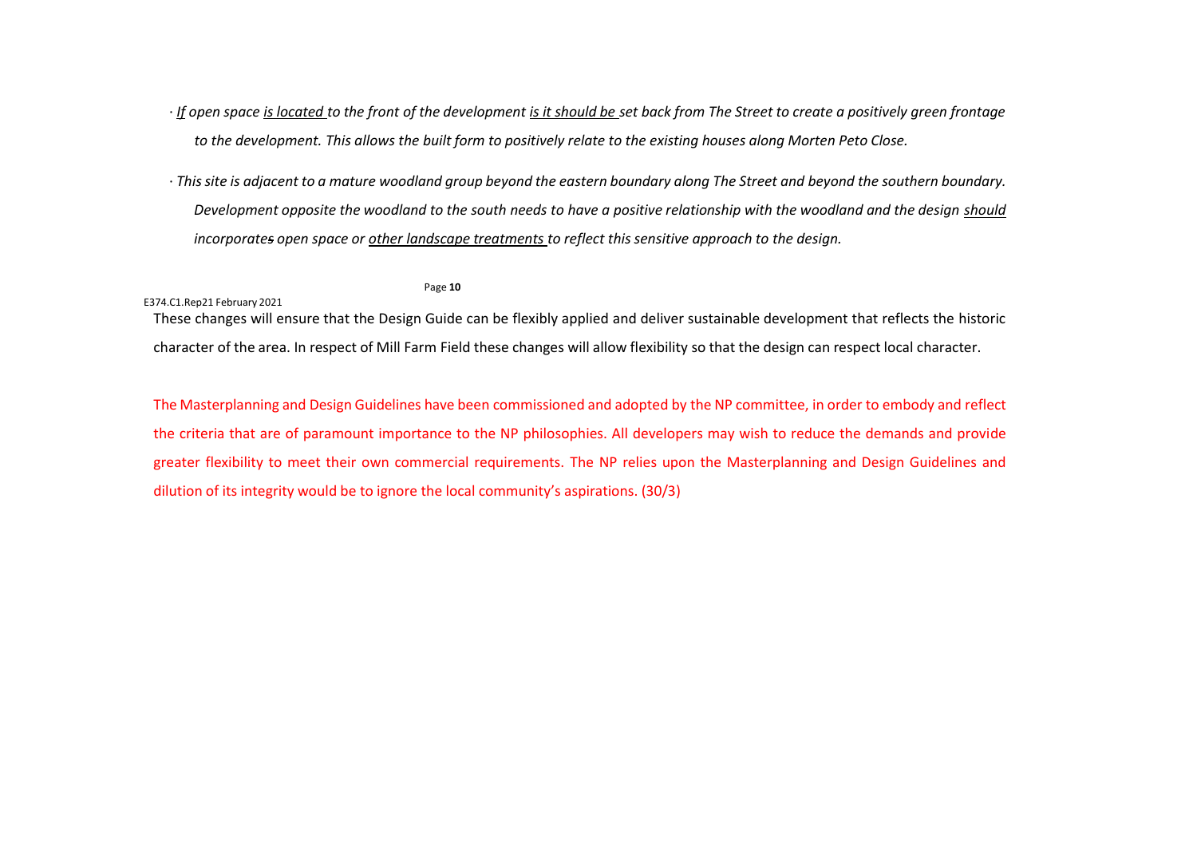- *If open space is located to the front of the development is it should be set back from The Street to create a positively green frontage to the development. This allows the built form to positively relate to the existing houses along Morten Peto Close.*

- *This site is adjacent to a mature woodland group beyond the eastern boundary along The Street and beyond the southern boundary. Development opposite the woodland to the south needs to have a positive relationship with the woodland and the design should incorporates open space or other landscape treatments to reflect this sensitive approach to the design.*

These changes will ensure that the Design Guide can be flexibly applied and deliver sustainable development that reflects the historic character of the area. In respect of Mill Farm Field these changes will allow flexibility so that the design can respect local character.

The Masterplanning and Design Guidelines have been commissioned and adopted by the NP committee, in order to embody and reflect the criteria that are of paramount importance to the NP philosophies. All developers may wish to reduce the demands and provide greater flexibility to meet their own commercial requirements. The NP relies upon the Masterplanning and Design Guidelines and dilution of its integrity would be to ignore the local community's aspirations. (30/3)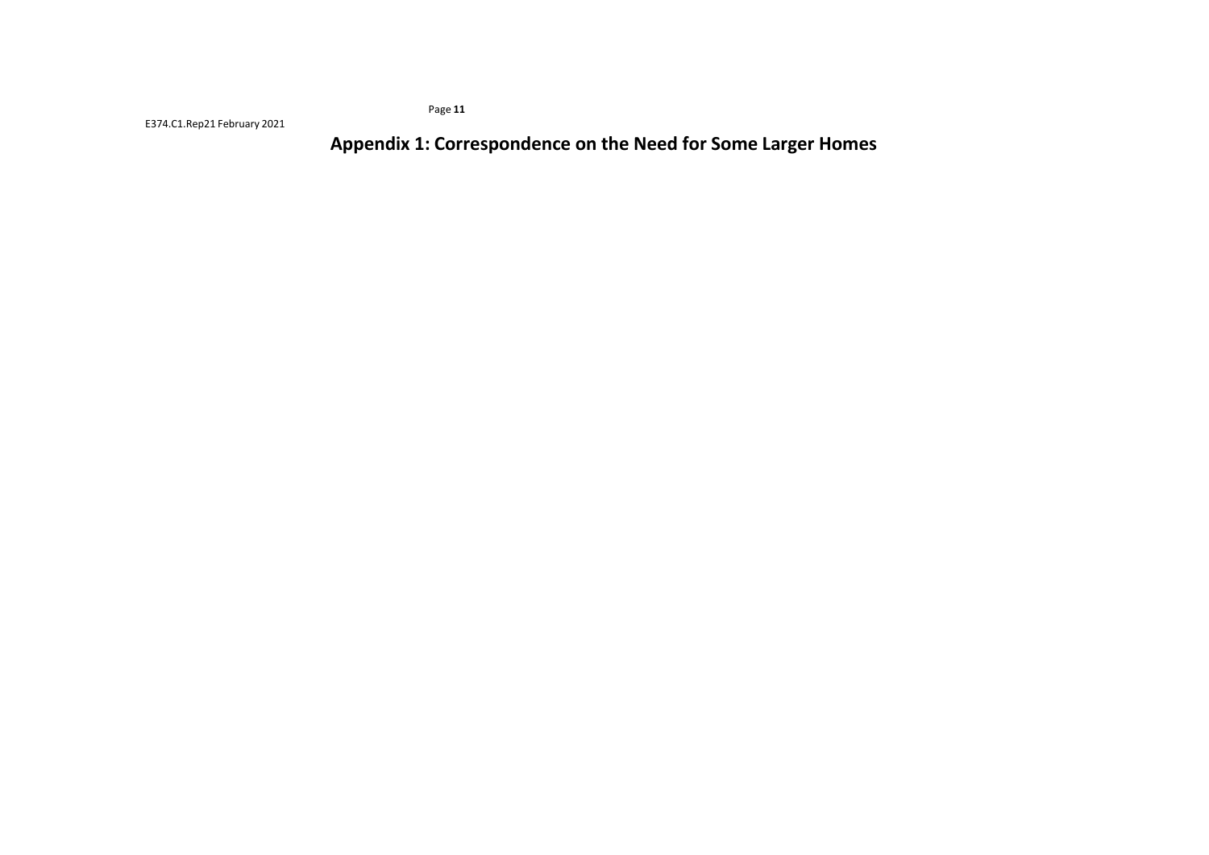# Appendix 1: Correspondence on the Need for Some Larger Homes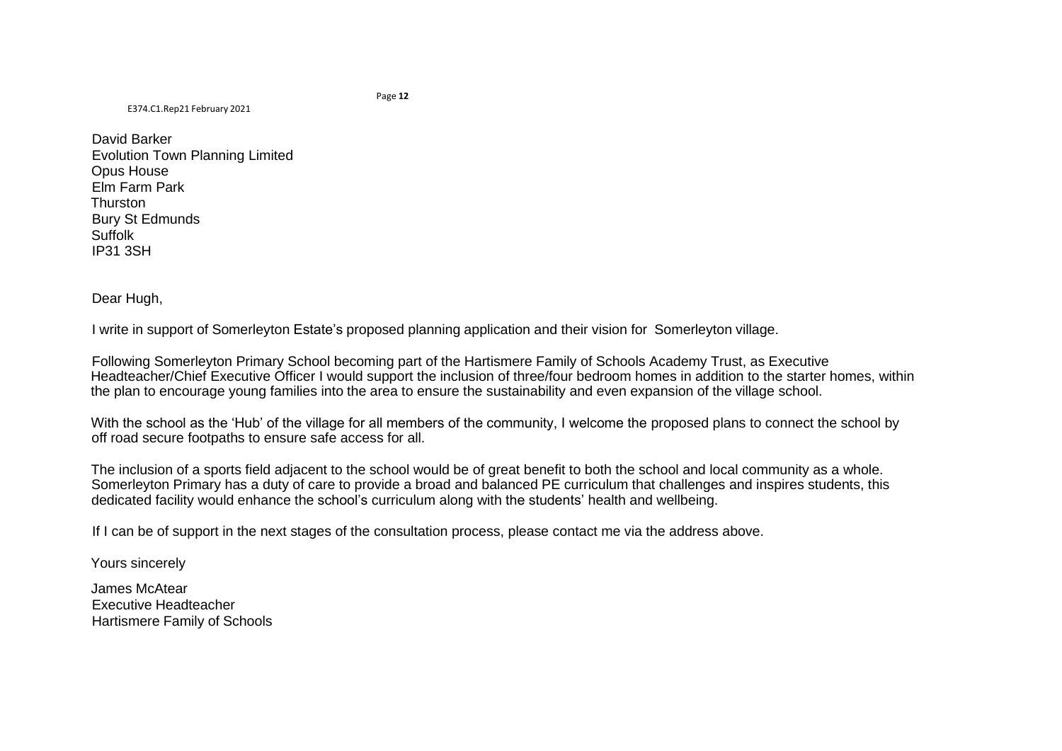David Barker
Evolution Town Planning Limited
Opus House
Elm Farm Park
Thurston
Bury St Edmunds
Suffolk
IP31 3SH

Dear Hugh,

I write in support of Somerleyton Estate's proposed planning application and their vision for Somerleyton village.

Following Somerleyton Primary School becoming part of the Hartismere Family of Schools Academy Trust, as Executive Headteacher/Chief Executive Officer I would support the inclusion of three/four bedroom homes in addition to the starter homes, within the plan to encourage young families into the area to ensure the sustainability and even expansion of the village school.

With the school as the 'Hub' of the village for all members of the community, I welcome the proposed plans to connect the school by off road secure footpaths to ensure safe access for all.

The inclusion of a sports field adjacent to the school would be of great benefit to both the school and local community as a whole. Somerleyton Primary has a duty of care to provide a broad and balanced PE curriculum that challenges and inspires students, this dedicated facility would enhance the school's curriculum along with the students' health and wellbeing.

If I can be of support in the next stages of the consultation process, please contact me via the address above.

Yours sincerely

James McAtear
Executive Headteacher
Hartismere Family of Schools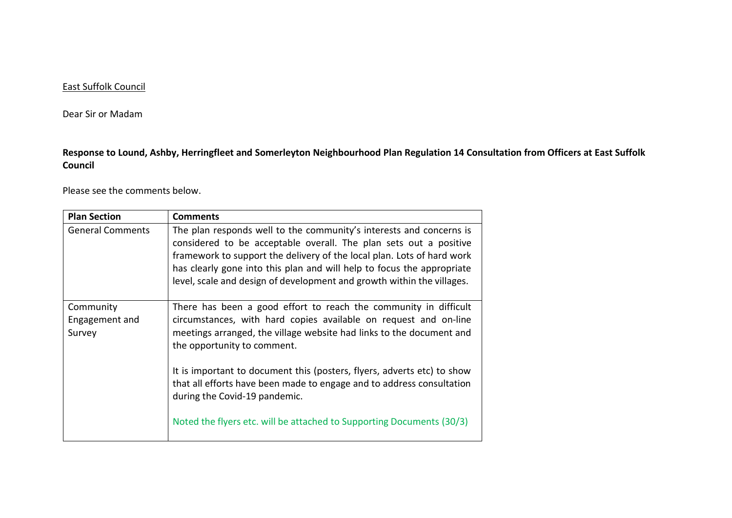East Suffolk Council

Dear Sir or Madam

**Response to Lound, Ashby, Herringfleet and Somerleyton Neighbourhood Plan Regulation 14 Consultation from Officers at East Suffolk Council**

Please see the comments below.

| Plan Section | Comments |
|---|---|
| General Comments | The plan responds well to the community's interests and concerns is considered to be acceptable overall. The plan sets out a positive framework to support the delivery of the local plan. Lots of hard work has clearly gone into this plan and will help to focus the appropriate level, scale and design of development and growth within the villages. |
| Community Engagement and Survey | There has been a good effort to reach the community in difficult circumstances, with hard copies available on request and on-line meetings arranged, the village website had links to the document and the opportunity to comment.<br><br>It is important to document this (posters, flyers, adverts etc) to show that all efforts have been made to engage and to address consultation during the Covid-19 pandemic.<br><br>Noted the flyers etc. will be attached to Supporting Documents (30/3) |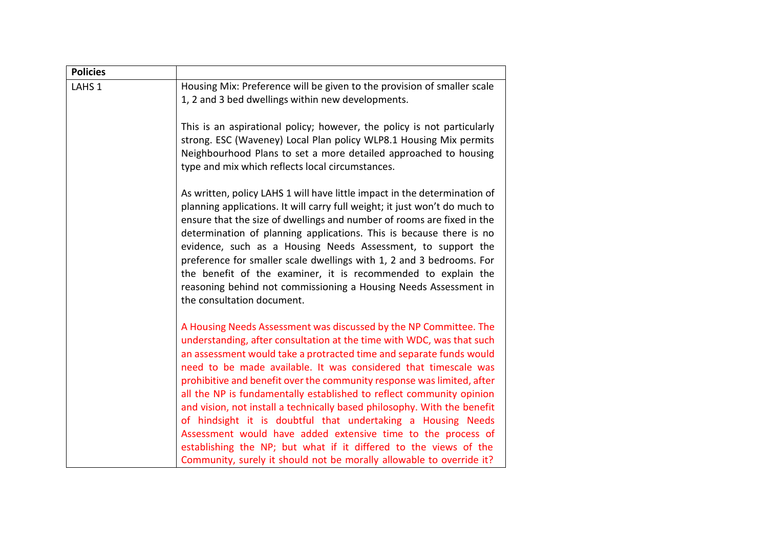| **Policies** | |
|---|---|
| LAHS 1 | Housing Mix: Preference will be given to the provision of smaller scale 1, 2 and 3 bed dwellings within new developments.<br><br>This is an aspirational policy; however, the policy is not particularly strong. ESC (Waveney) Local Plan policy WLP8.1 Housing Mix permits Neighbourhood Plans to set a more detailed approached to housing type and mix which reflects local circumstances.<br><br>As written, policy LAHS 1 will have little impact in the determination of planning applications. It will carry full weight; it just won't do much to ensure that the size of dwellings and number of rooms are fixed in the determination of planning applications. This is because there is no evidence, such as a Housing Needs Assessment, to support the preference for smaller scale dwellings with 1, 2 and 3 bedrooms. For the benefit of the examiner, it is recommended to explain the reasoning behind not commissioning a Housing Needs Assessment in the consultation document.<br><br>A Housing Needs Assessment was discussed by the NP Committee. The understanding, after consultation at the time with WDC, was that such an assessment would take a protracted time and separate funds would need to be made available. It was considered that timescale was prohibitive and benefit over the community response was limited, after all the NP is fundamentally established to reflect community opinion and vision, not install a technically based philosophy. With the benefit of hindsight it is doubtful that undertaking a Housing Needs Assessment would have added extensive time to the process of establishing the NP; but what if it differed to the views of the Community, surely it should not be morally allowable to override it? |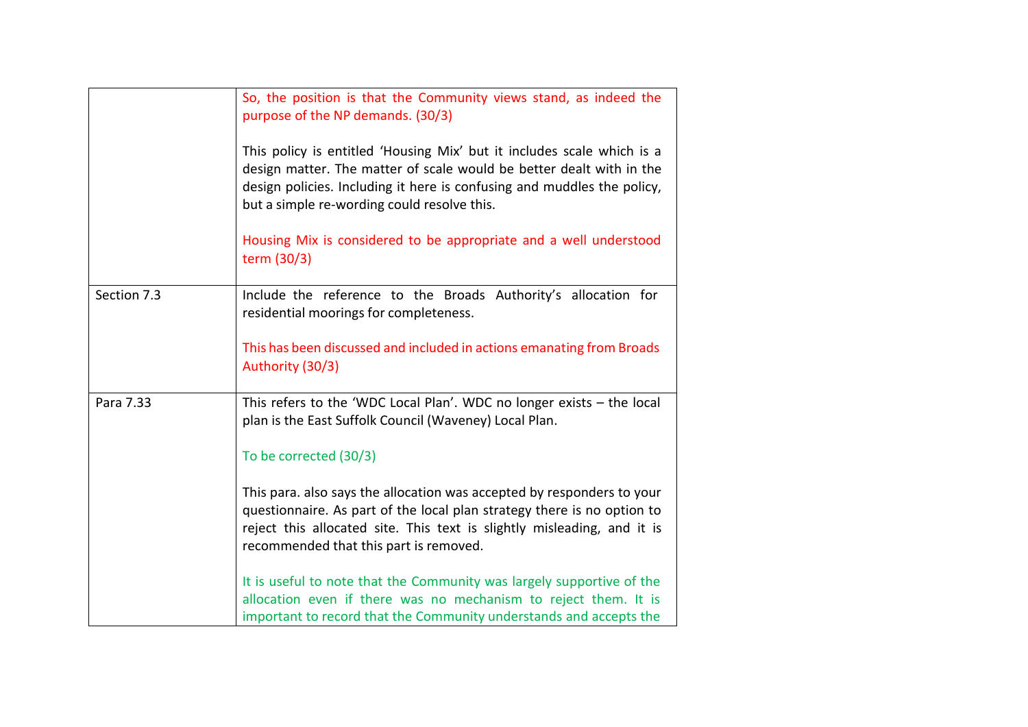| | |
|---|---|
| | So, the position is that the Community views stand, as indeed the purpose of the NP demands. (30/3)<br><br>This policy is entitled 'Housing Mix' but it includes scale which is a design matter. The matter of scale would be better dealt with in the design policies. Including it here is confusing and muddles the policy, but a simple re-wording could resolve this.<br><br>Housing Mix is considered to be appropriate and a well understood term (30/3) |
| Section 7.3 | Include the reference to the Broads Authority's allocation for residential moorings for completeness.<br><br>This has been discussed and included in actions emanating from Broads Authority (30/3) |
| Para 7.33 | This refers to the 'WDC Local Plan'. WDC no longer exists – the local plan is the East Suffolk Council (Waveney) Local Plan.<br><br>To be corrected (30/3)<br><br>This para. also says the allocation was accepted by responders to your questionnaire. As part of the local plan strategy there is no option to reject this allocated site. This text is slightly misleading, and it is recommended that this part is removed.<br><br>It is useful to note that the Community was largely supportive of the allocation even if there was no mechanism to reject them. It is important to record that the Community understands and accepts the |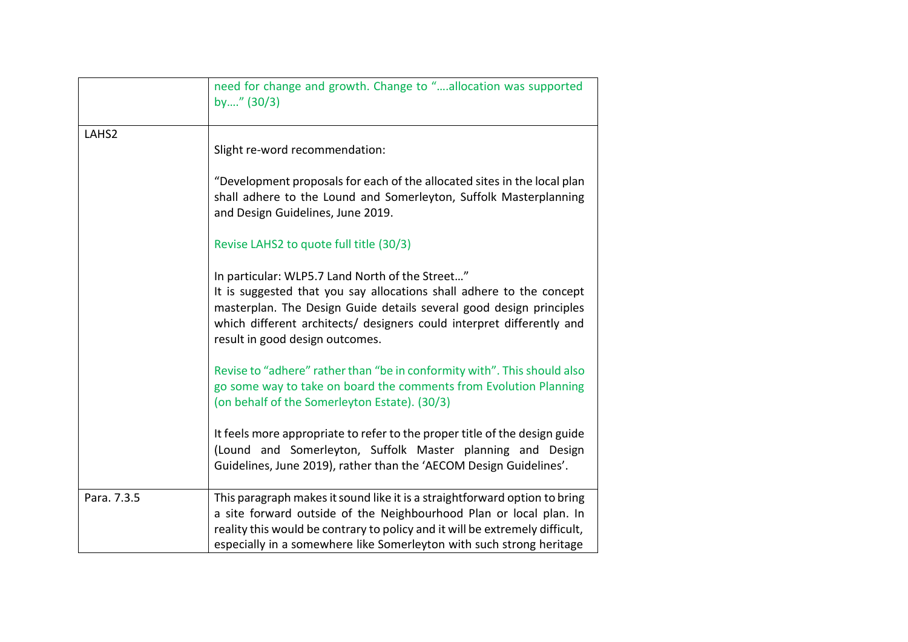| | |
|---|---|
| | need for change and growth. Change to "….allocation was supported by…." (30/3) |
| LAHS2 | Slight re-word recommendation:<br><br>"Development proposals for each of the allocated sites in the local plan shall adhere to the Lound and Somerleyton, Suffolk Masterplanning and Design Guidelines, June 2019.<br><br>Revise LAHS2 to quote full title (30/3)<br><br>In particular: WLP5.7 Land North of the Street…"<br>It is suggested that you say allocations shall adhere to the concept masterplan. The Design Guide details several good design principles which different architects/ designers could interpret differently and result in good design outcomes.<br><br>Revise to "adhere" rather than "be in conformity with". This should also go some way to take on board the comments from Evolution Planning (on behalf of the Somerleyton Estate). (30/3)<br><br>It feels more appropriate to refer to the proper title of the design guide (Lound and Somerleyton, Suffolk Master planning and Design Guidelines, June 2019), rather than the 'AECOM Design Guidelines'. |
| Para. 7.3.5 | This paragraph makes it sound like it is a straightforward option to bring a site forward outside of the Neighbourhood Plan or local plan. In reality this would be contrary to policy and it will be extremely difficult, especially in a somewhere like Somerleyton with such strong heritage |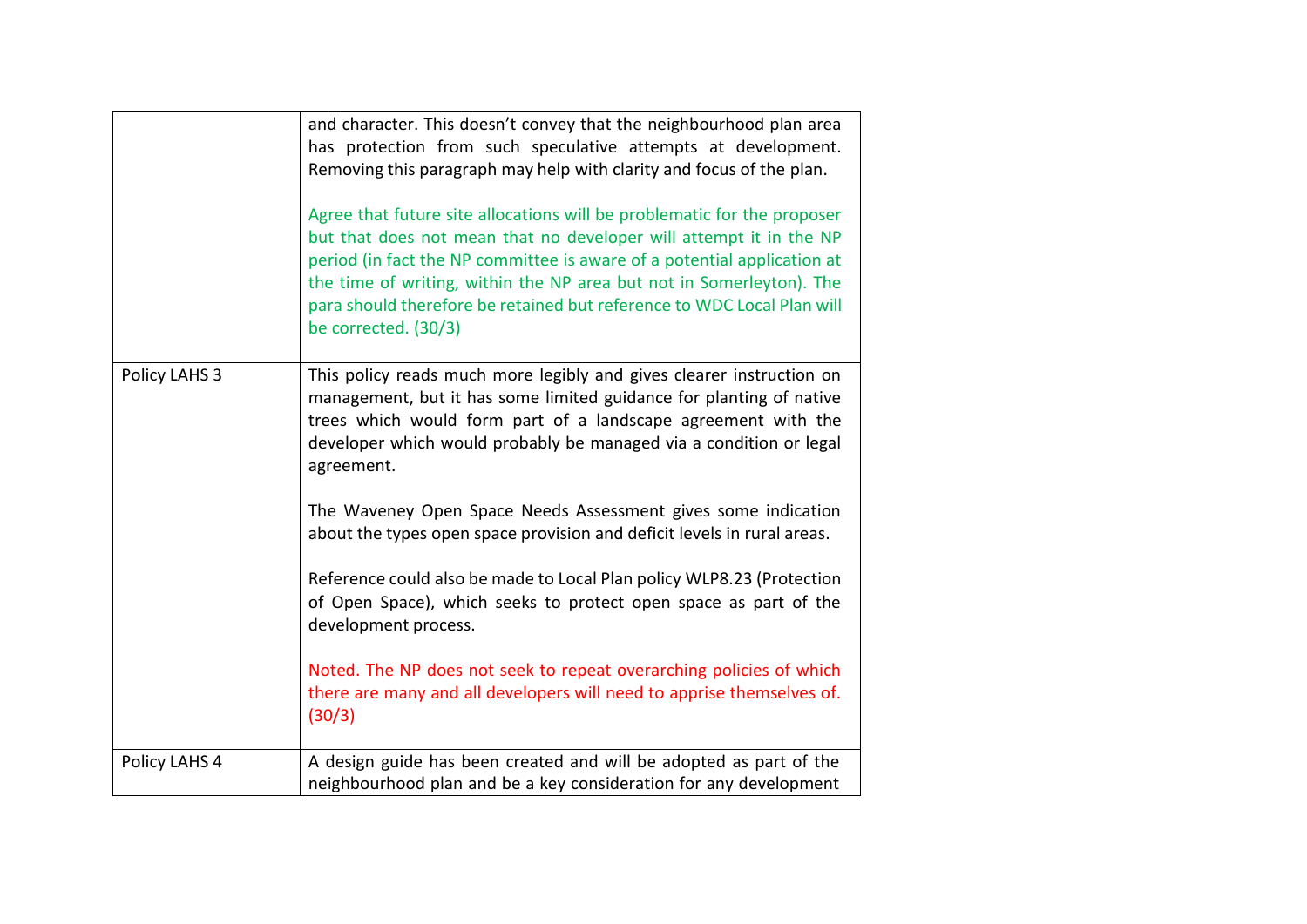| | |
|---|---|
| | and character. This doesn't convey that the neighbourhood plan area has protection from such speculative attempts at development. Removing this paragraph may help with clarity and focus of the plan.<br><br>Agree that future site allocations will be problematic for the proposer but that does not mean that no developer will attempt it in the NP period (in fact the NP committee is aware of a potential application at the time of writing, within the NP area but not in Somerleyton). The para should therefore be retained but reference to WDC Local Plan will be corrected. (30/3) |
| Policy LAHS 3 | This policy reads much more legibly and gives clearer instruction on management, but it has some limited guidance for planting of native trees which would form part of a landscape agreement with the developer which would probably be managed via a condition or legal agreement.<br><br>The Waveney Open Space Needs Assessment gives some indication about the types open space provision and deficit levels in rural areas.<br><br>Reference could also be made to Local Plan policy WLP8.23 (Protection of Open Space), which seeks to protect open space as part of the development process.<br><br>Noted. The NP does not seek to repeat overarching policies of which there are many and all developers will need to apprise themselves of. (30/3) |
| Policy LAHS 4 | A design guide has been created and will be adopted as part of the neighbourhood plan and be a key consideration for any development |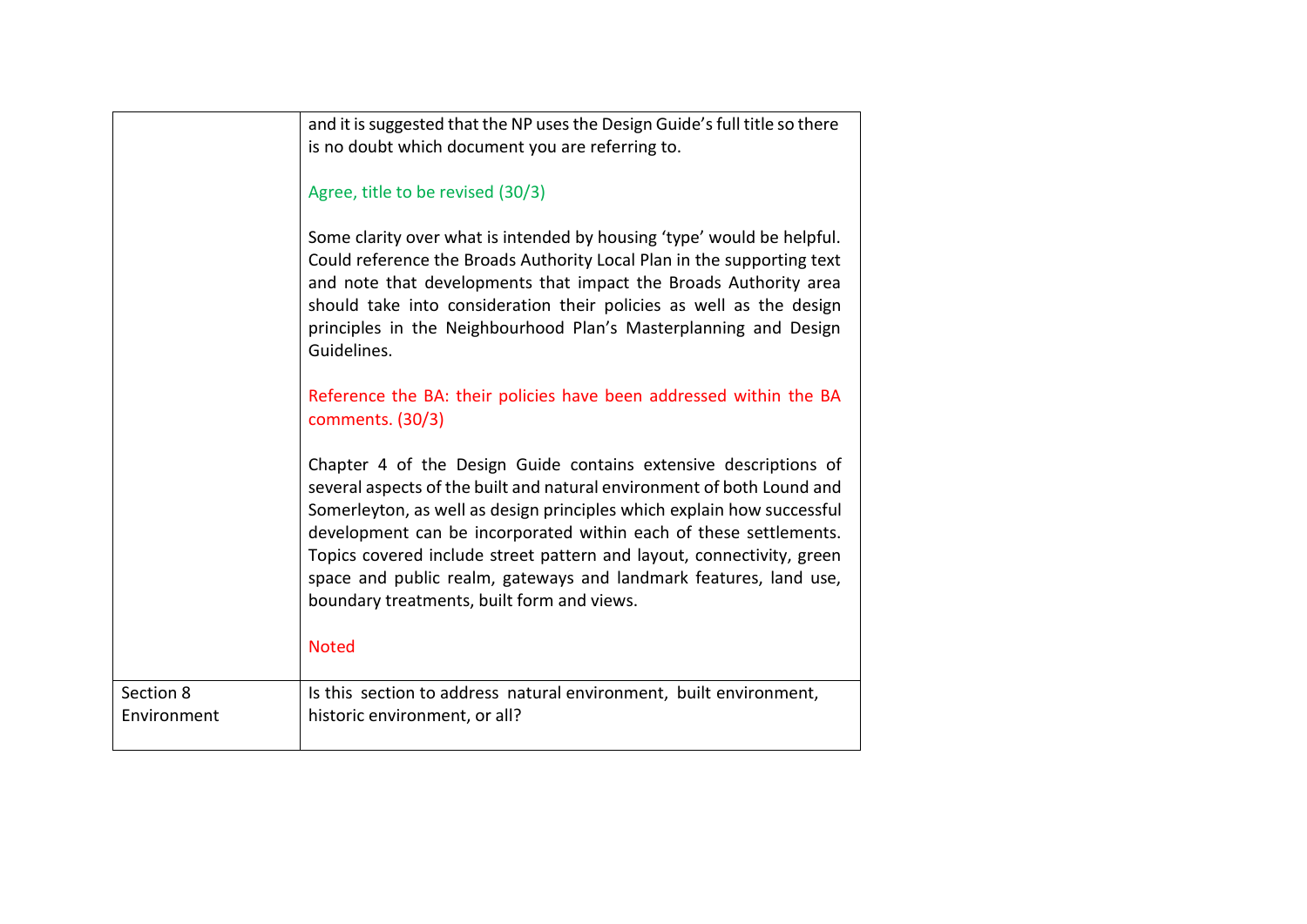| | |
|---|---|
| | and it is suggested that the NP uses the Design Guide's full title so there is no doubt which document you are referring to.<br><br>Agree, title to be revised (30/3)<br><br>Some clarity over what is intended by housing 'type' would be helpful. Could reference the Broads Authority Local Plan in the supporting text and note that developments that impact the Broads Authority area should take into consideration their policies as well as the design principles in the Neighbourhood Plan's Masterplanning and Design Guidelines.<br><br>Reference the BA: their policies have been addressed within the BA comments. (30/3)<br><br>Chapter 4 of the Design Guide contains extensive descriptions of several aspects of the built and natural environment of both Lound and Somerleyton, as well as design principles which explain how successful development can be incorporated within each of these settlements. Topics covered include street pattern and layout, connectivity, green space and public realm, gateways and landmark features, land use, boundary treatments, built form and views.<br><br>Noted |
| Section 8 Environment | Is this section to address natural environment, built environment, historic environment, or all? |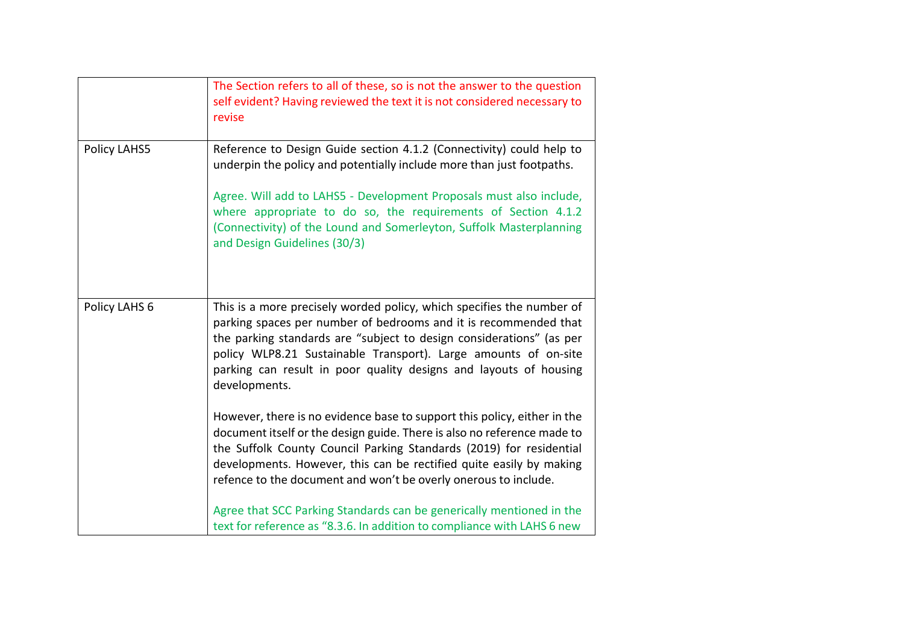| | |
|---|---|
| | The Section refers to all of these, so is not the answer to the question self evident? Having reviewed the text it is not considered necessary to revise |
| Policy LAHS5 | Reference to Design Guide section 4.1.2 (Connectivity) could help to underpin the policy and potentially include more than just footpaths.<br><br>Agree. Will add to LAHS5 - Development Proposals must also include, where appropriate to do so, the requirements of Section 4.1.2 (Connectivity) of the Lound and Somerleyton, Suffolk Masterplanning and Design Guidelines (30/3) |
| Policy LAHS 6 | This is a more precisely worded policy, which specifies the number of parking spaces per number of bedrooms and it is recommended that the parking standards are "subject to design considerations" (as per policy WLP8.21 Sustainable Transport). Large amounts of on-site parking can result in poor quality designs and layouts of housing developments.<br><br>However, there is no evidence base to support this policy, either in the document itself or the design guide. There is also no reference made to the Suffolk County Council Parking Standards (2019) for residential developments. However, this can be rectified quite easily by making refence to the document and won't be overly onerous to include.<br><br>Agree that SCC Parking Standards can be generically mentioned in the text for reference as "8.3.6. In addition to compliance with LAHS 6 new |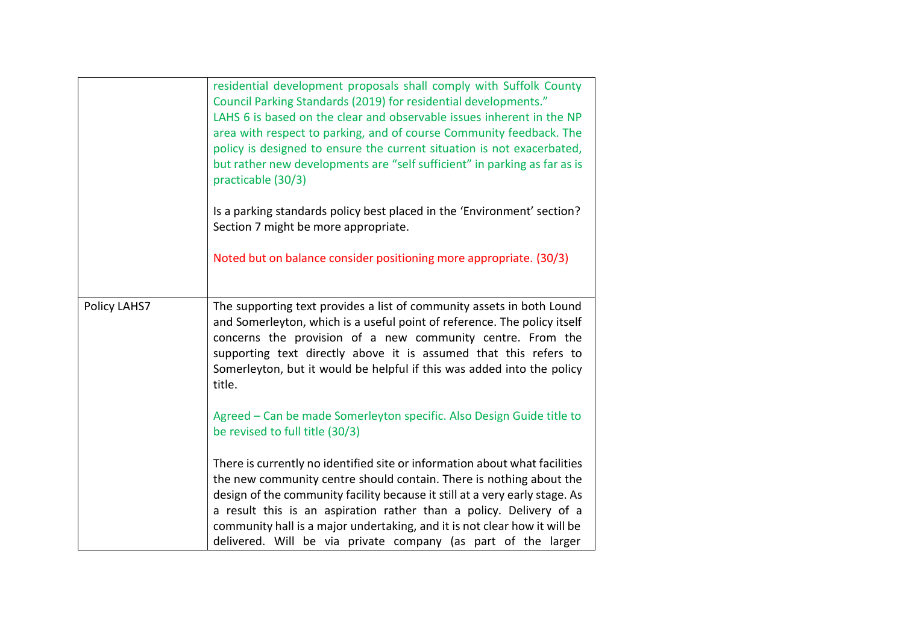| | |
|---|---|
| | residential development proposals shall comply with Suffolk County Council Parking Standards (2019) for residential developments."<br>LAHS 6 is based on the clear and observable issues inherent in the NP area with respect to parking, and of course Community feedback. The policy is designed to ensure the current situation is not exacerbated, but rather new developments are "self sufficient" in parking as far as is practicable (30/3)<br><br>Is a parking standards policy best placed in the 'Environment' section? Section 7 might be more appropriate.<br><br>Noted but on balance consider positioning more appropriate. (30/3) |
| Policy LAHS7 | The supporting text provides a list of community assets in both Lound and Somerleyton, which is a useful point of reference. The policy itself concerns the provision of a new community centre. From the supporting text directly above it is assumed that this refers to Somerleyton, but it would be helpful if this was added into the policy title.<br><br>Agreed – Can be made Somerleyton specific. Also Design Guide title to be revised to full title (30/3)<br><br>There is currently no identified site or information about what facilities the new community centre should contain. There is nothing about the design of the community facility because it still at a very early stage. As a result this is an aspiration rather than a policy. Delivery of a community hall is a major undertaking, and it is not clear how it will be delivered. Will be via private company (as part of the larger |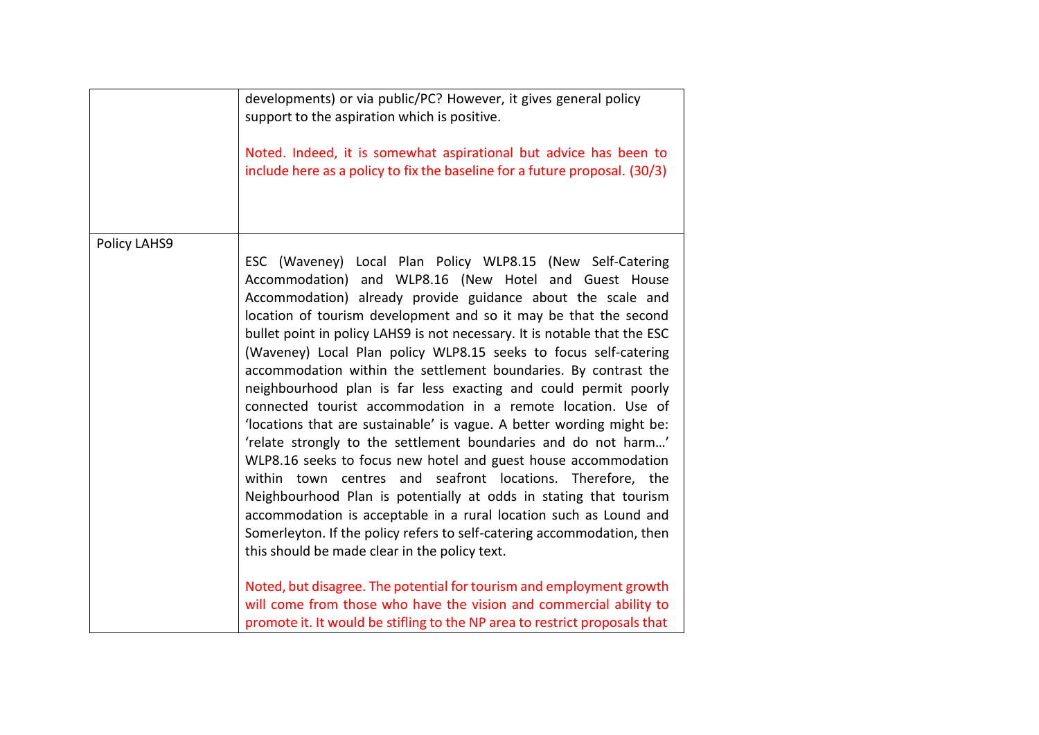| | |
|---|---|
| | developments) or via public/PC? However, it gives general policy support to the aspiration which is positive.<br><br>Noted. Indeed, it is somewhat aspirational but advice has been to include here as a policy to fix the baseline for a future proposal. (30/3) |
| Policy LAHS9 | ESC (Waveney) Local Plan Policy WLP8.15 (New Self-Catering Accommodation) and WLP8.16 (New Hotel and Guest House Accommodation) already provide guidance about the scale and location of tourism development and so it may be that the second bullet point in policy LAHS9 is not necessary. It is notable that the ESC (Waveney) Local Plan policy WLP8.15 seeks to focus self-catering accommodation within the settlement boundaries. By contrast the neighbourhood plan is far less exacting and could permit poorly connected tourist accommodation in a remote location. Use of 'locations that are sustainable' is vague. A better wording might be: 'relate strongly to the settlement boundaries and do not harm…' WLP8.16 seeks to focus new hotel and guest house accommodation within town centres and seafront locations. Therefore, the Neighbourhood Plan is potentially at odds in stating that tourism accommodation is acceptable in a rural location such as Lound and Somerleyton. If the policy refers to self-catering accommodation, then this should be made clear in the policy text.<br><br>Noted, but disagree. The potential for tourism and employment growth will come from those who have the vision and commercial ability to promote it. It would be stifling to the NP area to restrict proposals that |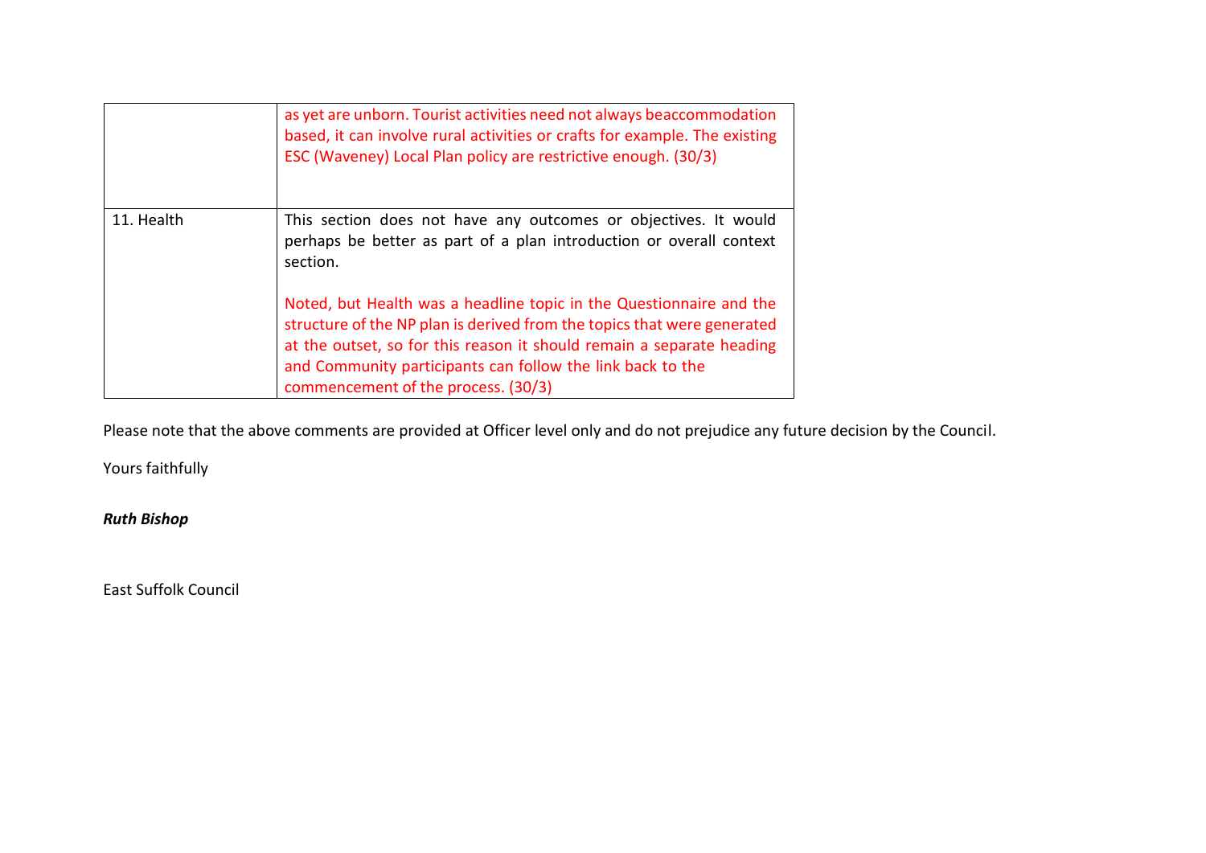| | |
|---|---|
| | as yet are unborn. Tourist activities need not always beaccommodation based, it can involve rural activities or crafts for example. The existing ESC (Waveney) Local Plan policy are restrictive enough. (30/3) |
| 11. Health | This section does not have any outcomes or objectives. It would perhaps be better as part of a plan introduction or overall context section.<br><br>Noted, but Health was a headline topic in the Questionnaire and the structure of the NP plan is derived from the topics that were generated at the outset, so for this reason it should remain a separate heading and Community participants can follow the link back to the commencement of the process. (30/3) |

Please note that the above comments are provided at Officer level only and do not prejudice any future decision by the Council.

Yours faithfully

***Ruth Bishop***

East Suffolk Council